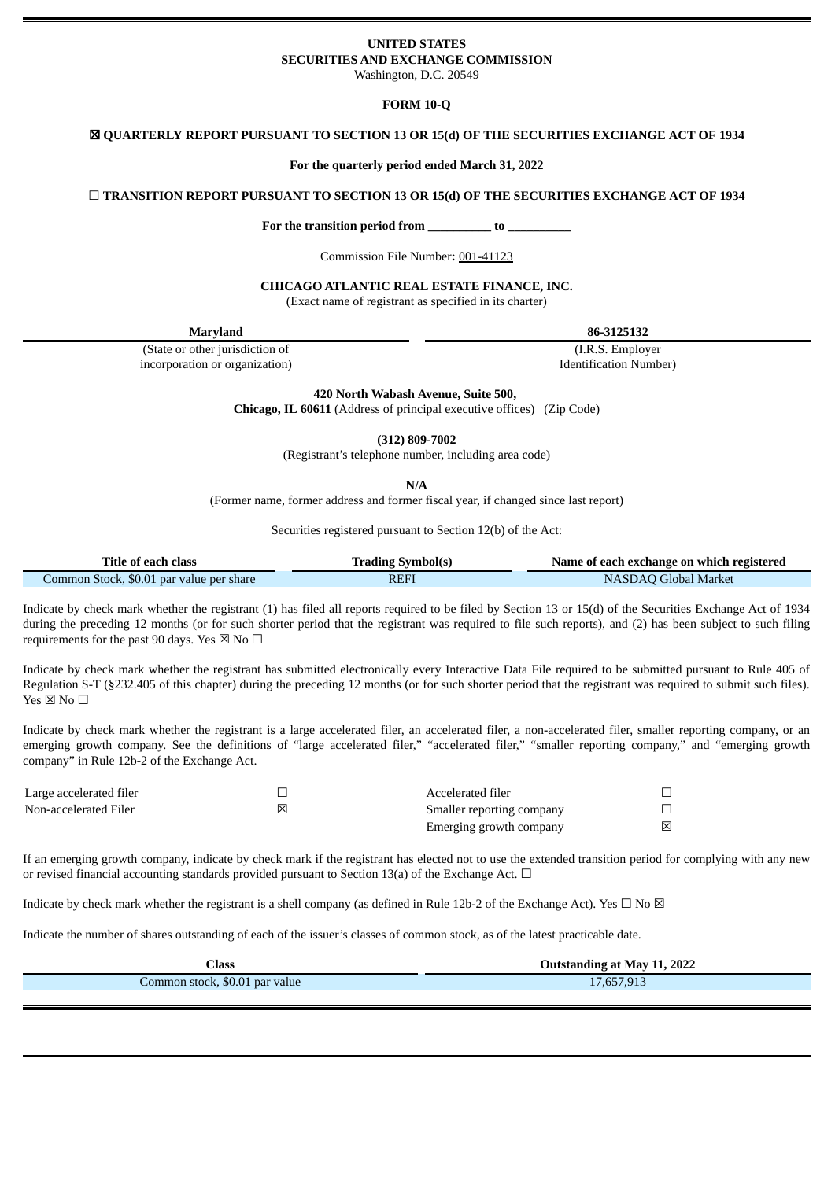**UNITED STATES**
**SECURITIES AND EXCHANGE COMMISSION**
Washington, D.C. 20549

**FORM 10-Q**

**☒ QUARTERLY REPORT PURSUANT TO SECTION 13 OR 15(d) OF THE SECURITIES EXCHANGE ACT OF 1934**

**For the quarterly period ended March 31, 2022**

**☐ TRANSITION REPORT PURSUANT TO SECTION 13 OR 15(d) OF THE SECURITIES EXCHANGE ACT OF 1934**

**For the transition period from __________ to __________**

Commission File Number**:** 001-41123

**CHICAGO ATLANTIC REAL ESTATE FINANCE, INC.**
(Exact name of registrant as specified in its charter)

| **Maryland** | **86-3125132** |
|---|---|
| (State or other jurisdiction of incorporation or organization) | (I.R.S. Employer Identification Number) |

**420 North Wabash Avenue, Suite 500,**
**Chicago, IL 60611** (Address of principal executive offices) (Zip Code)

**(312) 809-7002**
(Registrant's telephone number, including area code)

**N/A**
(Former name, former address and former fiscal year, if changed since last report)

Securities registered pursuant to Section 12(b) of the Act:

| Title of each class | Trading Symbol(s) | Name of each exchange on which registered |
|---|---|---|
| Common Stock, $0.01 par value per share | REFI | NASDAQ Global Market |

Indicate by check mark whether the registrant (1) has filed all reports required to be filed by Section 13 or 15(d) of the Securities Exchange Act of 1934 during the preceding 12 months (or for such shorter period that the registrant was required to file such reports), and (2) has been subject to such filing requirements for the past 90 days. Yes ☒ No ☐

Indicate by check mark whether the registrant has submitted electronically every Interactive Data File required to be submitted pursuant to Rule 405 of Regulation S-T (§232.405 of this chapter) during the preceding 12 months (or for such shorter period that the registrant was required to submit such files). Yes ☒ No ☐

Indicate by check mark whether the registrant is a large accelerated filer, an accelerated filer, a non-accelerated filer, smaller reporting company, or an emerging growth company. See the definitions of "large accelerated filer," "accelerated filer," "smaller reporting company," and "emerging growth company" in Rule 12b-2 of the Exchange Act.

| | | | |
|---|---|---|---|
| Large accelerated filer | ☐ | Accelerated filer | ☐ |
| Non-accelerated Filer | ☒ | Smaller reporting company | ☐ |
| | | Emerging growth company | ☒ |

If an emerging growth company, indicate by check mark if the registrant has elected not to use the extended transition period for complying with any new or revised financial accounting standards provided pursuant to Section 13(a) of the Exchange Act. ☐

Indicate by check mark whether the registrant is a shell company (as defined in Rule 12b-2 of the Exchange Act). Yes ☐ No ☒

Indicate the number of shares outstanding of each of the issuer's classes of common stock, as of the latest practicable date.

| Class | Outstanding at May 11, 2022 |
|---|---|
| Common stock, $0.01 par value | 17,657,913 |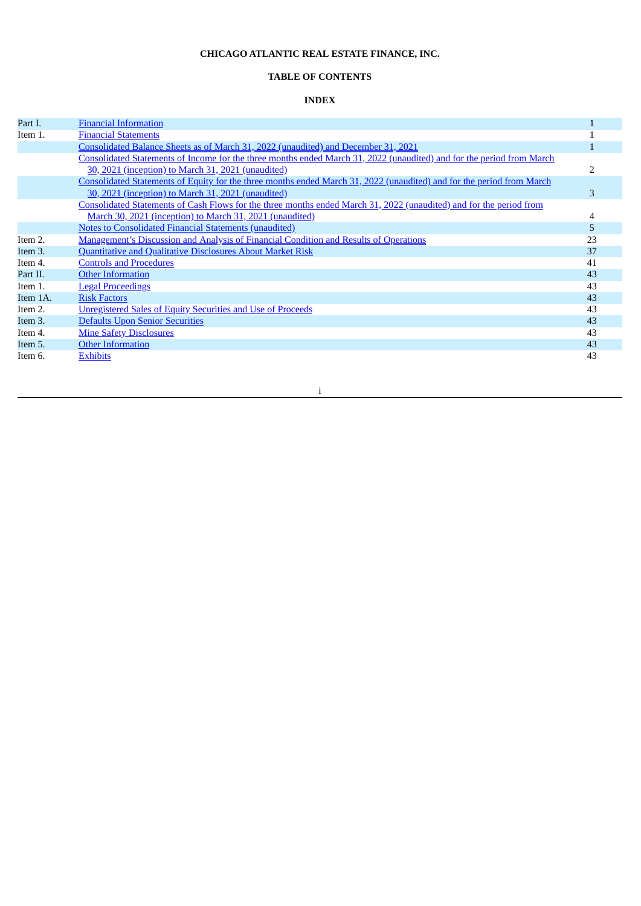**CHICAGO ATLANTIC REAL ESTATE FINANCE, INC.**

**TABLE OF CONTENTS**

**INDEX**

| | | |
|---|---|---|
| Part I. | Financial Information | 1 |
| Item 1. | Financial Statements | 1 |
| | Consolidated Balance Sheets as of March 31, 2022 (unaudited) and December 31, 2021 | 1 |
| | Consolidated Statements of Income for the three months ended March 31, 2022 (unaudited) and for the period from March 30, 2021 (inception) to March 31, 2021 (unaudited) | 2 |
| | Consolidated Statements of Equity for the three months ended March 31, 2022 (unaudited) and for the period from March 30, 2021 (inception) to March 31, 2021 (unaudited) | 3 |
| | Consolidated Statements of Cash Flows for the three months ended March 31, 2022 (unaudited) and for the period from March 30, 2021 (inception) to March 31, 2021 (unaudited) | 4 |
| | Notes to Consolidated Financial Statements (unaudited) | 5 |
| Item 2. | Management's Discussion and Analysis of Financial Condition and Results of Operations | 23 |
| Item 3. | Quantitative and Qualitative Disclosures About Market Risk | 37 |
| Item 4. | Controls and Procedures | 41 |
| Part II. | Other Information | 43 |
| Item 1. | Legal Proceedings | 43 |
| Item 1A. | Risk Factors | 43 |
| Item 2. | Unregistered Sales of Equity Securities and Use of Proceeds | 43 |
| Item 3. | Defaults Upon Senior Securities | 43 |
| Item 4. | Mine Safety Disclosures | 43 |
| Item 5. | Other Information | 43 |
| Item 6. | Exhibits | 43 |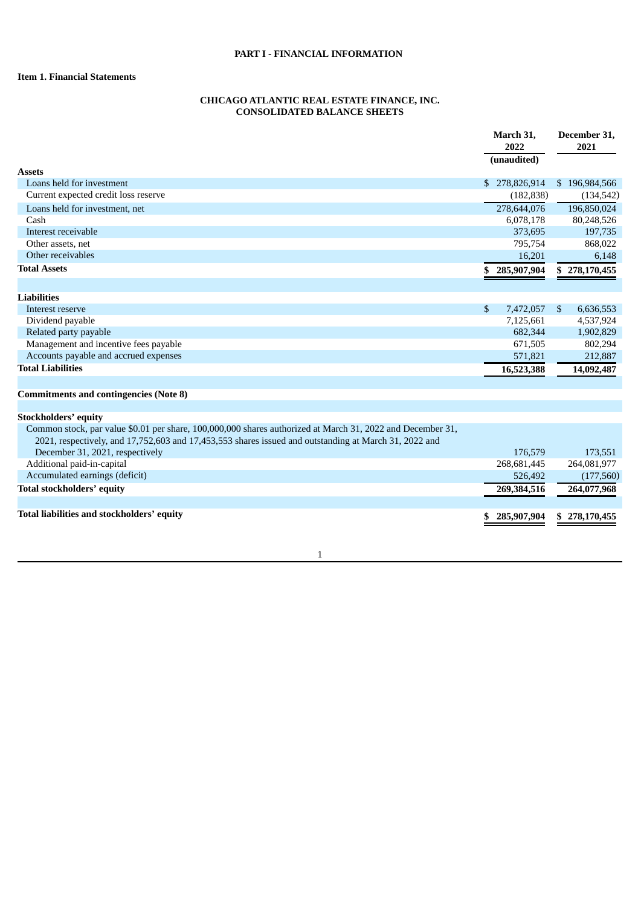# PART I - FINANCIAL INFORMATION

## Item 1. Financial Statements

### CHICAGO ATLANTIC REAL ESTATE FINANCE, INC.
### CONSOLIDATED BALANCE SHEETS

| | March 31, 2022 (unaudited) | December 31, 2021 |
|---|---|---|
| **Assets** | | |
| Loans held for investment | $ 278,826,914 | $ 196,984,566 |
| Current expected credit loss reserve | (182,838) | (134,542) |
| Loans held for investment, net | 278,644,076 | 196,850,024 |
| Cash | 6,078,178 | 80,248,526 |
| Interest receivable | 373,695 | 197,735 |
| Other assets, net | 795,754 | 868,022 |
| Other receivables | 16,201 | 6,148 |
| **Total Assets** | **$ 285,907,904** | **$ 278,170,455** |
| | | |
| **Liabilities** | | |
| Interest reserve | $ 7,472,057 | $ 6,636,553 |
| Dividend payable | 7,125,661 | 4,537,924 |
| Related party payable | 682,344 | 1,902,829 |
| Management and incentive fees payable | 671,505 | 802,294 |
| Accounts payable and accrued expenses | 571,821 | 212,887 |
| **Total Liabilities** | **16,523,388** | **14,092,487** |
| | | |
| **Commitments and contingencies (Note 8)** | | |
| | | |
| **Stockholders' equity** | | |
| Common stock, par value $0.01 per share, 100,000,000 shares authorized at March 31, 2022 and December 31, 2021, respectively, and 17,752,603 and 17,453,553 shares issued and outstanding at March 31, 2022 and December 31, 2021, respectively | 176,579 | 173,551 |
| Additional paid-in-capital | 268,681,445 | 264,081,977 |
| Accumulated earnings (deficit) | 526,492 | (177,560) |
| **Total stockholders' equity** | **269,384,516** | **264,077,968** |
| | | |
| **Total liabilities and stockholders' equity** | **$ 285,907,904** | **$ 278,170,455** |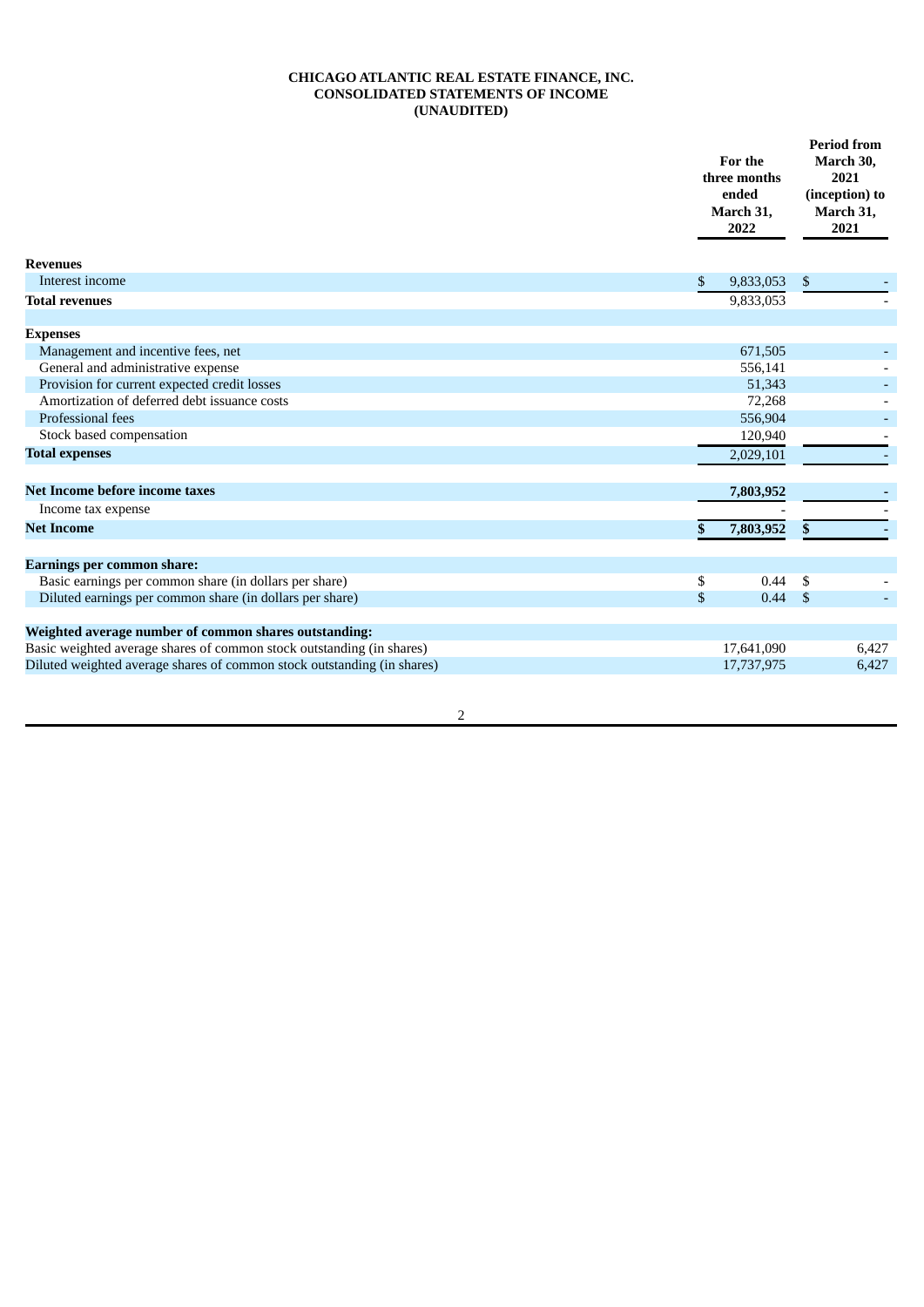**CHICAGO ATLANTIC REAL ESTATE FINANCE, INC.**
**CONSOLIDATED STATEMENTS OF INCOME**
**(UNAUDITED)**

| | For the three months ended March 31, 2022 | Period from March 30, 2021 (inception) to March 31, 2021 |
|---|---|---|
| **Revenues** | | |
| Interest income | $ 9,833,053 | $ - |
| **Total revenues** | 9,833,053 | - |
| | | |
| **Expenses** | | |
| Management and incentive fees, net | 671,505 | - |
| General and administrative expense | 556,141 | - |
| Provision for current expected credit losses | 51,343 | - |
| Amortization of deferred debt issuance costs | 72,268 | - |
| Professional fees | 556,904 | - |
| Stock based compensation | 120,940 | - |
| **Total expenses** | 2,029,101 | - |
| | | |
| **Net Income before income taxes** | **7,803,952** | **-** |
| Income tax expense | - | - |
| **Net Income** | **$ 7,803,952** | **$ -** |
| | | |
| **Earnings per common share:** | | |
| Basic earnings per common share (in dollars per share) | $ 0.44 | $ - |
| Diluted earnings per common share (in dollars per share) | $ 0.44 | $ - |
| | | |
| **Weighted average number of common shares outstanding:** | | |
| Basic weighted average shares of common stock outstanding (in shares) | 17,641,090 | 6,427 |
| Diluted weighted average shares of common stock outstanding (in shares) | 17,737,975 | 6,427 |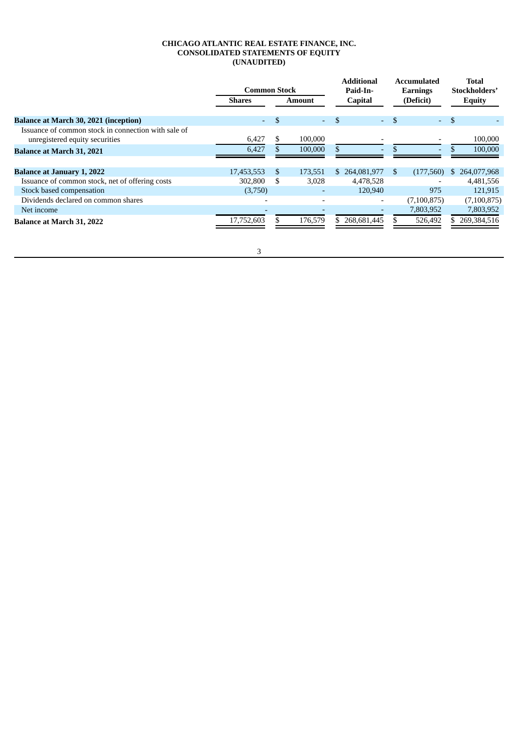**CHICAGO ATLANTIC REAL ESTATE FINANCE, INC.**
**CONSOLIDATED STATEMENTS OF EQUITY**
**(UNAUDITED)**

| | Common Stock | | Additional Paid-In-Capital | Accumulated Earnings (Deficit) | Total Stockholders' Equity |
|---|---|---|---|---|---|
| | Shares | Amount | | | |
| **Balance at March 30, 2021 (inception)** | - | $ - | $ - | $ - | $ - |
| Issuance of common stock in connection with sale of unregistered equity securities | 6,427 | $ 100,000 | - | - | 100,000 |
| **Balance at March 31, 2021** | 6,427 | $ 100,000 | $ - | $ - | $ 100,000 |
| | | | | | |
| **Balance at January 1, 2022** | 17,453,553 | $ 173,551 | $ 264,081,977 | $ (177,560) | $ 264,077,968 |
| Issuance of common stock, net of offering costs | 302,800 | $ 3,028 | 4,478,528 | - | 4,481,556 |
| Stock based compensation | (3,750) | - | 120,940 | 975 | 121,915 |
| Dividends declared on common shares | - | - | - | (7,100,875) | (7,100,875) |
| Net income | - | - | - | 7,803,952 | 7,803,952 |
| **Balance at March 31, 2022** | 17,752,603 | $ 176,579 | $ 268,681,445 | $ 526,492 | $ 269,384,516 |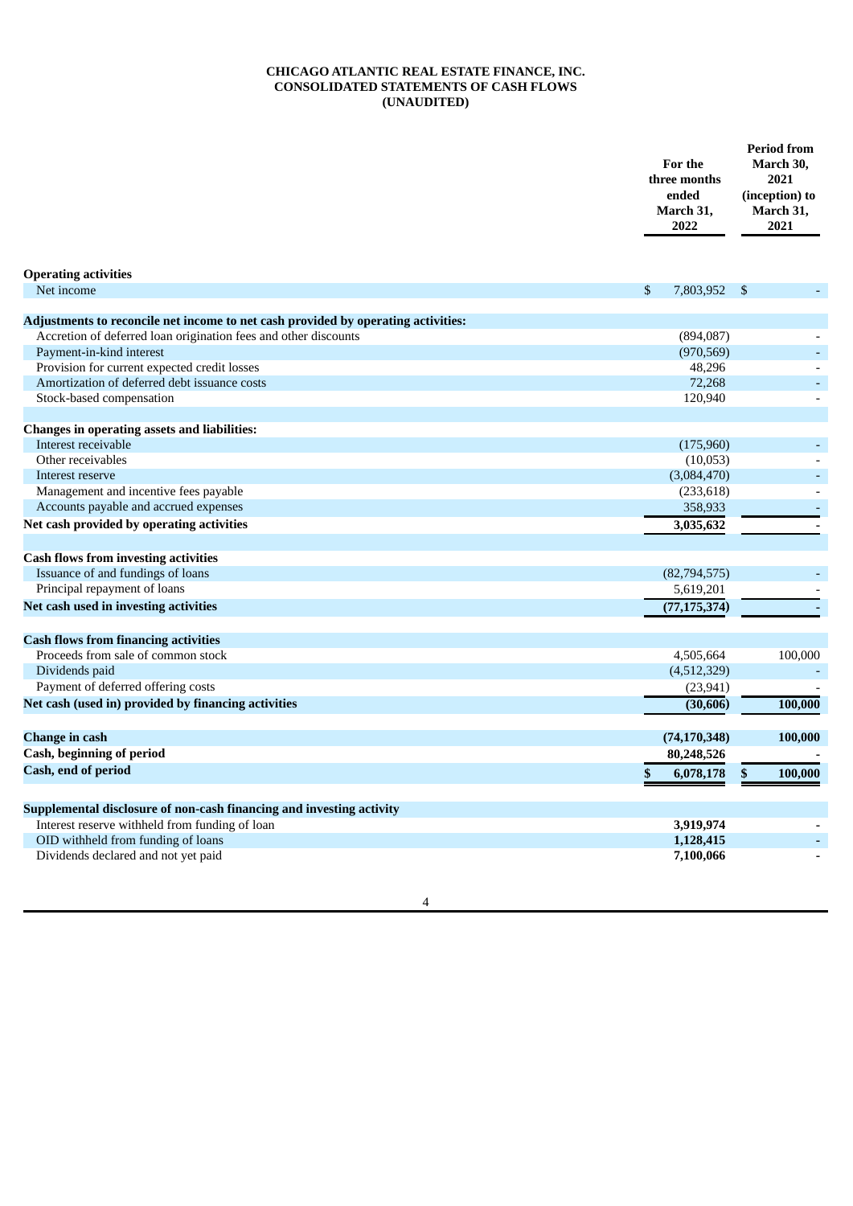**CHICAGO ATLANTIC REAL ESTATE FINANCE, INC.**
**CONSOLIDATED STATEMENTS OF CASH FLOWS**
**(UNAUDITED)**

| | For the three months ended March 31, 2022 | Period from March 30, 2021 (inception) to March 31, 2021 |
|---|---|---|
| **Operating activities** | | |
| Net income | $ 7,803,952 | $ - |
| **Adjustments to reconcile net income to net cash provided by operating activities:** | | |
| Accretion of deferred loan origination fees and other discounts | (894,087) | - |
| Payment-in-kind interest | (970,569) | - |
| Provision for current expected credit losses | 48,296 | - |
| Amortization of deferred debt issuance costs | 72,268 | - |
| Stock-based compensation | 120,940 | - |
| **Changes in operating assets and liabilities:** | | |
| Interest receivable | (175,960) | - |
| Other receivables | (10,053) | - |
| Interest reserve | (3,084,470) | - |
| Management and incentive fees payable | (233,618) | - |
| Accounts payable and accrued expenses | 358,933 | - |
| **Net cash provided by operating activities** | **3,035,632** | **-** |
| **Cash flows from investing activities** | | |
| Issuance of and fundings of loans | (82,794,575) | - |
| Principal repayment of loans | 5,619,201 | - |
| **Net cash used in investing activities** | **(77,175,374)** | **-** |
| **Cash flows from financing activities** | | |
| Proceeds from sale of common stock | 4,505,664 | 100,000 |
| Dividends paid | (4,512,329) | - |
| Payment of deferred offering costs | (23,941) | - |
| **Net cash (used in) provided by financing activities** | **(30,606)** | **100,000** |
| **Change in cash** | **(74,170,348)** | **100,000** |
| **Cash, beginning of period** | **80,248,526** | **-** |
| **Cash, end of period** | **$ 6,078,178** | **$ 100,000** |
| **Supplemental disclosure of non-cash financing and investing activity** | | |
| Interest reserve withheld from funding of loan | **3,919,974** | **-** |
| OID withheld from funding of loans | **1,128,415** | **-** |
| Dividends declared and not yet paid | **7,100,066** | **-** |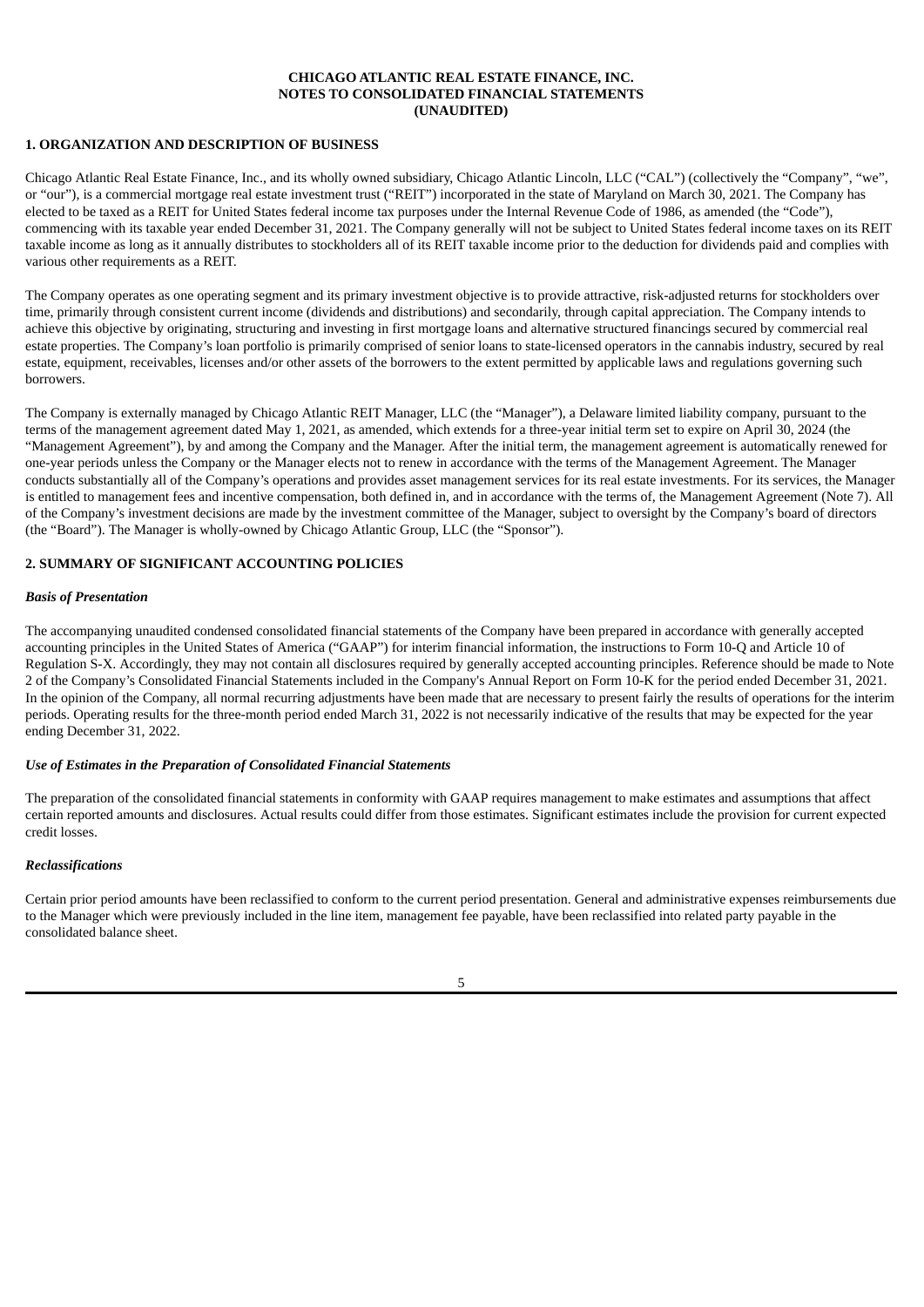**CHICAGO ATLANTIC REAL ESTATE FINANCE, INC.**
**NOTES TO CONSOLIDATED FINANCIAL STATEMENTS**
**(UNAUDITED)**

## 1. ORGANIZATION AND DESCRIPTION OF BUSINESS

Chicago Atlantic Real Estate Finance, Inc., and its wholly owned subsidiary, Chicago Atlantic Lincoln, LLC ("CAL") (collectively the "Company", "we", or "our"), is a commercial mortgage real estate investment trust ("REIT") incorporated in the state of Maryland on March 30, 2021. The Company has elected to be taxed as a REIT for United States federal income tax purposes under the Internal Revenue Code of 1986, as amended (the "Code"), commencing with its taxable year ended December 31, 2021. The Company generally will not be subject to United States federal income taxes on its REIT taxable income as long as it annually distributes to stockholders all of its REIT taxable income prior to the deduction for dividends paid and complies with various other requirements as a REIT.

The Company operates as one operating segment and its primary investment objective is to provide attractive, risk-adjusted returns for stockholders over time, primarily through consistent current income (dividends and distributions) and secondarily, through capital appreciation. The Company intends to achieve this objective by originating, structuring and investing in first mortgage loans and alternative structured financings secured by commercial real estate properties. The Company's loan portfolio is primarily comprised of senior loans to state-licensed operators in the cannabis industry, secured by real estate, equipment, receivables, licenses and/or other assets of the borrowers to the extent permitted by applicable laws and regulations governing such borrowers.

The Company is externally managed by Chicago Atlantic REIT Manager, LLC (the "Manager"), a Delaware limited liability company, pursuant to the terms of the management agreement dated May 1, 2021, as amended, which extends for a three-year initial term set to expire on April 30, 2024 (the "Management Agreement"), by and among the Company and the Manager. After the initial term, the management agreement is automatically renewed for one-year periods unless the Company or the Manager elects not to renew in accordance with the terms of the Management Agreement. The Manager conducts substantially all of the Company's operations and provides asset management services for its real estate investments. For its services, the Manager is entitled to management fees and incentive compensation, both defined in, and in accordance with the terms of, the Management Agreement (Note 7). All of the Company's investment decisions are made by the investment committee of the Manager, subject to oversight by the Company's board of directors (the "Board"). The Manager is wholly-owned by Chicago Atlantic Group, LLC (the "Sponsor").

## 2. SUMMARY OF SIGNIFICANT ACCOUNTING POLICIES

### *Basis of Presentation*

The accompanying unaudited condensed consolidated financial statements of the Company have been prepared in accordance with generally accepted accounting principles in the United States of America ("GAAP") for interim financial information, the instructions to Form 10-Q and Article 10 of Regulation S-X. Accordingly, they may not contain all disclosures required by generally accepted accounting principles. Reference should be made to Note 2 of the Company's Consolidated Financial Statements included in the Company's Annual Report on Form 10-K for the period ended December 31, 2021. In the opinion of the Company, all normal recurring adjustments have been made that are necessary to present fairly the results of operations for the interim periods. Operating results for the three-month period ended March 31, 2022 is not necessarily indicative of the results that may be expected for the year ending December 31, 2022.

### *Use of Estimates in the Preparation of Consolidated Financial Statements*

The preparation of the consolidated financial statements in conformity with GAAP requires management to make estimates and assumptions that affect certain reported amounts and disclosures. Actual results could differ from those estimates. Significant estimates include the provision for current expected credit losses.

### *Reclassifications*

Certain prior period amounts have been reclassified to conform to the current period presentation. General and administrative expenses reimbursements due to the Manager which were previously included in the line item, management fee payable, have been reclassified into related party payable in the consolidated balance sheet.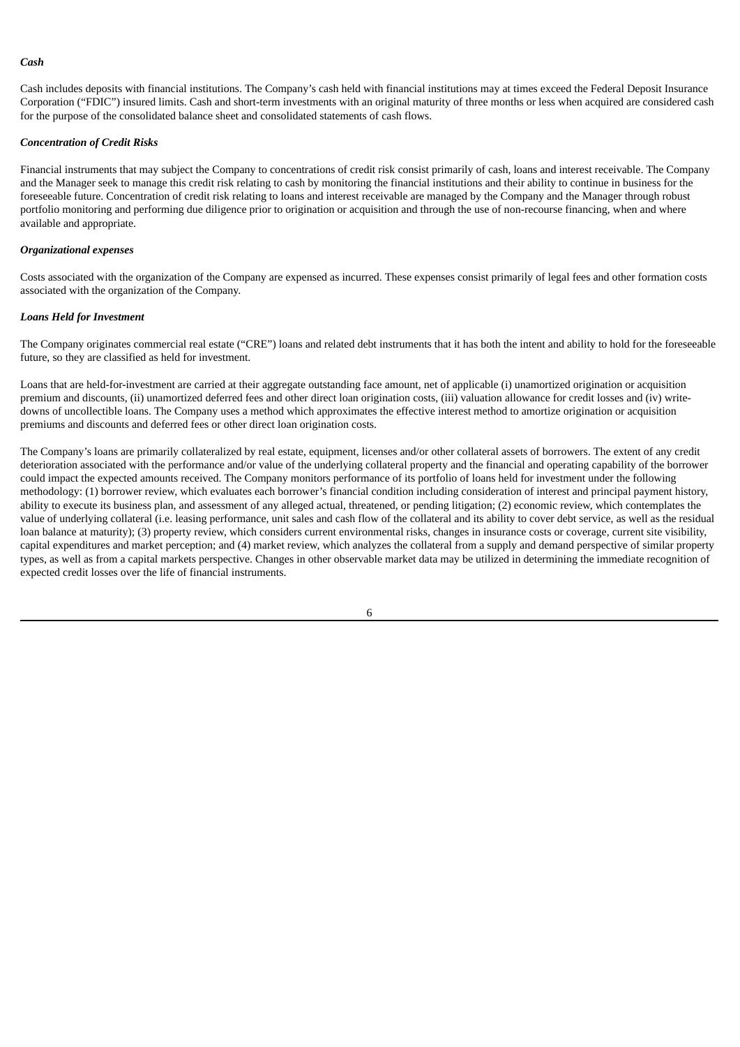***Cash***

Cash includes deposits with financial institutions. The Company's cash held with financial institutions may at times exceed the Federal Deposit Insurance Corporation ("FDIC") insured limits. Cash and short-term investments with an original maturity of three months or less when acquired are considered cash for the purpose of the consolidated balance sheet and consolidated statements of cash flows.

***Concentration of Credit Risks***

Financial instruments that may subject the Company to concentrations of credit risk consist primarily of cash, loans and interest receivable. The Company and the Manager seek to manage this credit risk relating to cash by monitoring the financial institutions and their ability to continue in business for the foreseeable future. Concentration of credit risk relating to loans and interest receivable are managed by the Company and the Manager through robust portfolio monitoring and performing due diligence prior to origination or acquisition and through the use of non-recourse financing, when and where available and appropriate.

***Organizational expenses***

Costs associated with the organization of the Company are expensed as incurred. These expenses consist primarily of legal fees and other formation costs associated with the organization of the Company.

***Loans Held for Investment***

The Company originates commercial real estate ("CRE") loans and related debt instruments that it has both the intent and ability to hold for the foreseeable future, so they are classified as held for investment.

Loans that are held-for-investment are carried at their aggregate outstanding face amount, net of applicable (i) unamortized origination or acquisition premium and discounts, (ii) unamortized deferred fees and other direct loan origination costs, (iii) valuation allowance for credit losses and (iv) write-downs of uncollectible loans. The Company uses a method which approximates the effective interest method to amortize origination or acquisition premiums and discounts and deferred fees or other direct loan origination costs.

The Company's loans are primarily collateralized by real estate, equipment, licenses and/or other collateral assets of borrowers. The extent of any credit deterioration associated with the performance and/or value of the underlying collateral property and the financial and operating capability of the borrower could impact the expected amounts received. The Company monitors performance of its portfolio of loans held for investment under the following methodology: (1) borrower review, which evaluates each borrower's financial condition including consideration of interest and principal payment history, ability to execute its business plan, and assessment of any alleged actual, threatened, or pending litigation; (2) economic review, which contemplates the value of underlying collateral (i.e. leasing performance, unit sales and cash flow of the collateral and its ability to cover debt service, as well as the residual loan balance at maturity); (3) property review, which considers current environmental risks, changes in insurance costs or coverage, current site visibility, capital expenditures and market perception; and (4) market review, which analyzes the collateral from a supply and demand perspective of similar property types, as well as from a capital markets perspective. Changes in other observable market data may be utilized in determining the immediate recognition of expected credit losses over the life of financial instruments.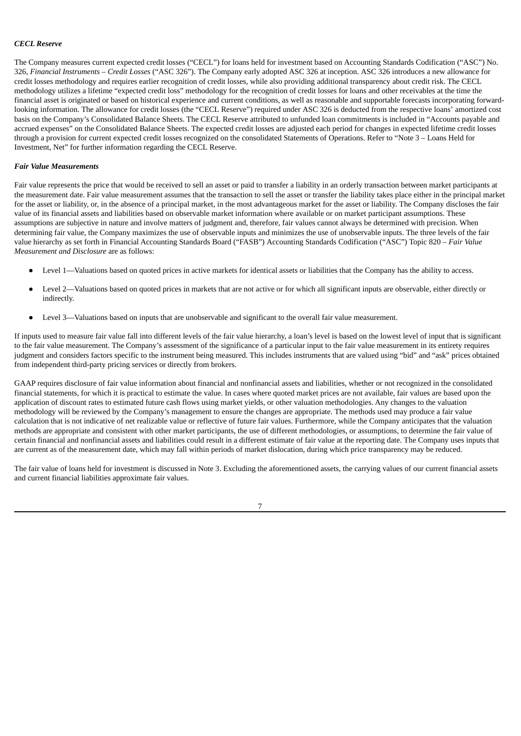***CECL Reserve***

The Company measures current expected credit losses ("CECL") for loans held for investment based on Accounting Standards Codification ("ASC") No. 326, *Financial Instruments – Credit Losses* ("ASC 326"). The Company early adopted ASC 326 at inception. ASC 326 introduces a new allowance for credit losses methodology and requires earlier recognition of credit losses, while also providing additional transparency about credit risk. The CECL methodology utilizes a lifetime "expected credit loss" methodology for the recognition of credit losses for loans and other receivables at the time the financial asset is originated or based on historical experience and current conditions, as well as reasonable and supportable forecasts incorporating forward-looking information. The allowance for credit losses (the "CECL Reserve") required under ASC 326 is deducted from the respective loans' amortized cost basis on the Company's Consolidated Balance Sheets. The CECL Reserve attributed to unfunded loan commitments is included in "Accounts payable and accrued expenses" on the Consolidated Balance Sheets. The expected credit losses are adjusted each period for changes in expected lifetime credit losses through a provision for current expected credit losses recognized on the consolidated Statements of Operations. Refer to "Note 3 – Loans Held for Investment, Net" for further information regarding the CECL Reserve.

***Fair Value Measurements***

Fair value represents the price that would be received to sell an asset or paid to transfer a liability in an orderly transaction between market participants at the measurement date. Fair value measurement assumes that the transaction to sell the asset or transfer the liability takes place either in the principal market for the asset or liability, or, in the absence of a principal market, in the most advantageous market for the asset or liability. The Company discloses the fair value of its financial assets and liabilities based on observable market information where available or on market participant assumptions. These assumptions are subjective in nature and involve matters of judgment and, therefore, fair values cannot always be determined with precision. When determining fair value, the Company maximizes the use of observable inputs and minimizes the use of unobservable inputs. The three levels of the fair value hierarchy as set forth in Financial Accounting Standards Board ("FASB") Accounting Standards Codification ("ASC") Topic 820 – *Fair Value Measurement and Disclosure* are as follows:

- Level 1—Valuations based on quoted prices in active markets for identical assets or liabilities that the Company has the ability to access.
- Level 2—Valuations based on quoted prices in markets that are not active or for which all significant inputs are observable, either directly or indirectly.
- Level 3—Valuations based on inputs that are unobservable and significant to the overall fair value measurement.

If inputs used to measure fair value fall into different levels of the fair value hierarchy, a loan's level is based on the lowest level of input that is significant to the fair value measurement. The Company's assessment of the significance of a particular input to the fair value measurement in its entirety requires judgment and considers factors specific to the instrument being measured. This includes instruments that are valued using "bid" and "ask" prices obtained from independent third-party pricing services or directly from brokers.

GAAP requires disclosure of fair value information about financial and nonfinancial assets and liabilities, whether or not recognized in the consolidated financial statements, for which it is practical to estimate the value. In cases where quoted market prices are not available, fair values are based upon the application of discount rates to estimated future cash flows using market yields, or other valuation methodologies. Any changes to the valuation methodology will be reviewed by the Company's management to ensure the changes are appropriate. The methods used may produce a fair value calculation that is not indicative of net realizable value or reflective of future fair values. Furthermore, while the Company anticipates that the valuation methods are appropriate and consistent with other market participants, the use of different methodologies, or assumptions, to determine the fair value of certain financial and nonfinancial assets and liabilities could result in a different estimate of fair value at the reporting date. The Company uses inputs that are current as of the measurement date, which may fall within periods of market dislocation, during which price transparency may be reduced.

The fair value of loans held for investment is discussed in Note 3. Excluding the aforementioned assets, the carrying values of our current financial assets and current financial liabilities approximate fair values.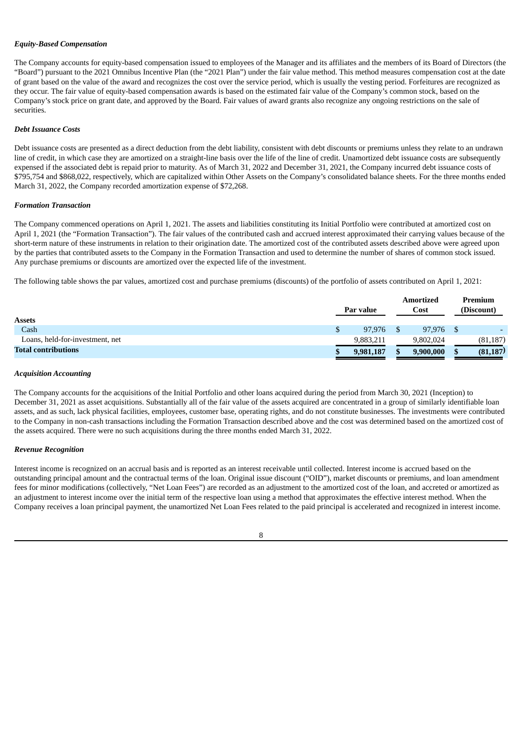***Equity-Based Compensation***

The Company accounts for equity-based compensation issued to employees of the Manager and its affiliates and the members of its Board of Directors (the "Board") pursuant to the 2021 Omnibus Incentive Plan (the "2021 Plan") under the fair value method. This method measures compensation cost at the date of grant based on the value of the award and recognizes the cost over the service period, which is usually the vesting period. Forfeitures are recognized as they occur. The fair value of equity-based compensation awards is based on the estimated fair value of the Company's common stock, based on the Company's stock price on grant date, and approved by the Board. Fair values of award grants also recognize any ongoing restrictions on the sale of securities.

***Debt Issuance Costs***

Debt issuance costs are presented as a direct deduction from the debt liability, consistent with debt discounts or premiums unless they relate to an undrawn line of credit, in which case they are amortized on a straight-line basis over the life of the line of credit. Unamortized debt issuance costs are subsequently expensed if the associated debt is repaid prior to maturity. As of March 31, 2022 and December 31, 2021, the Company incurred debt issuance costs of $795,754 and $868,022, respectively, which are capitalized within Other Assets on the Company's consolidated balance sheets. For the three months ended March 31, 2022, the Company recorded amortization expense of $72,268.

***Formation Transaction***

The Company commenced operations on April 1, 2021. The assets and liabilities constituting its Initial Portfolio were contributed at amortized cost on April 1, 2021 (the "Formation Transaction"). The fair values of the contributed cash and accrued interest approximated their carrying values because of the short-term nature of these instruments in relation to their origination date. The amortized cost of the contributed assets described above were agreed upon by the parties that contributed assets to the Company in the Formation Transaction and used to determine the number of shares of common stock issued. Any purchase premiums or discounts are amortized over the expected life of the investment.

The following table shows the par values, amortized cost and purchase premiums (discounts) of the portfolio of assets contributed on April 1, 2021:

| | Par value | Amortized Cost | Premium (Discount) |
|---|---|---|---|
| **Assets** | | | |
| Cash | $ 97,976 | $ 97,976 | $ - |
| Loans, held-for-investment, net | 9,883,211 | 9,802,024 | (81,187) |
| **Total contributions** | **$ 9,981,187** | **$ 9,900,000** | **$ (81,187)** |

***Acquisition Accounting***

The Company accounts for the acquisitions of the Initial Portfolio and other loans acquired during the period from March 30, 2021 (Inception) to December 31, 2021 as asset acquisitions. Substantially all of the fair value of the assets acquired are concentrated in a group of similarly identifiable loan assets, and as such, lack physical facilities, employees, customer base, operating rights, and do not constitute businesses. The investments were contributed to the Company in non-cash transactions including the Formation Transaction described above and the cost was determined based on the amortized cost of the assets acquired. There were no such acquisitions during the three months ended March 31, 2022.

***Revenue Recognition***

Interest income is recognized on an accrual basis and is reported as an interest receivable until collected. Interest income is accrued based on the outstanding principal amount and the contractual terms of the loan. Original issue discount ("OID"), market discounts or premiums, and loan amendment fees for minor modifications (collectively, "Net Loan Fees") are recorded as an adjustment to the amortized cost of the loan, and accreted or amortized as an adjustment to interest income over the initial term of the respective loan using a method that approximates the effective interest method. When the Company receives a loan principal payment, the unamortized Net Loan Fees related to the paid principal is accelerated and recognized in interest income.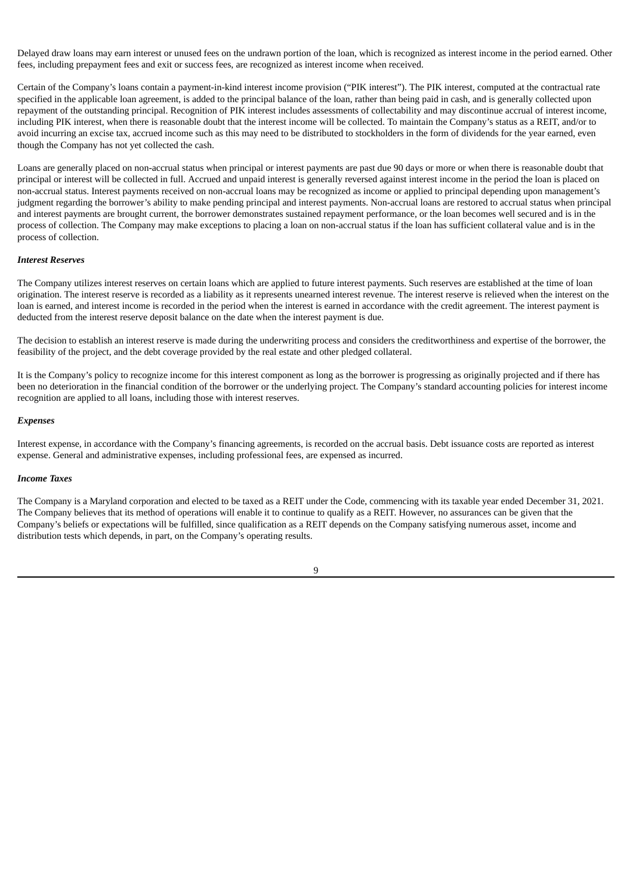Delayed draw loans may earn interest or unused fees on the undrawn portion of the loan, which is recognized as interest income in the period earned. Other fees, including prepayment fees and exit or success fees, are recognized as interest income when received.

Certain of the Company's loans contain a payment-in-kind interest income provision ("PIK interest"). The PIK interest, computed at the contractual rate specified in the applicable loan agreement, is added to the principal balance of the loan, rather than being paid in cash, and is generally collected upon repayment of the outstanding principal. Recognition of PIK interest includes assessments of collectability and may discontinue accrual of interest income, including PIK interest, when there is reasonable doubt that the interest income will be collected. To maintain the Company's status as a REIT, and/or to avoid incurring an excise tax, accrued income such as this may need to be distributed to stockholders in the form of dividends for the year earned, even though the Company has not yet collected the cash.

Loans are generally placed on non-accrual status when principal or interest payments are past due 90 days or more or when there is reasonable doubt that principal or interest will be collected in full. Accrued and unpaid interest is generally reversed against interest income in the period the loan is placed on non-accrual status. Interest payments received on non-accrual loans may be recognized as income or applied to principal depending upon management's judgment regarding the borrower's ability to make pending principal and interest payments. Non-accrual loans are restored to accrual status when principal and interest payments are brought current, the borrower demonstrates sustained repayment performance, or the loan becomes well secured and is in the process of collection. The Company may make exceptions to placing a loan on non-accrual status if the loan has sufficient collateral value and is in the process of collection.

***Interest Reserves***

The Company utilizes interest reserves on certain loans which are applied to future interest payments. Such reserves are established at the time of loan origination. The interest reserve is recorded as a liability as it represents unearned interest revenue. The interest reserve is relieved when the interest on the loan is earned, and interest income is recorded in the period when the interest is earned in accordance with the credit agreement. The interest payment is deducted from the interest reserve deposit balance on the date when the interest payment is due.

The decision to establish an interest reserve is made during the underwriting process and considers the creditworthiness and expertise of the borrower, the feasibility of the project, and the debt coverage provided by the real estate and other pledged collateral.

It is the Company's policy to recognize income for this interest component as long as the borrower is progressing as originally projected and if there has been no deterioration in the financial condition of the borrower or the underlying project. The Company's standard accounting policies for interest income recognition are applied to all loans, including those with interest reserves.

***Expenses***

Interest expense, in accordance with the Company's financing agreements, is recorded on the accrual basis. Debt issuance costs are reported as interest expense. General and administrative expenses, including professional fees, are expensed as incurred.

***Income Taxes***

The Company is a Maryland corporation and elected to be taxed as a REIT under the Code, commencing with its taxable year ended December 31, 2021. The Company believes that its method of operations will enable it to continue to qualify as a REIT. However, no assurances can be given that the Company's beliefs or expectations will be fulfilled, since qualification as a REIT depends on the Company satisfying numerous asset, income and distribution tests which depends, in part, on the Company's operating results.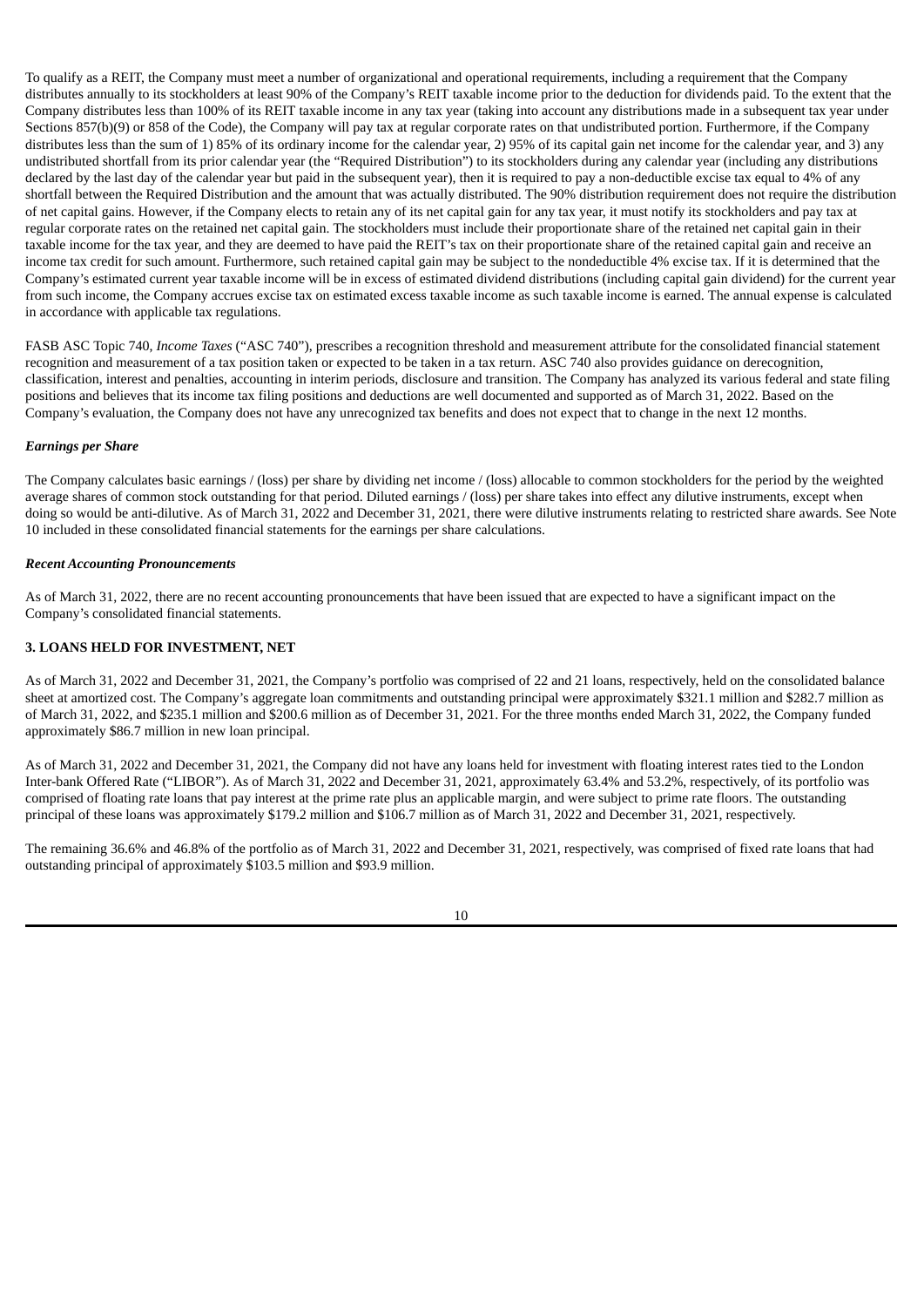To qualify as a REIT, the Company must meet a number of organizational and operational requirements, including a requirement that the Company distributes annually to its stockholders at least 90% of the Company's REIT taxable income prior to the deduction for dividends paid. To the extent that the Company distributes less than 100% of its REIT taxable income in any tax year (taking into account any distributions made in a subsequent tax year under Sections 857(b)(9) or 858 of the Code), the Company will pay tax at regular corporate rates on that undistributed portion. Furthermore, if the Company distributes less than the sum of 1) 85% of its ordinary income for the calendar year, 2) 95% of its capital gain net income for the calendar year, and 3) any undistributed shortfall from its prior calendar year (the "Required Distribution") to its stockholders during any calendar year (including any distributions declared by the last day of the calendar year but paid in the subsequent year), then it is required to pay a non-deductible excise tax equal to 4% of any shortfall between the Required Distribution and the amount that was actually distributed. The 90% distribution requirement does not require the distribution of net capital gains. However, if the Company elects to retain any of its net capital gain for any tax year, it must notify its stockholders and pay tax at regular corporate rates on the retained net capital gain. The stockholders must include their proportionate share of the retained net capital gain in their taxable income for the tax year, and they are deemed to have paid the REIT's tax on their proportionate share of the retained capital gain and receive an income tax credit for such amount. Furthermore, such retained capital gain may be subject to the nondeductible 4% excise tax. If it is determined that the Company's estimated current year taxable income will be in excess of estimated dividend distributions (including capital gain dividend) for the current year from such income, the Company accrues excise tax on estimated excess taxable income as such taxable income is earned. The annual expense is calculated in accordance with applicable tax regulations.

FASB ASC Topic 740, *Income Taxes* ("ASC 740"), prescribes a recognition threshold and measurement attribute for the consolidated financial statement recognition and measurement of a tax position taken or expected to be taken in a tax return. ASC 740 also provides guidance on derecognition, classification, interest and penalties, accounting in interim periods, disclosure and transition. The Company has analyzed its various federal and state filing positions and believes that its income tax filing positions and deductions are well documented and supported as of March 31, 2022. Based on the Company's evaluation, the Company does not have any unrecognized tax benefits and does not expect that to change in the next 12 months.

***Earnings per Share***

The Company calculates basic earnings / (loss) per share by dividing net income / (loss) allocable to common stockholders for the period by the weighted average shares of common stock outstanding for that period. Diluted earnings / (loss) per share takes into effect any dilutive instruments, except when doing so would be anti-dilutive. As of March 31, 2022 and December 31, 2021, there were dilutive instruments relating to restricted share awards. See Note 10 included in these consolidated financial statements for the earnings per share calculations.

***Recent Accounting Pronouncements***

As of March 31, 2022, there are no recent accounting pronouncements that have been issued that are expected to have a significant impact on the Company's consolidated financial statements.

## 3. LOANS HELD FOR INVESTMENT, NET

As of March 31, 2022 and December 31, 2021, the Company's portfolio was comprised of 22 and 21 loans, respectively, held on the consolidated balance sheet at amortized cost. The Company's aggregate loan commitments and outstanding principal were approximately $321.1 million and $282.7 million as of March 31, 2022, and $235.1 million and $200.6 million as of December 31, 2021. For the three months ended March 31, 2022, the Company funded approximately $86.7 million in new loan principal.

As of March 31, 2022 and December 31, 2021, the Company did not have any loans held for investment with floating interest rates tied to the London Inter-bank Offered Rate ("LIBOR"). As of March 31, 2022 and December 31, 2021, approximately 63.4% and 53.2%, respectively, of its portfolio was comprised of floating rate loans that pay interest at the prime rate plus an applicable margin, and were subject to prime rate floors. The outstanding principal of these loans was approximately $179.2 million and $106.7 million as of March 31, 2022 and December 31, 2021, respectively.

The remaining 36.6% and 46.8% of the portfolio as of March 31, 2022 and December 31, 2021, respectively, was comprised of fixed rate loans that had outstanding principal of approximately $103.5 million and $93.9 million.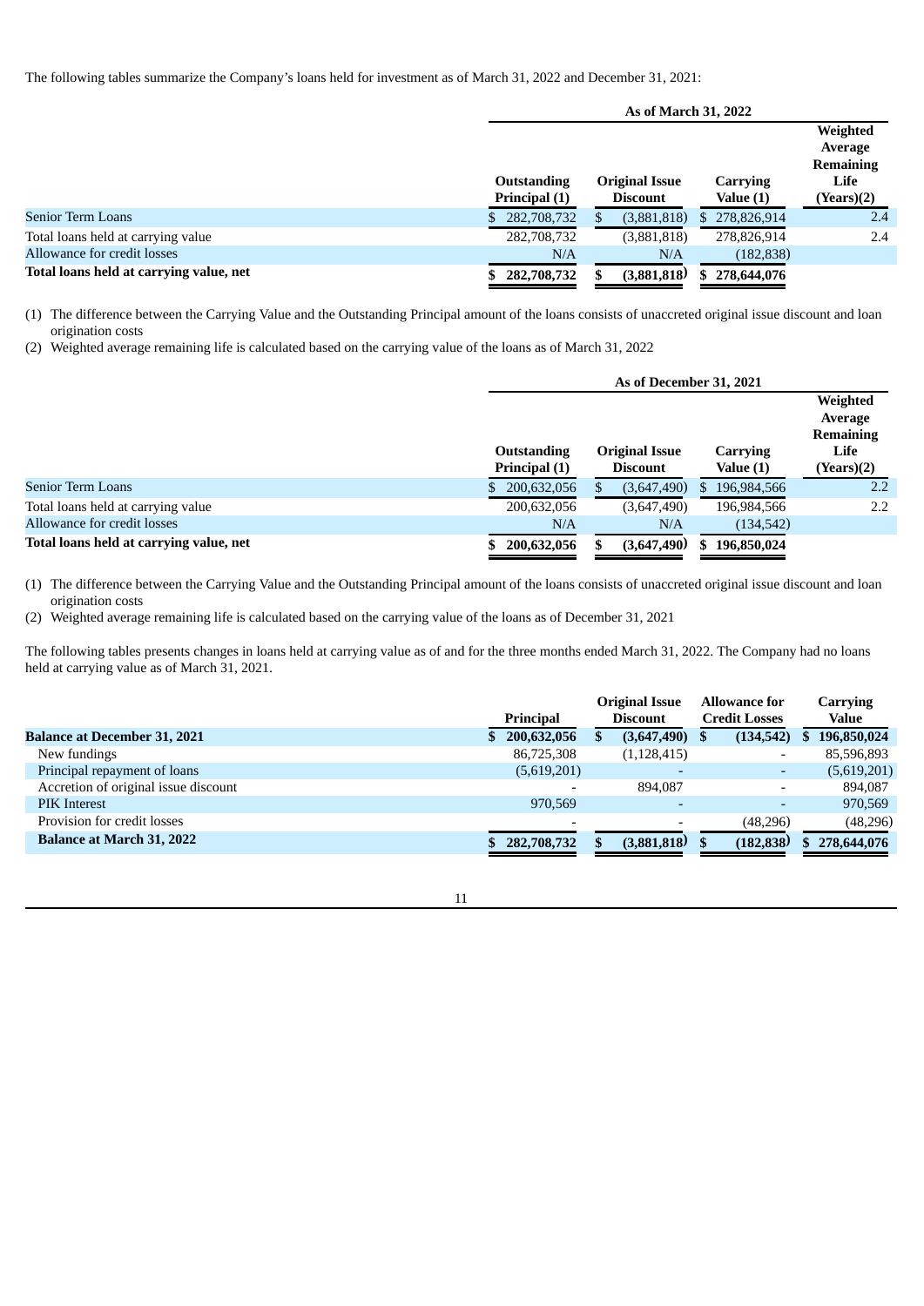The following tables summarize the Company's loans held for investment as of March 31, 2022 and December 31, 2021:

| | As of March 31, 2022 | | | |
|---|---|---|---|---|
| | Outstanding Principal (1) | Original Issue Discount | Carrying Value (1) | Weighted Average Remaining Life (Years)(2) |
| Senior Term Loans | $ 282,708,732 | $ (3,881,818) | $ 278,826,914 | 2.4 |
| Total loans held at carrying value | 282,708,732 | (3,881,818) | 278,826,914 | 2.4 |
| Allowance for credit losses | N/A | N/A | (182,838) | |
| **Total loans held at carrying value, net** | **$ 282,708,732** | **$ (3,881,818)** | **$ 278,644,076** | |

(1) The difference between the Carrying Value and the Outstanding Principal amount of the loans consists of unaccreted original issue discount and loan origination costs

(2) Weighted average remaining life is calculated based on the carrying value of the loans as of March 31, 2022

| | As of December 31, 2021 | | | |
|---|---|---|---|---|
| | Outstanding Principal (1) | Original Issue Discount | Carrying Value (1) | Weighted Average Remaining Life (Years)(2) |
| Senior Term Loans | $ 200,632,056 | $ (3,647,490) | $ 196,984,566 | 2.2 |
| Total loans held at carrying value | 200,632,056 | (3,647,490) | 196,984,566 | 2.2 |
| Allowance for credit losses | N/A | N/A | (134,542) | |
| **Total loans held at carrying value, net** | **$ 200,632,056** | **$ (3,647,490)** | **$ 196,850,024** | |

(1) The difference between the Carrying Value and the Outstanding Principal amount of the loans consists of unaccreted original issue discount and loan origination costs

(2) Weighted average remaining life is calculated based on the carrying value of the loans as of December 31, 2021

The following tables presents changes in loans held at carrying value as of and for the three months ended March 31, 2022. The Company had no loans held at carrying value as of March 31, 2021.

| | Principal | Original Issue Discount | Allowance for Credit Losses | Carrying Value |
|---|---|---|---|---|
| **Balance at December 31, 2021** | **$ 200,632,056** | **$ (3,647,490)** | **$ (134,542)** | **$ 196,850,024** |
| New fundings | 86,725,308 | (1,128,415) | - | 85,596,893 |
| Principal repayment of loans | (5,619,201) | - | - | (5,619,201) |
| Accretion of original issue discount | - | 894,087 | - | 894,087 |
| PIK Interest | 970,569 | - | - | 970,569 |
| Provision for credit losses | - | - | (48,296) | (48,296) |
| **Balance at March 31, 2022** | **$ 282,708,732** | **$ (3,881,818)** | **$ (182,838)** | **$ 278,644,076** |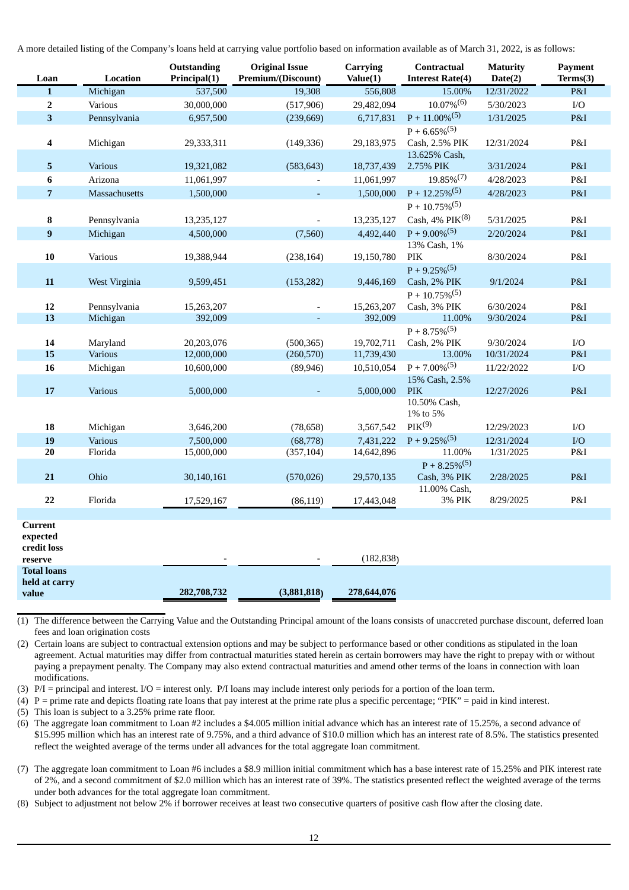A more detailed listing of the Company's loans held at carrying value portfolio based on information available as of March 31, 2022, is as follows:

| Loan | Location | Outstanding Principal(1) | Original Issue Premium/(Discount) | Carrying Value(1) | Contractual Interest Rate(4) | Maturity Date(2) | Payment Terms(3) |
|---|---|---|---|---|---|---|---|
| 1 | Michigan | 537,500 | 19,308 | 556,808 | 15.00% | 12/31/2022 | P&I |
| 2 | Various | 30,000,000 | (517,906) | 29,482,094 | 10.07%(6) | 5/30/2023 | I/O |
| 3 | Pennsylvania | 6,957,500 | (239,669) | 6,717,831 | P + 11.00%(5) | 1/31/2025 | P&I |
| 4 | Michigan | 29,333,311 | (149,336) | 29,183,975 | P + 6.65%(5) Cash, 2.5% PIK | 12/31/2024 | P&I |
| 5 | Various | 19,321,082 | (583,643) | 18,737,439 | 13.625% Cash, 2.75% PIK | 3/31/2024 | P&I |
| 6 | Arizona | 11,061,997 | - | 11,061,997 | 19.85%(7) | 4/28/2023 | P&I |
| 7 | Massachusetts | 1,500,000 | - | 1,500,000 | P + 12.25%(5) | 4/28/2023 | P&I |
| 8 | Pennsylvania | 13,235,127 | - | 13,235,127 | P + 10.75%(5) Cash, 4% PIK(8) | 5/31/2025 | P&I |
| 9 | Michigan | 4,500,000 | (7,560) | 4,492,440 | P + 9.00%(5) | 2/20/2024 | P&I |
| 10 | Various | 19,388,944 | (238,164) | 19,150,780 | 13% Cash, 1% PIK | 8/30/2024 | P&I |
| 11 | West Virginia | 9,599,451 | (153,282) | 9,446,169 | P + 9.25%(5) Cash, 2% PIK | 9/1/2024 | P&I |
| 12 | Pennsylvania | 15,263,207 | - | 15,263,207 | P + 10.75%(5) Cash, 3% PIK | 6/30/2024 | P&I |
| 13 | Michigan | 392,009 | - | 392,009 | 11.00% | 9/30/2024 | P&I |
| 14 | Maryland | 20,203,076 | (500,365) | 19,702,711 | P + 8.75%(5) Cash, 2% PIK | 9/30/2024 | I/O |
| 15 | Various | 12,000,000 | (260,570) | 11,739,430 | 13.00% | 10/31/2024 | P&I |
| 16 | Michigan | 10,600,000 | (89,946) | 10,510,054 | P + 7.00%(5) | 11/22/2022 | I/O |
| 17 | Various | 5,000,000 | - | 5,000,000 | 15% Cash, 2.5% PIK | 12/27/2026 | P&I |
| 18 | Michigan | 3,646,200 | (78,658) | 3,567,542 | 10.50% Cash, 1% to 5% PIK(9) | 12/29/2023 | I/O |
| 19 | Various | 7,500,000 | (68,778) | 7,431,222 | P + 9.25%(5) | 12/31/2024 | I/O |
| 20 | Florida | 15,000,000 | (357,104) | 14,642,896 | 11.00% | 1/31/2025 | P&I |
| 21 | Ohio | 30,140,161 | (570,026) | 29,570,135 | P + 8.25%(5) Cash, 3% PIK | 2/28/2025 | P&I |
| 22 | Florida | 17,529,167 | (86,119) | 17,443,048 | 11.00% Cash, 3% PIK | 8/29/2025 | P&I |
| Current expected credit loss reserve | | - | - | (182,838) | | | |
| **Total loans held at carry value** | | **282,708,732** | **(3,881,818)** | **278,644,076** | | | |

(1) The difference between the Carrying Value and the Outstanding Principal amount of the loans consists of unaccreted purchase discount, deferred loan fees and loan origination costs

(2) Certain loans are subject to contractual extension options and may be subject to performance based or other conditions as stipulated in the loan agreement. Actual maturities may differ from contractual maturities stated herein as certain borrowers may have the right to prepay with or without paying a prepayment penalty. The Company may also extend contractual maturities and amend other terms of the loans in connection with loan modifications.

(3) P/I = principal and interest. I/O = interest only. P/I loans may include interest only periods for a portion of the loan term.

(4) P = prime rate and depicts floating rate loans that pay interest at the prime rate plus a specific percentage; "PIK" = paid in kind interest.

(5) This loan is subject to a 3.25% prime rate floor.

(6) The aggregate loan commitment to Loan #2 includes a $4.005 million initial advance which has an interest rate of 15.25%, a second advance of $15.995 million which has an interest rate of 9.75%, and a third advance of $10.0 million which has an interest rate of 8.5%. The statistics presented reflect the weighted average of the terms under all advances for the total aggregate loan commitment.

(7) The aggregate loan commitment to Loan #6 includes a $8.9 million initial commitment which has a base interest rate of 15.25% and PIK interest rate of 2%, and a second commitment of $2.0 million which has an interest rate of 39%. The statistics presented reflect the weighted average of the terms under both advances for the total aggregate loan commitment.

(8) Subject to adjustment not below 2% if borrower receives at least two consecutive quarters of positive cash flow after the closing date.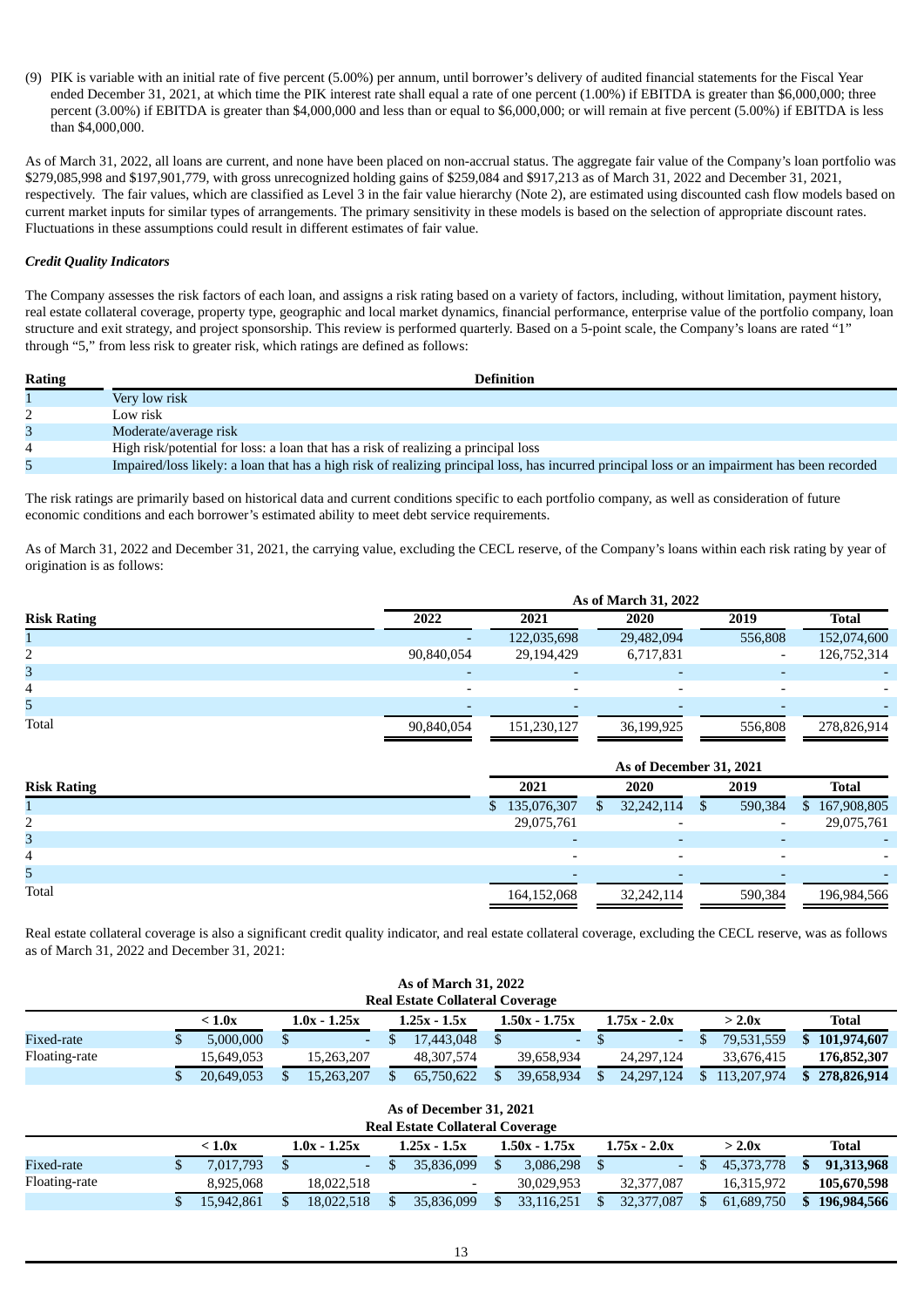(9) PIK is variable with an initial rate of five percent (5.00%) per annum, until borrower's delivery of audited financial statements for the Fiscal Year ended December 31, 2021, at which time the PIK interest rate shall equal a rate of one percent (1.00%) if EBITDA is greater than $6,000,000; three percent (3.00%) if EBITDA is greater than $4,000,000 and less than or equal to $6,000,000; or will remain at five percent (5.00%) if EBITDA is less than $4,000,000.

As of March 31, 2022, all loans are current, and none have been placed on non-accrual status. The aggregate fair value of the Company's loan portfolio was $279,085,998 and $197,901,779, with gross unrecognized holding gains of $259,084 and $917,213 as of March 31, 2022 and December 31, 2021, respectively. The fair values, which are classified as Level 3 in the fair value hierarchy (Note 2), are estimated using discounted cash flow models based on current market inputs for similar types of arrangements. The primary sensitivity in these models is based on the selection of appropriate discount rates. Fluctuations in these assumptions could result in different estimates of fair value.

***Credit Quality Indicators***

The Company assesses the risk factors of each loan, and assigns a risk rating based on a variety of factors, including, without limitation, payment history, real estate collateral coverage, property type, geographic and local market dynamics, financial performance, enterprise value of the portfolio company, loan structure and exit strategy, and project sponsorship. This review is performed quarterly. Based on a 5-point scale, the Company's loans are rated "1" through "5," from less risk to greater risk, which ratings are defined as follows:

| Rating | Definition |
|---|---|
| 1 | Very low risk |
| 2 | Low risk |
| 3 | Moderate/average risk |
| 4 | High risk/potential for loss: a loan that has a risk of realizing a principal loss |
| 5 | Impaired/loss likely: a loan that has a high risk of realizing principal loss, has incurred principal loss or an impairment has been recorded |

The risk ratings are primarily based on historical data and current conditions specific to each portfolio company, as well as consideration of future economic conditions and each borrower's estimated ability to meet debt service requirements.

As of March 31, 2022 and December 31, 2021, the carrying value, excluding the CECL reserve, of the Company's loans within each risk rating by year of origination is as follows:

| | As of March 31, 2022 | | | | |
|---|---|---|---|---|---|
| **Risk Rating** | **2022** | **2021** | **2020** | **2019** | **Total** |
| 1 | - | 122,035,698 | 29,482,094 | 556,808 | 152,074,600 |
| 2 | 90,840,054 | 29,194,429 | 6,717,831 | - | 126,752,314 |
| 3 | - | - | - | - | - |
| 4 | - | - | - | - | - |
| 5 | - | - | - | - | - |
| Total | 90,840,054 | 151,230,127 | 36,199,925 | 556,808 | 278,826,914 |

| | As of December 31, 2021 | | | |
|---|---|---|---|---|
| **Risk Rating** | **2021** | **2020** | **2019** | **Total** |
| 1 | $ 135,076,307 | $ 32,242,114 | $ 590,384 | $ 167,908,805 |
| 2 | 29,075,761 | - | - | 29,075,761 |
| 3 | - | - | - | - |
| 4 | - | - | - | - |
| 5 | - | - | - | - |
| Total | 164,152,068 | 32,242,114 | 590,384 | 196,984,566 |

Real estate collateral coverage is also a significant credit quality indicator, and real estate collateral coverage, excluding the CECL reserve, was as follows as of March 31, 2022 and December 31, 2021:

**As of March 31, 2022**
**Real Estate Collateral Coverage**

| | < 1.0x | 1.0x - 1.25x | 1.25x - 1.5x | 1.50x - 1.75x | 1.75x - 2.0x | > 2.0x | Total |
|---|---|---|---|---|---|---|---|
| Fixed-rate | $ 5,000,000 | $ - | $ 17,443,048 | $ - | $ - | $ 79,531,559 | **$ 101,974,607** |
| Floating-rate | 15,649,053 | 15,263,207 | 48,307,574 | 39,658,934 | 24,297,124 | 33,676,415 | **176,852,307** |
| | $ 20,649,053 | $ 15,263,207 | $ 65,750,622 | $ 39,658,934 | $ 24,297,124 | $ 113,207,974 | **$ 278,826,914** |

**As of December 31, 2021**
**Real Estate Collateral Coverage**

| | < 1.0x | 1.0x - 1.25x | 1.25x - 1.5x | 1.50x - 1.75x | 1.75x - 2.0x | > 2.0x | Total |
|---|---|---|---|---|---|---|---|
| Fixed-rate | $ 7,017,793 | $ - | $ 35,836,099 | $ 3,086,298 | $ - | $ 45,373,778 | **$ 91,313,968** |
| Floating-rate | 8,925,068 | 18,022,518 | - | 30,029,953 | 32,377,087 | 16,315,972 | **105,670,598** |
| | $ 15,942,861 | $ 18,022,518 | $ 35,836,099 | $ 33,116,251 | $ 32,377,087 | $ 61,689,750 | **$ 196,984,566** |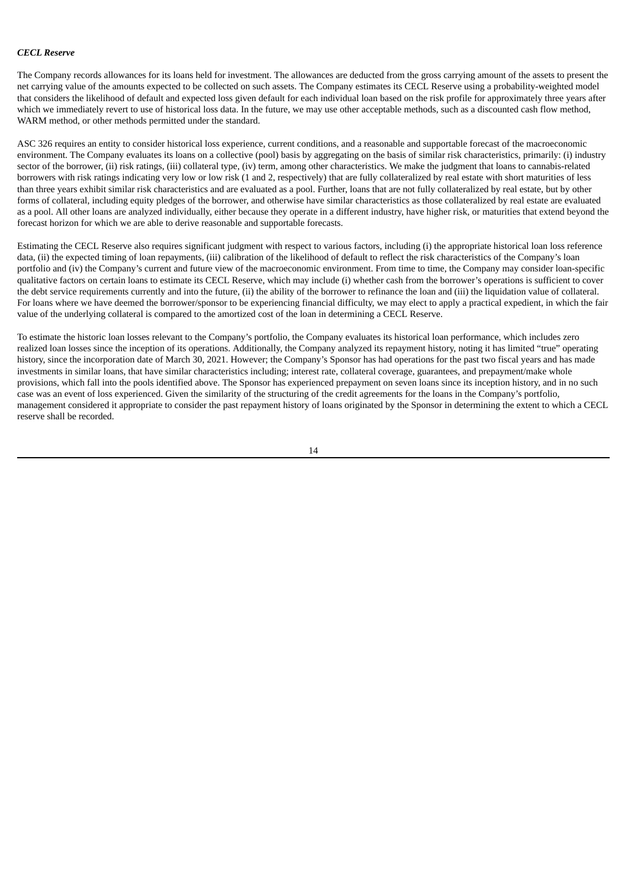***CECL Reserve***

The Company records allowances for its loans held for investment. The allowances are deducted from the gross carrying amount of the assets to present the net carrying value of the amounts expected to be collected on such assets. The Company estimates its CECL Reserve using a probability-weighted model that considers the likelihood of default and expected loss given default for each individual loan based on the risk profile for approximately three years after which we immediately revert to use of historical loss data. In the future, we may use other acceptable methods, such as a discounted cash flow method, WARM method, or other methods permitted under the standard.

ASC 326 requires an entity to consider historical loss experience, current conditions, and a reasonable and supportable forecast of the macroeconomic environment. The Company evaluates its loans on a collective (pool) basis by aggregating on the basis of similar risk characteristics, primarily: (i) industry sector of the borrower, (ii) risk ratings, (iii) collateral type, (iv) term, among other characteristics. We make the judgment that loans to cannabis-related borrowers with risk ratings indicating very low or low risk (1 and 2, respectively) that are fully collateralized by real estate with short maturities of less than three years exhibit similar risk characteristics and are evaluated as a pool. Further, loans that are not fully collateralized by real estate, but by other forms of collateral, including equity pledges of the borrower, and otherwise have similar characteristics as those collateralized by real estate are evaluated as a pool. All other loans are analyzed individually, either because they operate in a different industry, have higher risk, or maturities that extend beyond the forecast horizon for which we are able to derive reasonable and supportable forecasts.

Estimating the CECL Reserve also requires significant judgment with respect to various factors, including (i) the appropriate historical loan loss reference data, (ii) the expected timing of loan repayments, (iii) calibration of the likelihood of default to reflect the risk characteristics of the Company's loan portfolio and (iv) the Company's current and future view of the macroeconomic environment. From time to time, the Company may consider loan-specific qualitative factors on certain loans to estimate its CECL Reserve, which may include (i) whether cash from the borrower's operations is sufficient to cover the debt service requirements currently and into the future, (ii) the ability of the borrower to refinance the loan and (iii) the liquidation value of collateral. For loans where we have deemed the borrower/sponsor to be experiencing financial difficulty, we may elect to apply a practical expedient, in which the fair value of the underlying collateral is compared to the amortized cost of the loan in determining a CECL Reserve.

To estimate the historic loan losses relevant to the Company's portfolio, the Company evaluates its historical loan performance, which includes zero realized loan losses since the inception of its operations. Additionally, the Company analyzed its repayment history, noting it has limited "true" operating history, since the incorporation date of March 30, 2021. However; the Company's Sponsor has had operations for the past two fiscal years and has made investments in similar loans, that have similar characteristics including; interest rate, collateral coverage, guarantees, and prepayment/make whole provisions, which fall into the pools identified above. The Sponsor has experienced prepayment on seven loans since its inception history, and in no such case was an event of loss experienced. Given the similarity of the structuring of the credit agreements for the loans in the Company's portfolio, management considered it appropriate to consider the past repayment history of loans originated by the Sponsor in determining the extent to which a CECL reserve shall be recorded.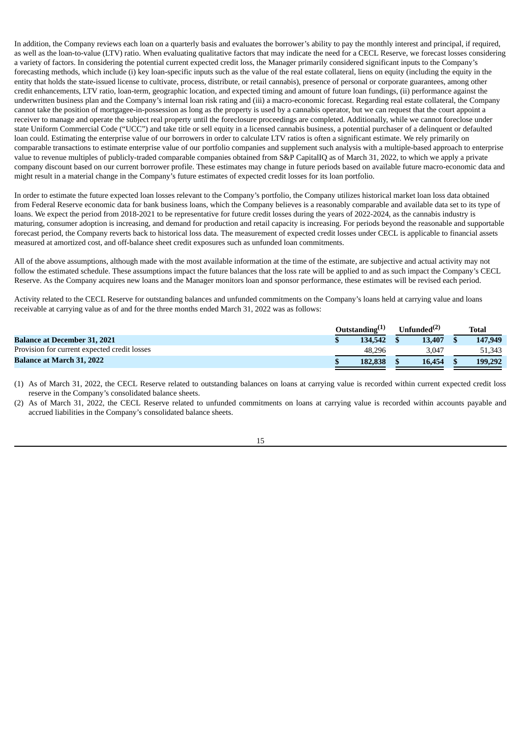In addition, the Company reviews each loan on a quarterly basis and evaluates the borrower's ability to pay the monthly interest and principal, if required, as well as the loan-to-value (LTV) ratio. When evaluating qualitative factors that may indicate the need for a CECL Reserve, we forecast losses considering a variety of factors. In considering the potential current expected credit loss, the Manager primarily considered significant inputs to the Company's forecasting methods, which include (i) key loan-specific inputs such as the value of the real estate collateral, liens on equity (including the equity in the entity that holds the state-issued license to cultivate, process, distribute, or retail cannabis), presence of personal or corporate guarantees, among other credit enhancements, LTV ratio, loan-term, geographic location, and expected timing and amount of future loan fundings, (ii) performance against the underwritten business plan and the Company's internal loan risk rating and (iii) a macro-economic forecast. Regarding real estate collateral, the Company cannot take the position of mortgagee-in-possession as long as the property is used by a cannabis operator, but we can request that the court appoint a receiver to manage and operate the subject real property until the foreclosure proceedings are completed. Additionally, while we cannot foreclose under state Uniform Commercial Code ("UCC") and take title or sell equity in a licensed cannabis business, a potential purchaser of a delinquent or defaulted loan could. Estimating the enterprise value of our borrowers in order to calculate LTV ratios is often a significant estimate. We rely primarily on comparable transactions to estimate enterprise value of our portfolio companies and supplement such analysis with a multiple-based approach to enterprise value to revenue multiples of publicly-traded comparable companies obtained from S&P CapitalIQ as of March 31, 2022, to which we apply a private company discount based on our current borrower profile. These estimates may change in future periods based on available future macro-economic data and might result in a material change in the Company's future estimates of expected credit losses for its loan portfolio.

In order to estimate the future expected loan losses relevant to the Company's portfolio, the Company utilizes historical market loan loss data obtained from Federal Reserve economic data for bank business loans, which the Company believes is a reasonably comparable and available data set to its type of loans. We expect the period from 2018-2021 to be representative for future credit losses during the years of 2022-2024, as the cannabis industry is maturing, consumer adoption is increasing, and demand for production and retail capacity is increasing. For periods beyond the reasonable and supportable forecast period, the Company reverts back to historical loss data. The measurement of expected credit losses under CECL is applicable to financial assets measured at amortized cost, and off-balance sheet credit exposures such as unfunded loan commitments.

All of the above assumptions, although made with the most available information at the time of the estimate, are subjective and actual activity may not follow the estimated schedule. These assumptions impact the future balances that the loss rate will be applied to and as such impact the Company's CECL Reserve. As the Company acquires new loans and the Manager monitors loan and sponsor performance, these estimates will be revised each period.

Activity related to the CECL Reserve for outstanding balances and unfunded commitments on the Company's loans held at carrying value and loans receivable at carrying value as of and for the three months ended March 31, 2022 was as follows:

| | Outstanding[(1)] | Unfunded[(2)] | Total |
|---|---|---|---|
| **Balance at December 31, 2021** | **$ 134,542** | **$ 13,407** | **$ 147,949** |
| Provision for current expected credit losses | 48,296 | 3,047 | 51,343 |
| **Balance at March 31, 2022** | **$ 182,838** | **$ 16,454** | **$ 199,292** |

(1) As of March 31, 2022, the CECL Reserve related to outstanding balances on loans at carrying value is recorded within current expected credit loss reserve in the Company's consolidated balance sheets.

(2) As of March 31, 2022, the CECL Reserve related to unfunded commitments on loans at carrying value is recorded within accounts payable and accrued liabilities in the Company's consolidated balance sheets.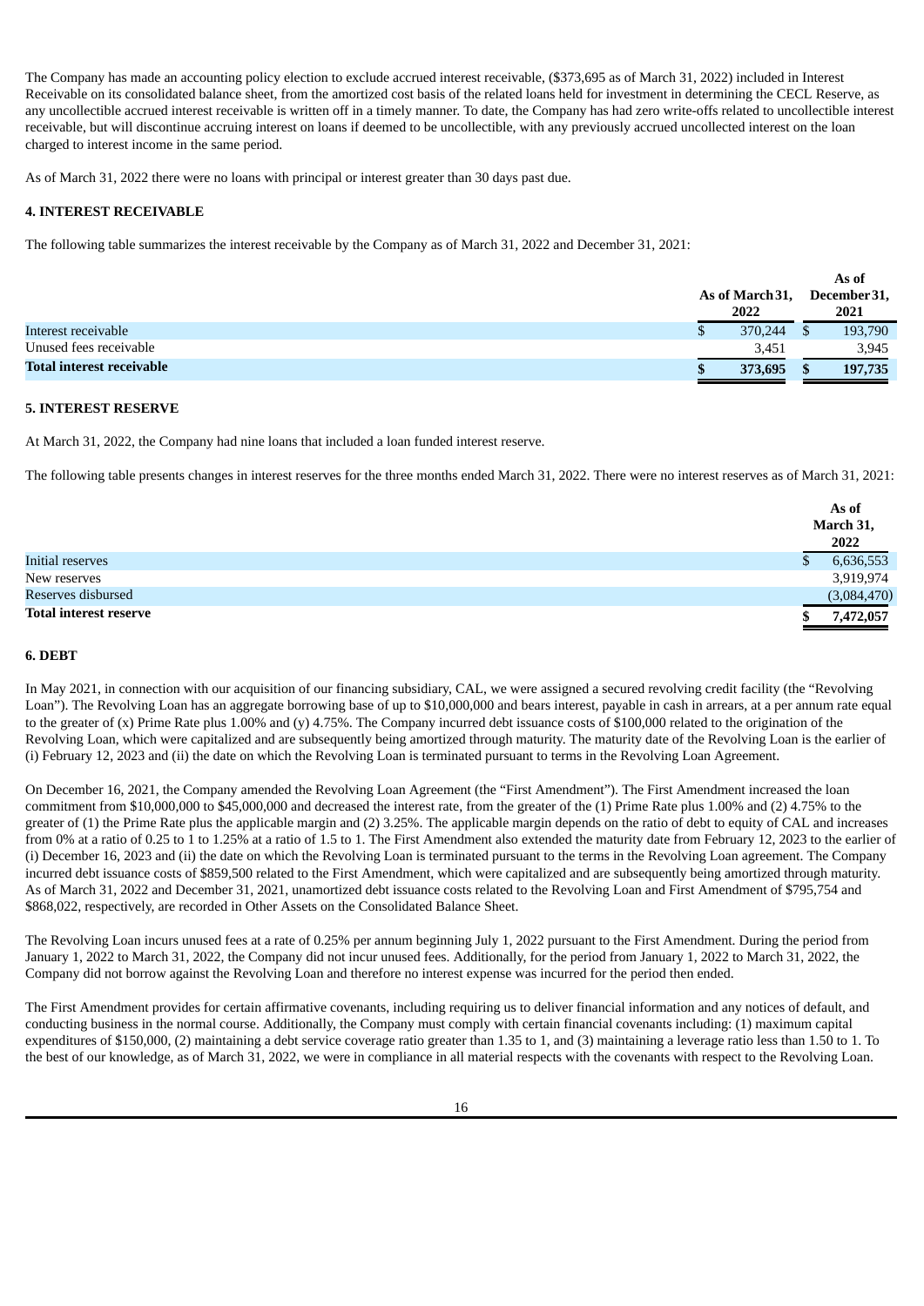The Company has made an accounting policy election to exclude accrued interest receivable, ($373,695 as of March 31, 2022) included in Interest Receivable on its consolidated balance sheet, from the amortized cost basis of the related loans held for investment in determining the CECL Reserve, as any uncollectible accrued interest receivable is written off in a timely manner. To date, the Company has had zero write-offs related to uncollectible interest receivable, but will discontinue accruing interest on loans if deemed to be uncollectible, with any previously accrued uncollected interest on the loan charged to interest income in the same period.

As of March 31, 2022 there were no loans with principal or interest greater than 30 days past due.

### 4. INTEREST RECEIVABLE

The following table summarizes the interest receivable by the Company as of March 31, 2022 and December 31, 2021:

| | As of March 31, 2022 | As of December 31, 2021 |
|---|---|---|
| Interest receivable | $ 370,244 | $ 193,790 |
| Unused fees receivable | 3,451 | 3,945 |
| **Total interest receivable** | **$ 373,695** | **$ 197,735** |

### 5. INTEREST RESERVE

At March 31, 2022, the Company had nine loans that included a loan funded interest reserve.

The following table presents changes in interest reserves for the three months ended March 31, 2022. There were no interest reserves as of March 31, 2021:

| | As of March 31, 2022 |
|---|---|
| Initial reserves | $ 6,636,553 |
| New reserves | 3,919,974 |
| Reserves disbursed | (3,084,470) |
| **Total interest reserve** | **$ 7,472,057** |

### 6. DEBT

In May 2021, in connection with our acquisition of our financing subsidiary, CAL, we were assigned a secured revolving credit facility (the "Revolving Loan"). The Revolving Loan has an aggregate borrowing base of up to $10,000,000 and bears interest, payable in cash in arrears, at a per annum rate equal to the greater of (x) Prime Rate plus 1.00% and (y) 4.75%. The Company incurred debt issuance costs of $100,000 related to the origination of the Revolving Loan, which were capitalized and are subsequently being amortized through maturity. The maturity date of the Revolving Loan is the earlier of (i) February 12, 2023 and (ii) the date on which the Revolving Loan is terminated pursuant to terms in the Revolving Loan Agreement.

On December 16, 2021, the Company amended the Revolving Loan Agreement (the "First Amendment"). The First Amendment increased the loan commitment from $10,000,000 to $45,000,000 and decreased the interest rate, from the greater of the (1) Prime Rate plus 1.00% and (2) 4.75% to the greater of (1) the Prime Rate plus the applicable margin and (2) 3.25%. The applicable margin depends on the ratio of debt to equity of CAL and increases from 0% at a ratio of 0.25 to 1 to 1.25% at a ratio of 1.5 to 1. The First Amendment also extended the maturity date from February 12, 2023 to the earlier of (i) December 16, 2023 and (ii) the date on which the Revolving Loan is terminated pursuant to the terms in the Revolving Loan agreement. The Company incurred debt issuance costs of $859,500 related to the First Amendment, which were capitalized and are subsequently being amortized through maturity. As of March 31, 2022 and December 31, 2021, unamortized debt issuance costs related to the Revolving Loan and First Amendment of $795,754 and $868,022, respectively, are recorded in Other Assets on the Consolidated Balance Sheet.

The Revolving Loan incurs unused fees at a rate of 0.25% per annum beginning July 1, 2022 pursuant to the First Amendment. During the period from January 1, 2022 to March 31, 2022, the Company did not incur unused fees. Additionally, for the period from January 1, 2022 to March 31, 2022, the Company did not borrow against the Revolving Loan and therefore no interest expense was incurred for the period then ended.

The First Amendment provides for certain affirmative covenants, including requiring us to deliver financial information and any notices of default, and conducting business in the normal course. Additionally, the Company must comply with certain financial covenants including: (1) maximum capital expenditures of $150,000, (2) maintaining a debt service coverage ratio greater than 1.35 to 1, and (3) maintaining a leverage ratio less than 1.50 to 1. To the best of our knowledge, as of March 31, 2022, we were in compliance in all material respects with the covenants with respect to the Revolving Loan.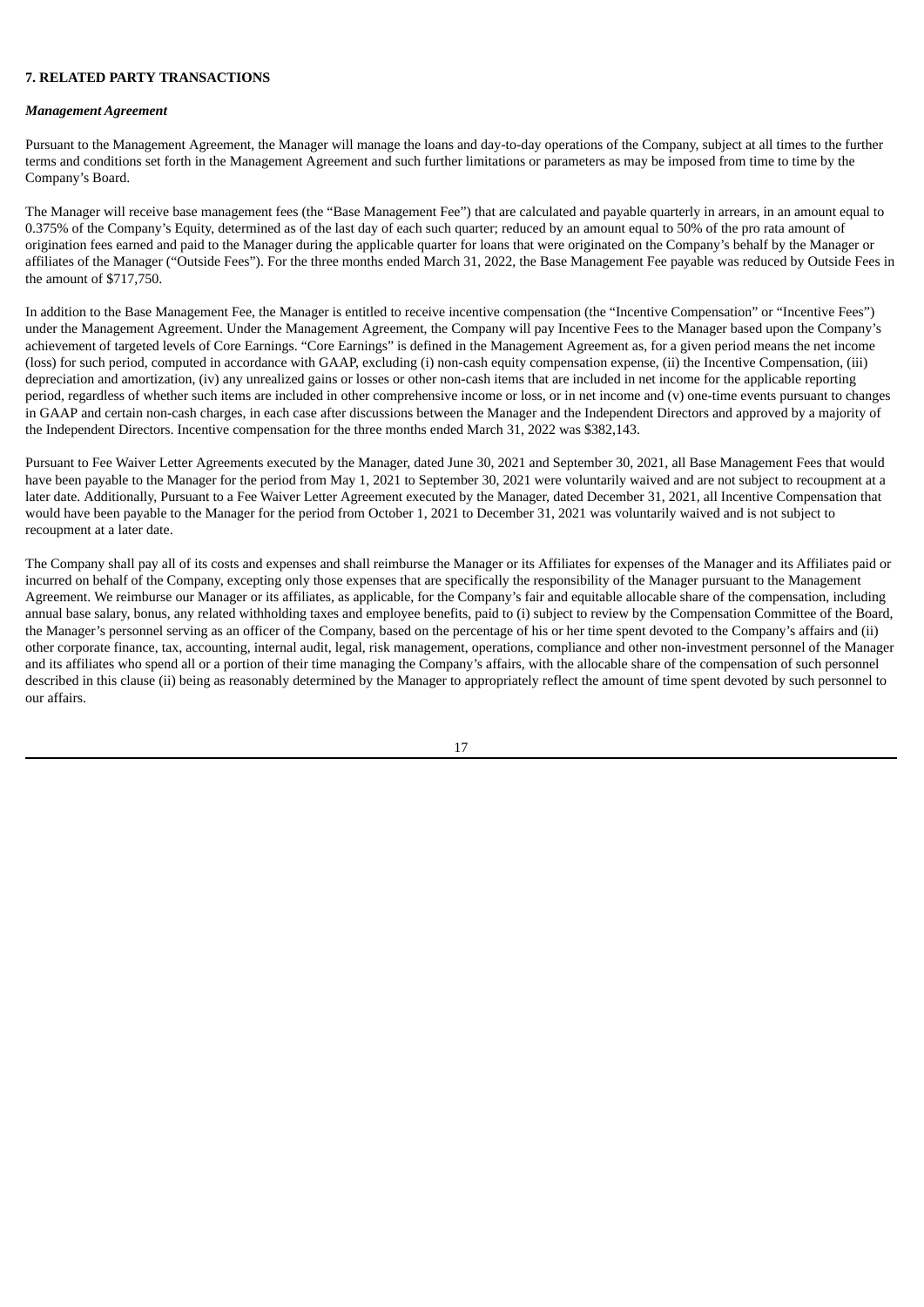## 7. RELATED PARTY TRANSACTIONS

### *Management Agreement*

Pursuant to the Management Agreement, the Manager will manage the loans and day-to-day operations of the Company, subject at all times to the further terms and conditions set forth in the Management Agreement and such further limitations or parameters as may be imposed from time to time by the Company's Board.

The Manager will receive base management fees (the "Base Management Fee") that are calculated and payable quarterly in arrears, in an amount equal to 0.375% of the Company's Equity, determined as of the last day of each such quarter; reduced by an amount equal to 50% of the pro rata amount of origination fees earned and paid to the Manager during the applicable quarter for loans that were originated on the Company's behalf by the Manager or affiliates of the Manager ("Outside Fees"). For the three months ended March 31, 2022, the Base Management Fee payable was reduced by Outside Fees in the amount of $717,750.

In addition to the Base Management Fee, the Manager is entitled to receive incentive compensation (the "Incentive Compensation" or "Incentive Fees") under the Management Agreement. Under the Management Agreement, the Company will pay Incentive Fees to the Manager based upon the Company's achievement of targeted levels of Core Earnings. "Core Earnings" is defined in the Management Agreement as, for a given period means the net income (loss) for such period, computed in accordance with GAAP, excluding (i) non-cash equity compensation expense, (ii) the Incentive Compensation, (iii) depreciation and amortization, (iv) any unrealized gains or losses or other non-cash items that are included in net income for the applicable reporting period, regardless of whether such items are included in other comprehensive income or loss, or in net income and (v) one-time events pursuant to changes in GAAP and certain non-cash charges, in each case after discussions between the Manager and the Independent Directors and approved by a majority of the Independent Directors. Incentive compensation for the three months ended March 31, 2022 was $382,143.

Pursuant to Fee Waiver Letter Agreements executed by the Manager, dated June 30, 2021 and September 30, 2021, all Base Management Fees that would have been payable to the Manager for the period from May 1, 2021 to September 30, 2021 were voluntarily waived and are not subject to recoupment at a later date. Additionally, Pursuant to a Fee Waiver Letter Agreement executed by the Manager, dated December 31, 2021, all Incentive Compensation that would have been payable to the Manager for the period from October 1, 2021 to December 31, 2021 was voluntarily waived and is not subject to recoupment at a later date.

The Company shall pay all of its costs and expenses and shall reimburse the Manager or its Affiliates for expenses of the Manager and its Affiliates paid or incurred on behalf of the Company, excepting only those expenses that are specifically the responsibility of the Manager pursuant to the Management Agreement. We reimburse our Manager or its affiliates, as applicable, for the Company's fair and equitable allocable share of the compensation, including annual base salary, bonus, any related withholding taxes and employee benefits, paid to (i) subject to review by the Compensation Committee of the Board, the Manager's personnel serving as an officer of the Company, based on the percentage of his or her time spent devoted to the Company's affairs and (ii) other corporate finance, tax, accounting, internal audit, legal, risk management, operations, compliance and other non-investment personnel of the Manager and its affiliates who spend all or a portion of their time managing the Company's affairs, with the allocable share of the compensation of such personnel described in this clause (ii) being as reasonably determined by the Manager to appropriately reflect the amount of time spent devoted by such personnel to our affairs.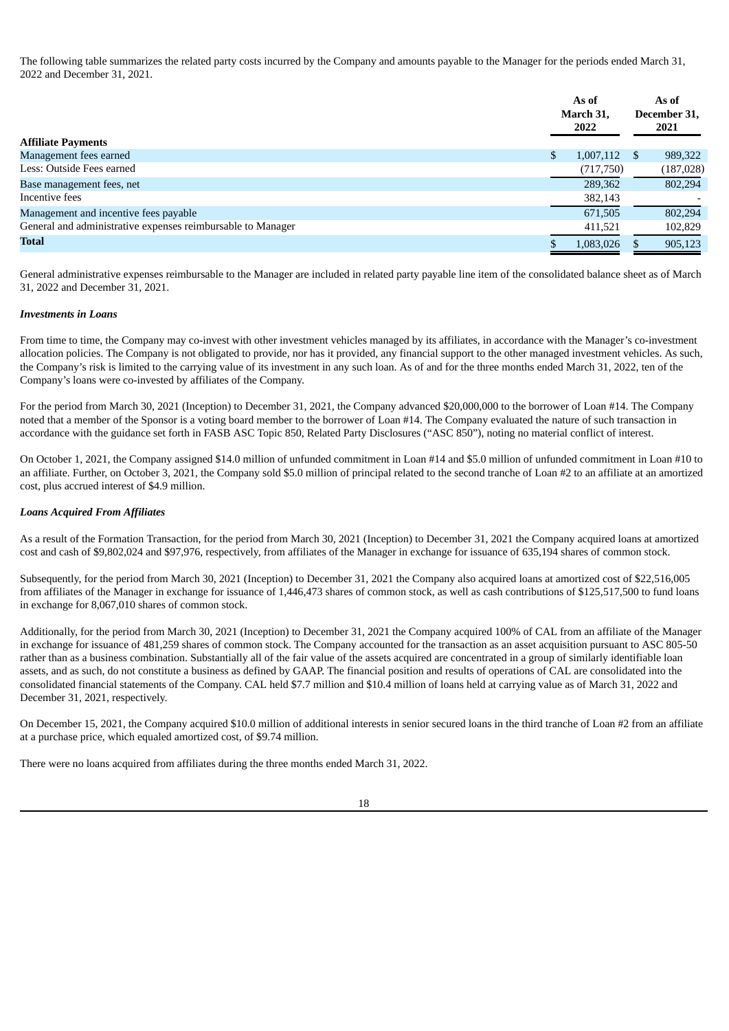The following table summarizes the related party costs incurred by the Company and amounts payable to the Manager for the periods ended March 31, 2022 and December 31, 2021.

| Affiliate Payments | As of March 31, 2022 | As of December 31, 2021 |
|---|---|---|
| Management fees earned | $ 1,007,112 | $ 989,322 |
| Less: Outside Fees earned | (717,750) | (187,028) |
| Base management fees, net | 289,362 | 802,294 |
| Incentive fees | 382,143 | - |
| Management and incentive fees payable | 671,505 | 802,294 |
| General and administrative expenses reimbursable to Manager | 411,521 | 102,829 |
| **Total** | $ 1,083,026 | $ 905,123 |

General administrative expenses reimbursable to the Manager are included in related party payable line item of the consolidated balance sheet as of March 31, 2022 and December 31, 2021.

***Investments in Loans***

From time to time, the Company may co-invest with other investment vehicles managed by its affiliates, in accordance with the Manager's co-investment allocation policies. The Company is not obligated to provide, nor has it provided, any financial support to the other managed investment vehicles. As such, the Company's risk is limited to the carrying value of its investment in any such loan. As of and for the three months ended March 31, 2022, ten of the Company's loans were co-invested by affiliates of the Company.

For the period from March 30, 2021 (Inception) to December 31, 2021, the Company advanced $20,000,000 to the borrower of Loan #14. The Company noted that a member of the Sponsor is a voting board member to the borrower of Loan #14. The Company evaluated the nature of such transaction in accordance with the guidance set forth in FASB ASC Topic 850, Related Party Disclosures ("ASC 850"), noting no material conflict of interest.

On October 1, 2021, the Company assigned $14.0 million of unfunded commitment in Loan #14 and $5.0 million of unfunded commitment in Loan #10 to an affiliate. Further, on October 3, 2021, the Company sold $5.0 million of principal related to the second tranche of Loan #2 to an affiliate at an amortized cost, plus accrued interest of $4.9 million.

***Loans Acquired From Affiliates***

As a result of the Formation Transaction, for the period from March 30, 2021 (Inception) to December 31, 2021 the Company acquired loans at amortized cost and cash of $9,802,024 and $97,976, respectively, from affiliates of the Manager in exchange for issuance of 635,194 shares of common stock.

Subsequently, for the period from March 30, 2021 (Inception) to December 31, 2021 the Company also acquired loans at amortized cost of $22,516,005 from affiliates of the Manager in exchange for issuance of 1,446,473 shares of common stock, as well as cash contributions of $125,517,500 to fund loans in exchange for 8,067,010 shares of common stock.

Additionally, for the period from March 30, 2021 (Inception) to December 31, 2021 the Company acquired 100% of CAL from an affiliate of the Manager in exchange for issuance of 481,259 shares of common stock. The Company accounted for the transaction as an asset acquisition pursuant to ASC 805-50 rather than as a business combination. Substantially all of the fair value of the assets acquired are concentrated in a group of similarly identifiable loan assets, and as such, do not constitute a business as defined by GAAP. The financial position and results of operations of CAL are consolidated into the consolidated financial statements of the Company. CAL held $7.7 million and $10.4 million of loans held at carrying value as of March 31, 2022 and December 31, 2021, respectively.

On December 15, 2021, the Company acquired $10.0 million of additional interests in senior secured loans in the third tranche of Loan #2 from an affiliate at a purchase price, which equaled amortized cost, of $9.74 million.

There were no loans acquired from affiliates during the three months ended March 31, 2022.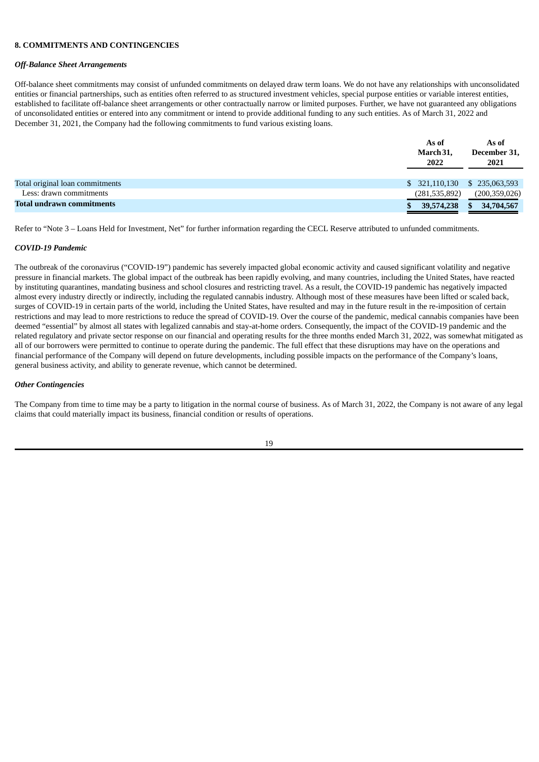## 8. COMMITMENTS AND CONTINGENCIES

### *Off-Balance Sheet Arrangements*

Off-balance sheet commitments may consist of unfunded commitments on delayed draw term loans. We do not have any relationships with unconsolidated entities or financial partnerships, such as entities often referred to as structured investment vehicles, special purpose entities or variable interest entities, established to facilitate off-balance sheet arrangements or other contractually narrow or limited purposes. Further, we have not guaranteed any obligations of unconsolidated entities or entered into any commitment or intend to provide additional funding to any such entities. As of March 31, 2022 and December 31, 2021, the Company had the following commitments to fund various existing loans.

| | As of March 31, 2022 | As of December 31, 2021 |
|---|---|---|
| Total original loan commitments | $ 321,110,130 | $ 235,063,593 |
| Less: drawn commitments | (281,535,892) | (200,359,026) |
| **Total undrawn commitments** | **$ 39,574,238** | **$ 34,704,567** |

Refer to "Note 3 – Loans Held for Investment, Net" for further information regarding the CECL Reserve attributed to unfunded commitments.

### *COVID-19 Pandemic*

The outbreak of the coronavirus ("COVID-19") pandemic has severely impacted global economic activity and caused significant volatility and negative pressure in financial markets. The global impact of the outbreak has been rapidly evolving, and many countries, including the United States, have reacted by instituting quarantines, mandating business and school closures and restricting travel. As a result, the COVID-19 pandemic has negatively impacted almost every industry directly or indirectly, including the regulated cannabis industry. Although most of these measures have been lifted or scaled back, surges of COVID-19 in certain parts of the world, including the United States, have resulted and may in the future result in the re-imposition of certain restrictions and may lead to more restrictions to reduce the spread of COVID-19. Over the course of the pandemic, medical cannabis companies have been deemed "essential" by almost all states with legalized cannabis and stay-at-home orders. Consequently, the impact of the COVID-19 pandemic and the related regulatory and private sector response on our financial and operating results for the three months ended March 31, 2022, was somewhat mitigated as all of our borrowers were permitted to continue to operate during the pandemic. The full effect that these disruptions may have on the operations and financial performance of the Company will depend on future developments, including possible impacts on the performance of the Company's loans, general business activity, and ability to generate revenue, which cannot be determined.

### *Other Contingencies*

The Company from time to time may be a party to litigation in the normal course of business. As of March 31, 2022, the Company is not aware of any legal claims that could materially impact its business, financial condition or results of operations.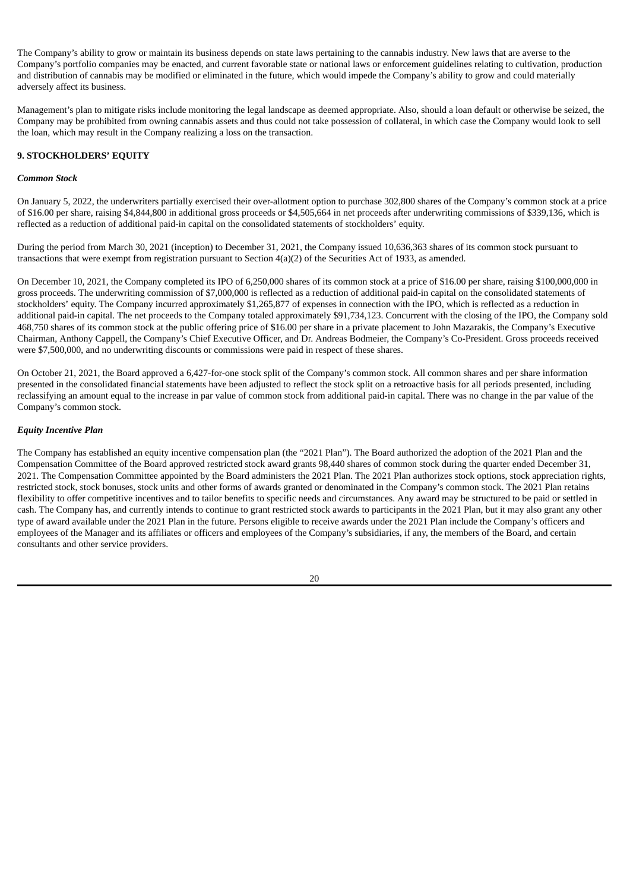The Company's ability to grow or maintain its business depends on state laws pertaining to the cannabis industry. New laws that are averse to the Company's portfolio companies may be enacted, and current favorable state or national laws or enforcement guidelines relating to cultivation, production and distribution of cannabis may be modified or eliminated in the future, which would impede the Company's ability to grow and could materially adversely affect its business.

Management's plan to mitigate risks include monitoring the legal landscape as deemed appropriate. Also, should a loan default or otherwise be seized, the Company may be prohibited from owning cannabis assets and thus could not take possession of collateral, in which case the Company would look to sell the loan, which may result in the Company realizing a loss on the transaction.

## 9. STOCKHOLDERS' EQUITY

### *Common Stock*

On January 5, 2022, the underwriters partially exercised their over-allotment option to purchase 302,800 shares of the Company's common stock at a price of $16.00 per share, raising $4,844,800 in additional gross proceeds or $4,505,664 in net proceeds after underwriting commissions of $339,136, which is reflected as a reduction of additional paid-in capital on the consolidated statements of stockholders' equity.

During the period from March 30, 2021 (inception) to December 31, 2021, the Company issued 10,636,363 shares of its common stock pursuant to transactions that were exempt from registration pursuant to Section 4(a)(2) of the Securities Act of 1933, as amended.

On December 10, 2021, the Company completed its IPO of 6,250,000 shares of its common stock at a price of $16.00 per share, raising $100,000,000 in gross proceeds. The underwriting commission of $7,000,000 is reflected as a reduction of additional paid-in capital on the consolidated statements of stockholders' equity. The Company incurred approximately $1,265,877 of expenses in connection with the IPO, which is reflected as a reduction in additional paid-in capital. The net proceeds to the Company totaled approximately $91,734,123. Concurrent with the closing of the IPO, the Company sold 468,750 shares of its common stock at the public offering price of $16.00 per share in a private placement to John Mazarakis, the Company's Executive Chairman, Anthony Cappell, the Company's Chief Executive Officer, and Dr. Andreas Bodmeier, the Company's Co-President. Gross proceeds received were $7,500,000, and no underwriting discounts or commissions were paid in respect of these shares.

On October 21, 2021, the Board approved a 6,427-for-one stock split of the Company's common stock. All common shares and per share information presented in the consolidated financial statements have been adjusted to reflect the stock split on a retroactive basis for all periods presented, including reclassifying an amount equal to the increase in par value of common stock from additional paid-in capital. There was no change in the par value of the Company's common stock.

### *Equity Incentive Plan*

The Company has established an equity incentive compensation plan (the "2021 Plan"). The Board authorized the adoption of the 2021 Plan and the Compensation Committee of the Board approved restricted stock award grants 98,440 shares of common stock during the quarter ended December 31, 2021. The Compensation Committee appointed by the Board administers the 2021 Plan. The 2021 Plan authorizes stock options, stock appreciation rights, restricted stock, stock bonuses, stock units and other forms of awards granted or denominated in the Company's common stock. The 2021 Plan retains flexibility to offer competitive incentives and to tailor benefits to specific needs and circumstances. Any award may be structured to be paid or settled in cash. The Company has, and currently intends to continue to grant restricted stock awards to participants in the 2021 Plan, but it may also grant any other type of award available under the 2021 Plan in the future. Persons eligible to receive awards under the 2021 Plan include the Company's officers and employees of the Manager and its affiliates or officers and employees of the Company's subsidiaries, if any, the members of the Board, and certain consultants and other service providers.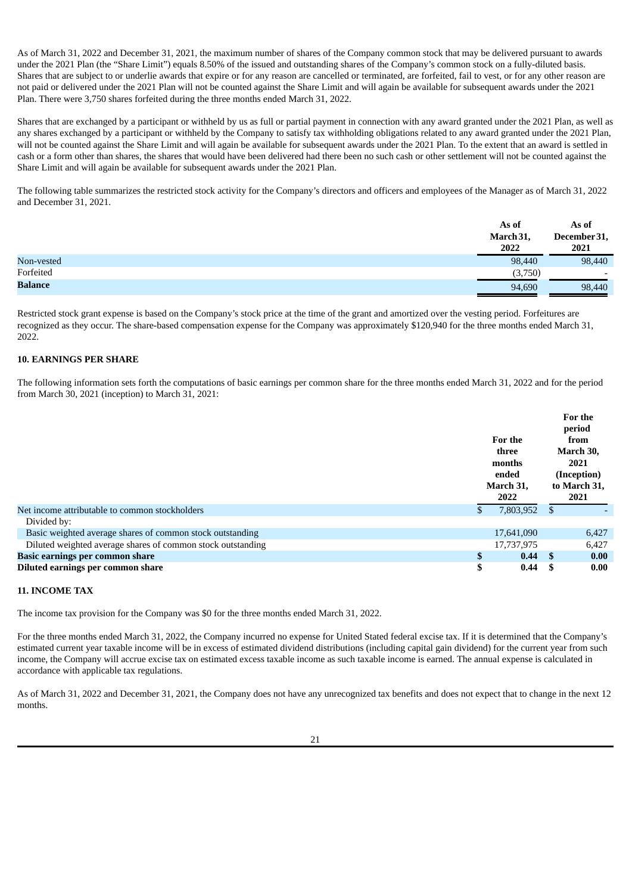As of March 31, 2022 and December 31, 2021, the maximum number of shares of the Company common stock that may be delivered pursuant to awards under the 2021 Plan (the "Share Limit") equals 8.50% of the issued and outstanding shares of the Company's common stock on a fully-diluted basis. Shares that are subject to or underlie awards that expire or for any reason are cancelled or terminated, are forfeited, fail to vest, or for any other reason are not paid or delivered under the 2021 Plan will not be counted against the Share Limit and will again be available for subsequent awards under the 2021 Plan. There were 3,750 shares forfeited during the three months ended March 31, 2022.

Shares that are exchanged by a participant or withheld by us as full or partial payment in connection with any award granted under the 2021 Plan, as well as any shares exchanged by a participant or withheld by the Company to satisfy tax withholding obligations related to any award granted under the 2021 Plan, will not be counted against the Share Limit and will again be available for subsequent awards under the 2021 Plan. To the extent that an award is settled in cash or a form other than shares, the shares that would have been delivered had there been no such cash or other settlement will not be counted against the Share Limit and will again be available for subsequent awards under the 2021 Plan.

The following table summarizes the restricted stock activity for the Company's directors and officers and employees of the Manager as of March 31, 2022 and December 31, 2021.

| | As of March 31, 2022 | As of December 31, 2021 |
|---|---|---|
| Non-vested | 98,440 | 98,440 |
| Forfeited | (3,750) | - |
| **Balance** | 94,690 | 98,440 |

Restricted stock grant expense is based on the Company's stock price at the time of the grant and amortized over the vesting period. Forfeitures are recognized as they occur. The share-based compensation expense for the Company was approximately $120,940 for the three months ended March 31, 2022.

### 10. EARNINGS PER SHARE

The following information sets forth the computations of basic earnings per common share for the three months ended March 31, 2022 and for the period from March 30, 2021 (inception) to March 31, 2021:

| | For the three months ended March 31, 2022 | For the period from March 30, 2021 (Inception) to March 31, 2021 |
|---|---|---|
| Net income attributable to common stockholders | $ 7,803,952 | $ - |
| Divided by: | | |
| Basic weighted average shares of common stock outstanding | 17,641,090 | 6,427 |
| Diluted weighted average shares of common stock outstanding | 17,737,975 | 6,427 |
| **Basic earnings per common share** | **$ 0.44** | **$ 0.00** |
| **Diluted earnings per common share** | **$ 0.44** | **$ 0.00** |

### 11. INCOME TAX

The income tax provision for the Company was $0 for the three months ended March 31, 2022.

For the three months ended March 31, 2022, the Company incurred no expense for United Stated federal excise tax. If it is determined that the Company's estimated current year taxable income will be in excess of estimated dividend distributions (including capital gain dividend) for the current year from such income, the Company will accrue excise tax on estimated excess taxable income as such taxable income is earned. The annual expense is calculated in accordance with applicable tax regulations.

As of March 31, 2022 and December 31, 2021, the Company does not have any unrecognized tax benefits and does not expect that to change in the next 12 months.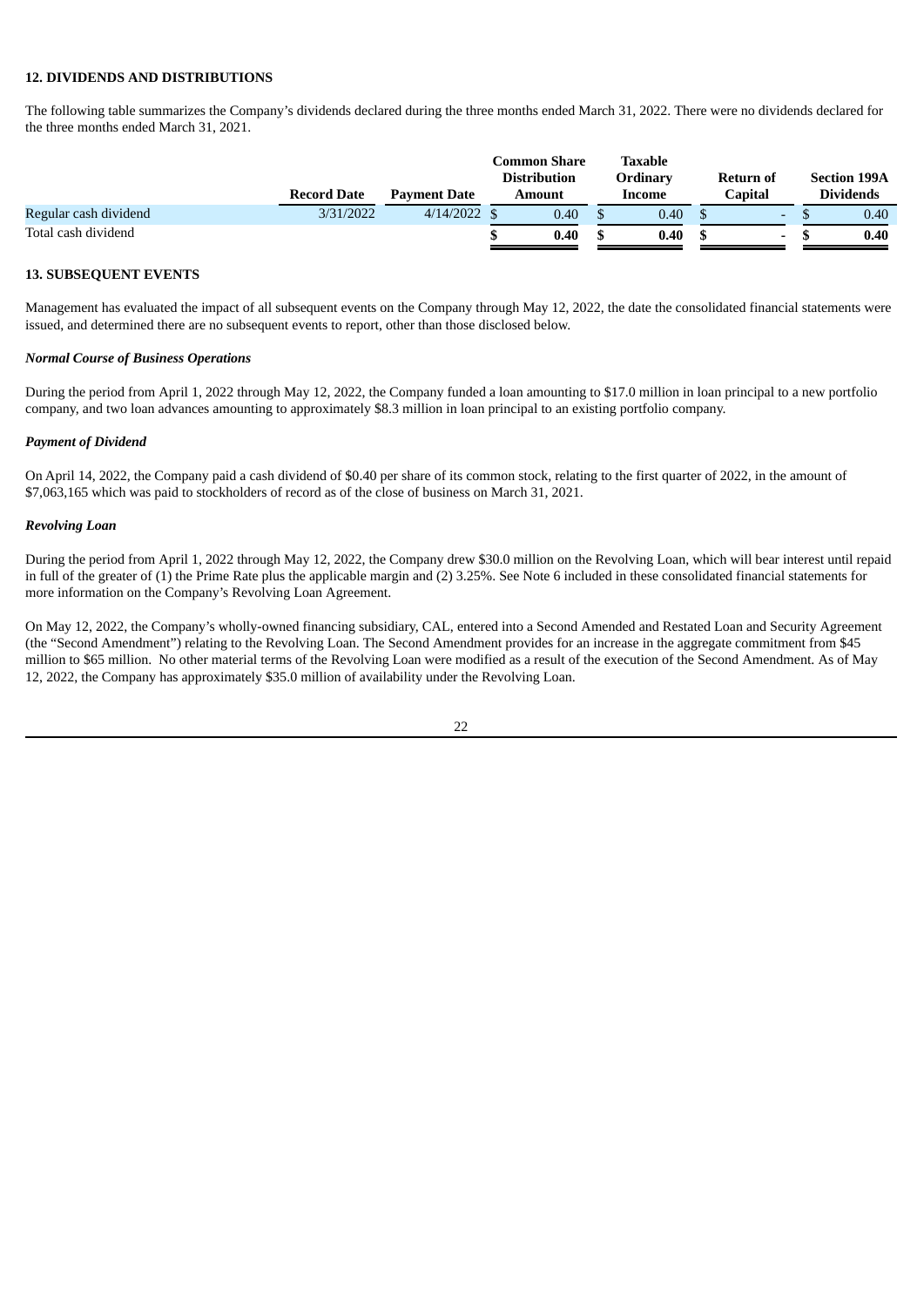### 12. DIVIDENDS AND DISTRIBUTIONS

The following table summarizes the Company's dividends declared during the three months ended March 31, 2022. There were no dividends declared for the three months ended March 31, 2021.

| | Record Date | Payment Date | Common Share Distribution Amount | Taxable Ordinary Income | Return of Capital | Section 199A Dividends |
|---|---|---|---|---|---|---|
| Regular cash dividend | 3/31/2022 | 4/14/2022 | $ 0.40 | $ 0.40 | $ - | $ 0.40 |
| Total cash dividend | | | **$ 0.40** | **$ 0.40** | **$ -** | **$ 0.40** |

### 13. SUBSEQUENT EVENTS

Management has evaluated the impact of all subsequent events on the Company through May 12, 2022, the date the consolidated financial statements were issued, and determined there are no subsequent events to report, other than those disclosed below.

***Normal Course of Business Operations***

During the period from April 1, 2022 through May 12, 2022, the Company funded a loan amounting to $17.0 million in loan principal to a new portfolio company, and two loan advances amounting to approximately $8.3 million in loan principal to an existing portfolio company.

***Payment of Dividend***

On April 14, 2022, the Company paid a cash dividend of $0.40 per share of its common stock, relating to the first quarter of 2022, in the amount of $7,063,165 which was paid to stockholders of record as of the close of business on March 31, 2021.

***Revolving Loan***

During the period from April 1, 2022 through May 12, 2022, the Company drew $30.0 million on the Revolving Loan, which will bear interest until repaid in full of the greater of (1) the Prime Rate plus the applicable margin and (2) 3.25%. See Note 6 included in these consolidated financial statements for more information on the Company's Revolving Loan Agreement.

On May 12, 2022, the Company's wholly-owned financing subsidiary, CAL, entered into a Second Amended and Restated Loan and Security Agreement (the "Second Amendment") relating to the Revolving Loan. The Second Amendment provides for an increase in the aggregate commitment from $45 million to $65 million. No other material terms of the Revolving Loan were modified as a result of the execution of the Second Amendment. As of May 12, 2022, the Company has approximately $35.0 million of availability under the Revolving Loan.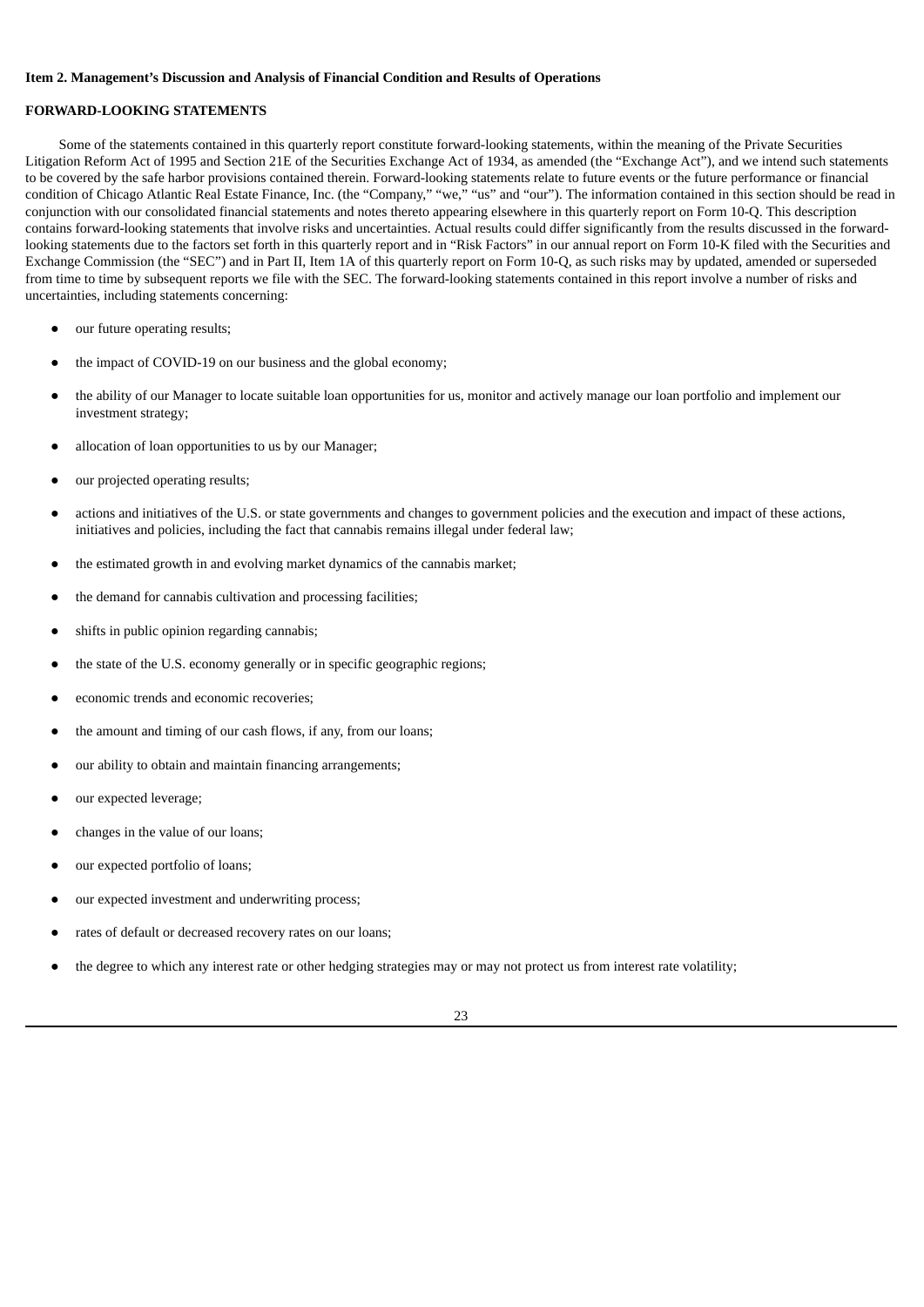**Item 2. Management's Discussion and Analysis of Financial Condition and Results of Operations**

**FORWARD-LOOKING STATEMENTS**

Some of the statements contained in this quarterly report constitute forward-looking statements, within the meaning of the Private Securities Litigation Reform Act of 1995 and Section 21E of the Securities Exchange Act of 1934, as amended (the "Exchange Act"), and we intend such statements to be covered by the safe harbor provisions contained therein. Forward-looking statements relate to future events or the future performance or financial condition of Chicago Atlantic Real Estate Finance, Inc. (the "Company," "we," "us" and "our"). The information contained in this section should be read in conjunction with our consolidated financial statements and notes thereto appearing elsewhere in this quarterly report on Form 10-Q. This description contains forward-looking statements that involve risks and uncertainties. Actual results could differ significantly from the results discussed in the forward-looking statements due to the factors set forth in this quarterly report and in "Risk Factors" in our annual report on Form 10-K filed with the Securities and Exchange Commission (the "SEC") and in Part II, Item 1A of this quarterly report on Form 10-Q, as such risks may by updated, amended or superseded from time to time by subsequent reports we file with the SEC. The forward-looking statements contained in this report involve a number of risks and uncertainties, including statements concerning:

- our future operating results;
- the impact of COVID-19 on our business and the global economy;
- the ability of our Manager to locate suitable loan opportunities for us, monitor and actively manage our loan portfolio and implement our investment strategy;
- allocation of loan opportunities to us by our Manager;
- our projected operating results;
- actions and initiatives of the U.S. or state governments and changes to government policies and the execution and impact of these actions, initiatives and policies, including the fact that cannabis remains illegal under federal law;
- the estimated growth in and evolving market dynamics of the cannabis market;
- the demand for cannabis cultivation and processing facilities;
- shifts in public opinion regarding cannabis;
- the state of the U.S. economy generally or in specific geographic regions;
- economic trends and economic recoveries;
- the amount and timing of our cash flows, if any, from our loans;
- our ability to obtain and maintain financing arrangements;
- our expected leverage;
- changes in the value of our loans;
- our expected portfolio of loans;
- our expected investment and underwriting process;
- rates of default or decreased recovery rates on our loans;
- the degree to which any interest rate or other hedging strategies may or may not protect us from interest rate volatility;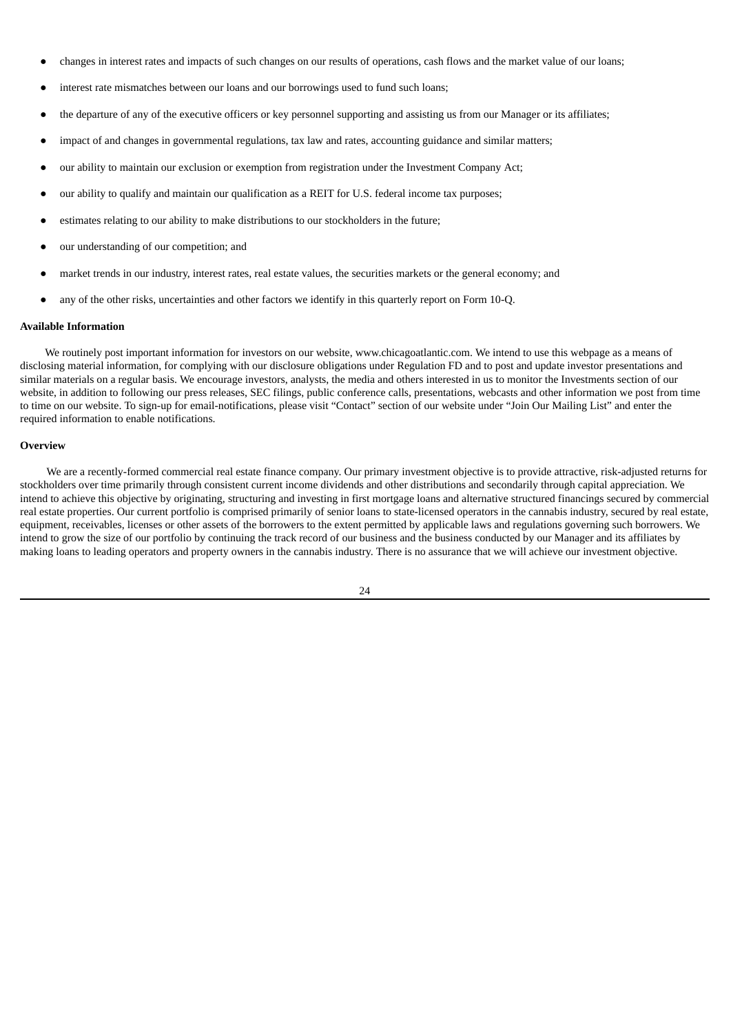- changes in interest rates and impacts of such changes on our results of operations, cash flows and the market value of our loans;
- interest rate mismatches between our loans and our borrowings used to fund such loans;
- the departure of any of the executive officers or key personnel supporting and assisting us from our Manager or its affiliates;
- impact of and changes in governmental regulations, tax law and rates, accounting guidance and similar matters;
- our ability to maintain our exclusion or exemption from registration under the Investment Company Act;
- our ability to qualify and maintain our qualification as a REIT for U.S. federal income tax purposes;
- estimates relating to our ability to make distributions to our stockholders in the future;
- our understanding of our competition; and
- market trends in our industry, interest rates, real estate values, the securities markets or the general economy; and
- any of the other risks, uncertainties and other factors we identify in this quarterly report on Form 10-Q.

**Available Information**

We routinely post important information for investors on our website, www.chicagoatlantic.com. We intend to use this webpage as a means of disclosing material information, for complying with our disclosure obligations under Regulation FD and to post and update investor presentations and similar materials on a regular basis. We encourage investors, analysts, the media and others interested in us to monitor the Investments section of our website, in addition to following our press releases, SEC filings, public conference calls, presentations, webcasts and other information we post from time to time on our website. To sign-up for email-notifications, please visit "Contact" section of our website under "Join Our Mailing List" and enter the required information to enable notifications.

**Overview**

We are a recently-formed commercial real estate finance company. Our primary investment objective is to provide attractive, risk-adjusted returns for stockholders over time primarily through consistent current income dividends and other distributions and secondarily through capital appreciation. We intend to achieve this objective by originating, structuring and investing in first mortgage loans and alternative structured financings secured by commercial real estate properties. Our current portfolio is comprised primarily of senior loans to state-licensed operators in the cannabis industry, secured by real estate, equipment, receivables, licenses or other assets of the borrowers to the extent permitted by applicable laws and regulations governing such borrowers. We intend to grow the size of our portfolio by continuing the track record of our business and the business conducted by our Manager and its affiliates by making loans to leading operators and property owners in the cannabis industry. There is no assurance that we will achieve our investment objective.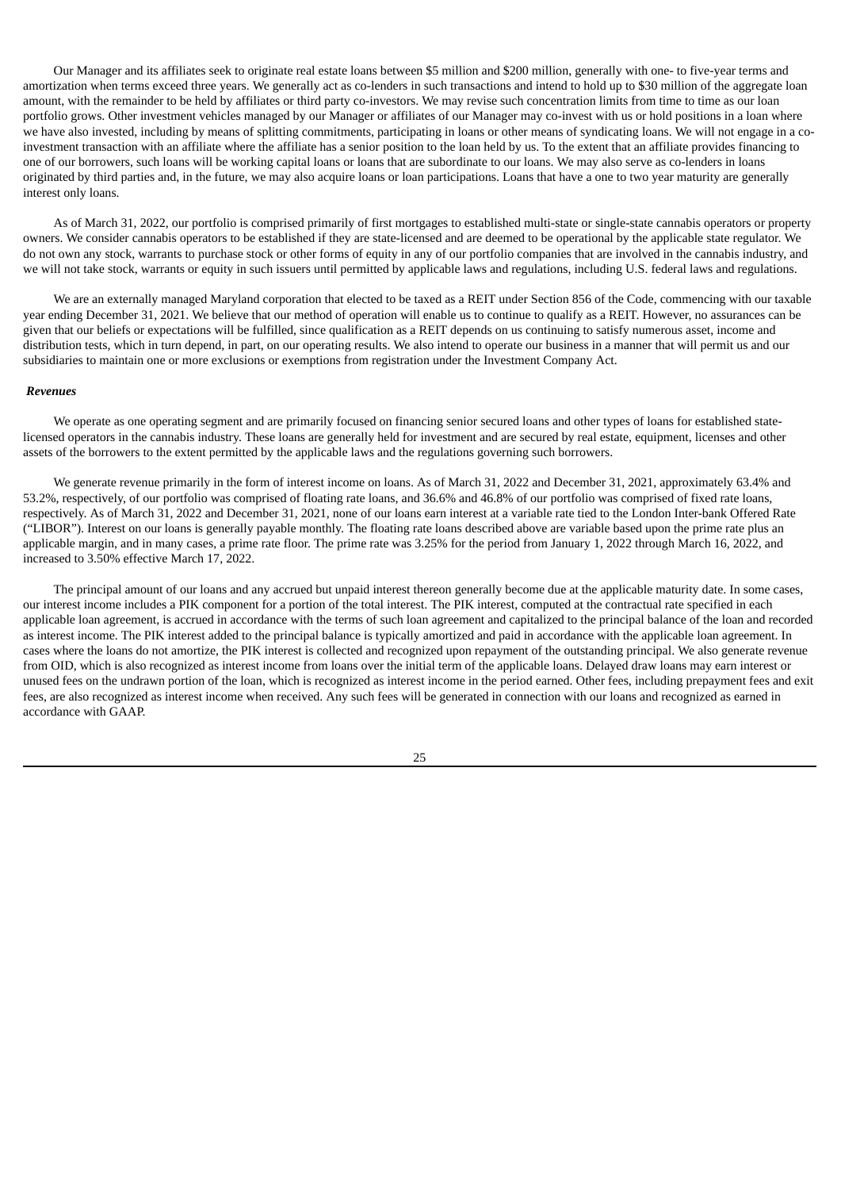Our Manager and its affiliates seek to originate real estate loans between $5 million and $200 million, generally with one- to five-year terms and amortization when terms exceed three years. We generally act as co-lenders in such transactions and intend to hold up to $30 million of the aggregate loan amount, with the remainder to be held by affiliates or third party co-investors. We may revise such concentration limits from time to time as our loan portfolio grows. Other investment vehicles managed by our Manager or affiliates of our Manager may co-invest with us or hold positions in a loan where we have also invested, including by means of splitting commitments, participating in loans or other means of syndicating loans. We will not engage in a co-investment transaction with an affiliate where the affiliate has a senior position to the loan held by us. To the extent that an affiliate provides financing to one of our borrowers, such loans will be working capital loans or loans that are subordinate to our loans. We may also serve as co-lenders in loans originated by third parties and, in the future, we may also acquire loans or loan participations. Loans that have a one to two year maturity are generally interest only loans.

As of March 31, 2022, our portfolio is comprised primarily of first mortgages to established multi-state or single-state cannabis operators or property owners. We consider cannabis operators to be established if they are state-licensed and are deemed to be operational by the applicable state regulator. We do not own any stock, warrants to purchase stock or other forms of equity in any of our portfolio companies that are involved in the cannabis industry, and we will not take stock, warrants or equity in such issuers until permitted by applicable laws and regulations, including U.S. federal laws and regulations.

We are an externally managed Maryland corporation that elected to be taxed as a REIT under Section 856 of the Code, commencing with our taxable year ending December 31, 2021. We believe that our method of operation will enable us to continue to qualify as a REIT. However, no assurances can be given that our beliefs or expectations will be fulfilled, since qualification as a REIT depends on us continuing to satisfy numerous asset, income and distribution tests, which in turn depend, in part, on our operating results. We also intend to operate our business in a manner that will permit us and our subsidiaries to maintain one or more exclusions or exemptions from registration under the Investment Company Act.

***Revenues***

We operate as one operating segment and are primarily focused on financing senior secured loans and other types of loans for established state-licensed operators in the cannabis industry. These loans are generally held for investment and are secured by real estate, equipment, licenses and other assets of the borrowers to the extent permitted by the applicable laws and the regulations governing such borrowers.

We generate revenue primarily in the form of interest income on loans. As of March 31, 2022 and December 31, 2021, approximately 63.4% and 53.2%, respectively, of our portfolio was comprised of floating rate loans, and 36.6% and 46.8% of our portfolio was comprised of fixed rate loans, respectively. As of March 31, 2022 and December 31, 2021, none of our loans earn interest at a variable rate tied to the London Inter-bank Offered Rate ("LIBOR"). Interest on our loans is generally payable monthly. The floating rate loans described above are variable based upon the prime rate plus an applicable margin, and in many cases, a prime rate floor. The prime rate was 3.25% for the period from January 1, 2022 through March 16, 2022, and increased to 3.50% effective March 17, 2022.

The principal amount of our loans and any accrued but unpaid interest thereon generally become due at the applicable maturity date. In some cases, our interest income includes a PIK component for a portion of the total interest. The PIK interest, computed at the contractual rate specified in each applicable loan agreement, is accrued in accordance with the terms of such loan agreement and capitalized to the principal balance of the loan and recorded as interest income. The PIK interest added to the principal balance is typically amortized and paid in accordance with the applicable loan agreement. In cases where the loans do not amortize, the PIK interest is collected and recognized upon repayment of the outstanding principal. We also generate revenue from OID, which is also recognized as interest income from loans over the initial term of the applicable loans. Delayed draw loans may earn interest or unused fees on the undrawn portion of the loan, which is recognized as interest income in the period earned. Other fees, including prepayment fees and exit fees, are also recognized as interest income when received. Any such fees will be generated in connection with our loans and recognized as earned in accordance with GAAP.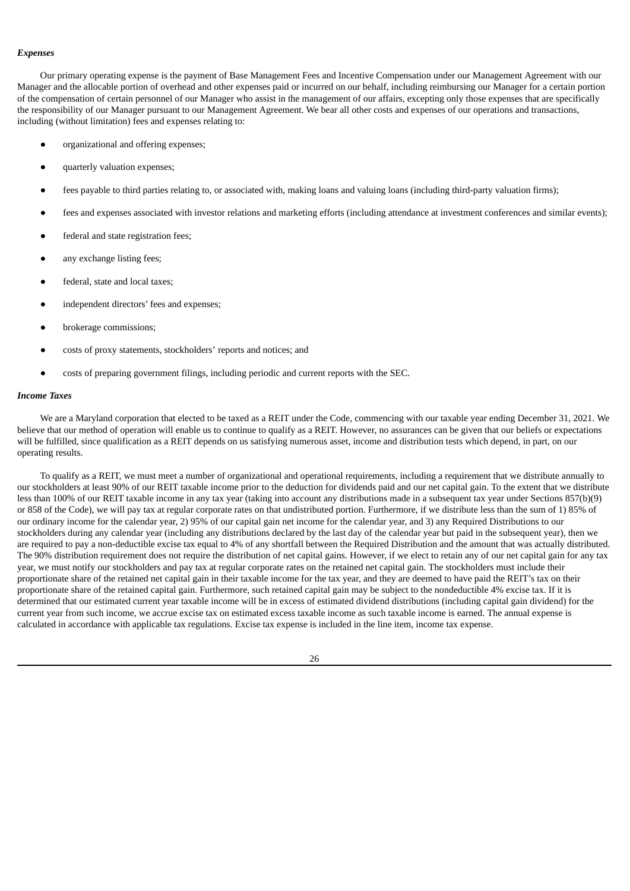### *Expenses*

Our primary operating expense is the payment of Base Management Fees and Incentive Compensation under our Management Agreement with our Manager and the allocable portion of overhead and other expenses paid or incurred on our behalf, including reimbursing our Manager for a certain portion of the compensation of certain personnel of our Manager who assist in the management of our affairs, excepting only those expenses that are specifically the responsibility of our Manager pursuant to our Management Agreement. We bear all other costs and expenses of our operations and transactions, including (without limitation) fees and expenses relating to:

- organizational and offering expenses;
- quarterly valuation expenses;
- fees payable to third parties relating to, or associated with, making loans and valuing loans (including third-party valuation firms);
- fees and expenses associated with investor relations and marketing efforts (including attendance at investment conferences and similar events);
- federal and state registration fees;
- any exchange listing fees;
- federal, state and local taxes;
- independent directors' fees and expenses;
- brokerage commissions;
- costs of proxy statements, stockholders' reports and notices; and
- costs of preparing government filings, including periodic and current reports with the SEC.

### *Income Taxes*

We are a Maryland corporation that elected to be taxed as a REIT under the Code, commencing with our taxable year ending December 31, 2021. We believe that our method of operation will enable us to continue to qualify as a REIT. However, no assurances can be given that our beliefs or expectations will be fulfilled, since qualification as a REIT depends on us satisfying numerous asset, income and distribution tests which depend, in part, on our operating results.

To qualify as a REIT, we must meet a number of organizational and operational requirements, including a requirement that we distribute annually to our stockholders at least 90% of our REIT taxable income prior to the deduction for dividends paid and our net capital gain. To the extent that we distribute less than 100% of our REIT taxable income in any tax year (taking into account any distributions made in a subsequent tax year under Sections 857(b)(9) or 858 of the Code), we will pay tax at regular corporate rates on that undistributed portion. Furthermore, if we distribute less than the sum of 1) 85% of our ordinary income for the calendar year, 2) 95% of our capital gain net income for the calendar year, and 3) any Required Distributions to our stockholders during any calendar year (including any distributions declared by the last day of the calendar year but paid in the subsequent year), then we are required to pay a non-deductible excise tax equal to 4% of any shortfall between the Required Distribution and the amount that was actually distributed. The 90% distribution requirement does not require the distribution of net capital gains. However, if we elect to retain any of our net capital gain for any tax year, we must notify our stockholders and pay tax at regular corporate rates on the retained net capital gain. The stockholders must include their proportionate share of the retained net capital gain in their taxable income for the tax year, and they are deemed to have paid the REIT's tax on their proportionate share of the retained capital gain. Furthermore, such retained capital gain may be subject to the nondeductible 4% excise tax. If it is determined that our estimated current year taxable income will be in excess of estimated dividend distributions (including capital gain dividend) for the current year from such income, we accrue excise tax on estimated excess taxable income as such taxable income is earned. The annual expense is calculated in accordance with applicable tax regulations. Excise tax expense is included in the line item, income tax expense.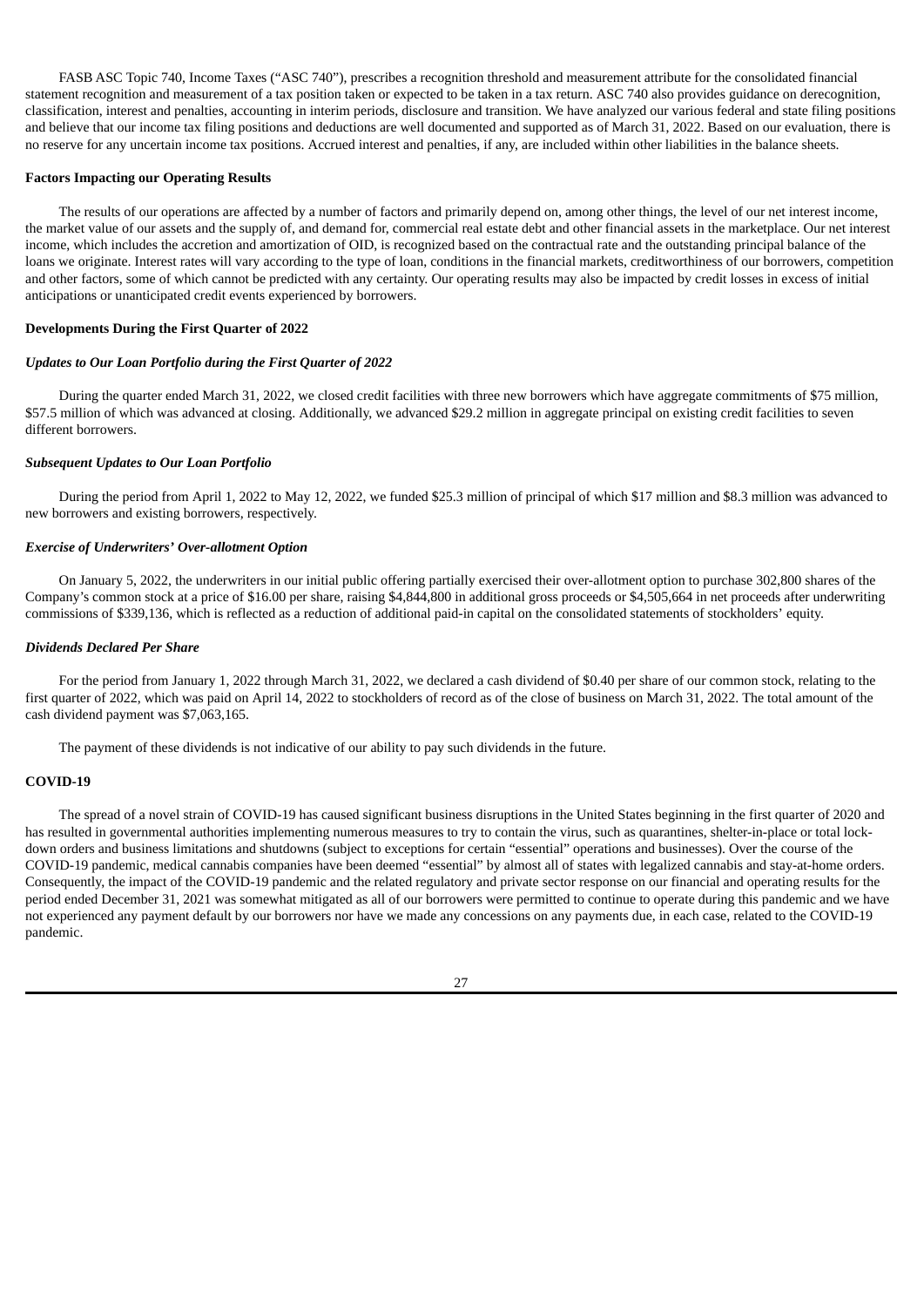FASB ASC Topic 740, Income Taxes ("ASC 740"), prescribes a recognition threshold and measurement attribute for the consolidated financial statement recognition and measurement of a tax position taken or expected to be taken in a tax return. ASC 740 also provides guidance on derecognition, classification, interest and penalties, accounting in interim periods, disclosure and transition. We have analyzed our various federal and state filing positions and believe that our income tax filing positions and deductions are well documented and supported as of March 31, 2022. Based on our evaluation, there is no reserve for any uncertain income tax positions. Accrued interest and penalties, if any, are included within other liabilities in the balance sheets.

**Factors Impacting our Operating Results**

The results of our operations are affected by a number of factors and primarily depend on, among other things, the level of our net interest income, the market value of our assets and the supply of, and demand for, commercial real estate debt and other financial assets in the marketplace. Our net interest income, which includes the accretion and amortization of OID, is recognized based on the contractual rate and the outstanding principal balance of the loans we originate. Interest rates will vary according to the type of loan, conditions in the financial markets, creditworthiness of our borrowers, competition and other factors, some of which cannot be predicted with any certainty. Our operating results may also be impacted by credit losses in excess of initial anticipations or unanticipated credit events experienced by borrowers.

**Developments During the First Quarter of 2022**

***Updates to Our Loan Portfolio during the First Quarter of 2022***

During the quarter ended March 31, 2022, we closed credit facilities with three new borrowers which have aggregate commitments of $75 million, $57.5 million of which was advanced at closing. Additionally, we advanced $29.2 million in aggregate principal on existing credit facilities to seven different borrowers.

***Subsequent Updates to Our Loan Portfolio***

During the period from April 1, 2022 to May 12, 2022, we funded $25.3 million of principal of which $17 million and $8.3 million was advanced to new borrowers and existing borrowers, respectively.

***Exercise of Underwriters' Over-allotment Option***

On January 5, 2022, the underwriters in our initial public offering partially exercised their over-allotment option to purchase 302,800 shares of the Company's common stock at a price of $16.00 per share, raising $4,844,800 in additional gross proceeds or $4,505,664 in net proceeds after underwriting commissions of $339,136, which is reflected as a reduction of additional paid-in capital on the consolidated statements of stockholders' equity.

***Dividends Declared Per Share***

For the period from January 1, 2022 through March 31, 2022, we declared a cash dividend of $0.40 per share of our common stock, relating to the first quarter of 2022, which was paid on April 14, 2022 to stockholders of record as of the close of business on March 31, 2022. The total amount of the cash dividend payment was $7,063,165.

The payment of these dividends is not indicative of our ability to pay such dividends in the future.

**COVID-19**

The spread of a novel strain of COVID-19 has caused significant business disruptions in the United States beginning in the first quarter of 2020 and has resulted in governmental authorities implementing numerous measures to try to contain the virus, such as quarantines, shelter-in-place or total lock-down orders and business limitations and shutdowns (subject to exceptions for certain "essential" operations and businesses). Over the course of the COVID-19 pandemic, medical cannabis companies have been deemed "essential" by almost all of states with legalized cannabis and stay-at-home orders. Consequently, the impact of the COVID-19 pandemic and the related regulatory and private sector response on our financial and operating results for the period ended December 31, 2021 was somewhat mitigated as all of our borrowers were permitted to continue to operate during this pandemic and we have not experienced any payment default by our borrowers nor have we made any concessions on any payments due, in each case, related to the COVID-19 pandemic.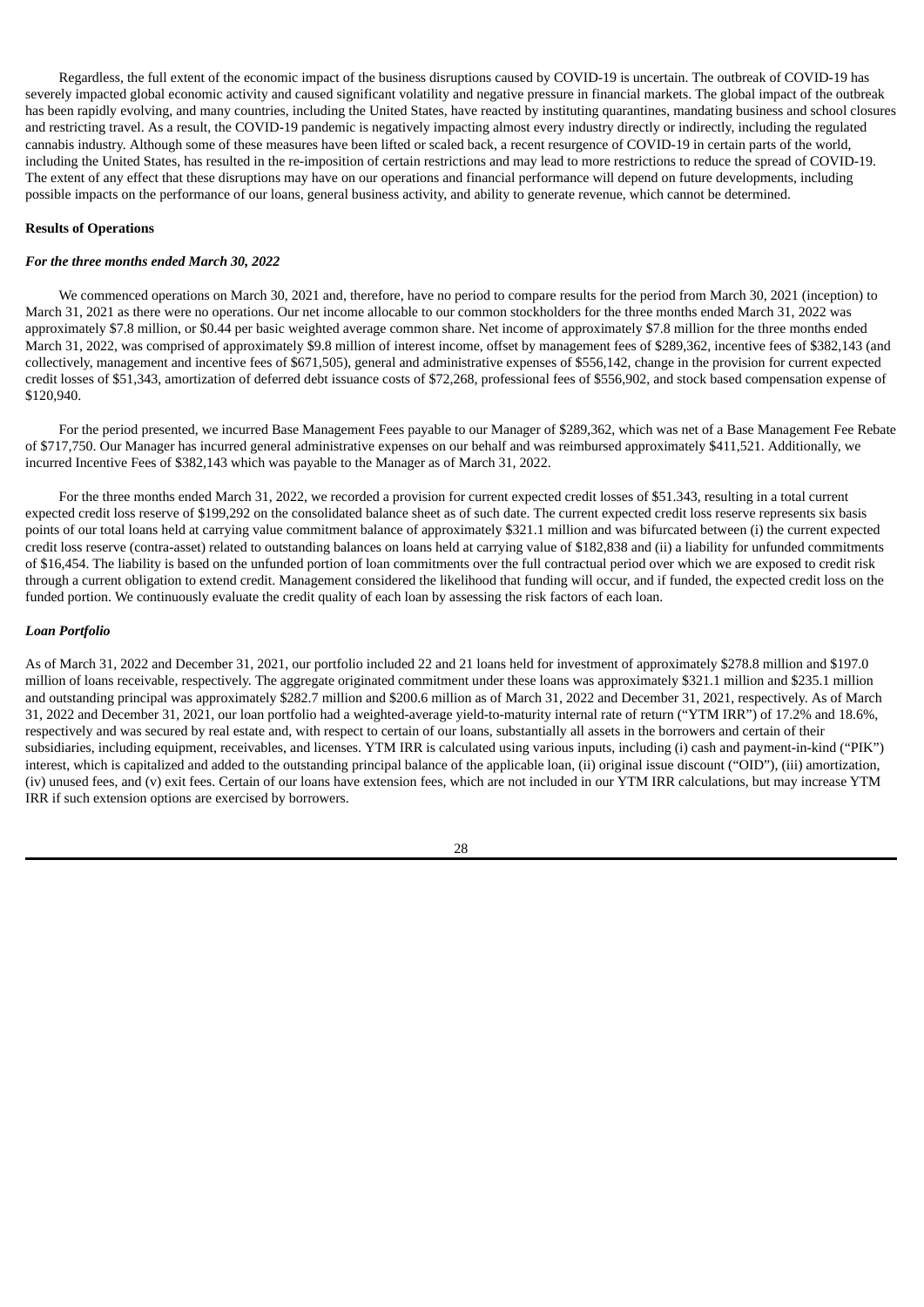Regardless, the full extent of the economic impact of the business disruptions caused by COVID-19 is uncertain. The outbreak of COVID-19 has severely impacted global economic activity and caused significant volatility and negative pressure in financial markets. The global impact of the outbreak has been rapidly evolving, and many countries, including the United States, have reacted by instituting quarantines, mandating business and school closures and restricting travel. As a result, the COVID-19 pandemic is negatively impacting almost every industry directly or indirectly, including the regulated cannabis industry. Although some of these measures have been lifted or scaled back, a recent resurgence of COVID-19 in certain parts of the world, including the United States, has resulted in the re-imposition of certain restrictions and may lead to more restrictions to reduce the spread of COVID-19. The extent of any effect that these disruptions may have on our operations and financial performance will depend on future developments, including possible impacts on the performance of our loans, general business activity, and ability to generate revenue, which cannot be determined.

**Results of Operations**

***For the three months ended March 30, 2022***

We commenced operations on March 30, 2021 and, therefore, have no period to compare results for the period from March 30, 2021 (inception) to March 31, 2021 as there were no operations. Our net income allocable to our common stockholders for the three months ended March 31, 2022 was approximately $7.8 million, or $0.44 per basic weighted average common share. Net income of approximately $7.8 million for the three months ended March 31, 2022, was comprised of approximately $9.8 million of interest income, offset by management fees of $289,362, incentive fees of $382,143 (and collectively, management and incentive fees of $671,505), general and administrative expenses of $556,142, change in the provision for current expected credit losses of $51,343, amortization of deferred debt issuance costs of $72,268, professional fees of $556,902, and stock based compensation expense of $120,940.

For the period presented, we incurred Base Management Fees payable to our Manager of $289,362, which was net of a Base Management Fee Rebate of $717,750. Our Manager has incurred general administrative expenses on our behalf and was reimbursed approximately $411,521. Additionally, we incurred Incentive Fees of $382,143 which was payable to the Manager as of March 31, 2022.

For the three months ended March 31, 2022, we recorded a provision for current expected credit losses of $51.343, resulting in a total current expected credit loss reserve of $199,292 on the consolidated balance sheet as of such date. The current expected credit loss reserve represents six basis points of our total loans held at carrying value commitment balance of approximately $321.1 million and was bifurcated between (i) the current expected credit loss reserve (contra-asset) related to outstanding balances on loans held at carrying value of $182,838 and (ii) a liability for unfunded commitments of $16,454. The liability is based on the unfunded portion of loan commitments over the full contractual period over which we are exposed to credit risk through a current obligation to extend credit. Management considered the likelihood that funding will occur, and if funded, the expected credit loss on the funded portion. We continuously evaluate the credit quality of each loan by assessing the risk factors of each loan.

***Loan Portfolio***

As of March 31, 2022 and December 31, 2021, our portfolio included 22 and 21 loans held for investment of approximately $278.8 million and $197.0 million of loans receivable, respectively. The aggregate originated commitment under these loans was approximately $321.1 million and $235.1 million and outstanding principal was approximately $282.7 million and $200.6 million as of March 31, 2022 and December 31, 2021, respectively. As of March 31, 2022 and December 31, 2021, our loan portfolio had a weighted-average yield-to-maturity internal rate of return ("YTM IRR") of 17.2% and 18.6%, respectively and was secured by real estate and, with respect to certain of our loans, substantially all assets in the borrowers and certain of their subsidiaries, including equipment, receivables, and licenses. YTM IRR is calculated using various inputs, including (i) cash and payment-in-kind ("PIK") interest, which is capitalized and added to the outstanding principal balance of the applicable loan, (ii) original issue discount ("OID"), (iii) amortization, (iv) unused fees, and (v) exit fees. Certain of our loans have extension fees, which are not included in our YTM IRR calculations, but may increase YTM IRR if such extension options are exercised by borrowers.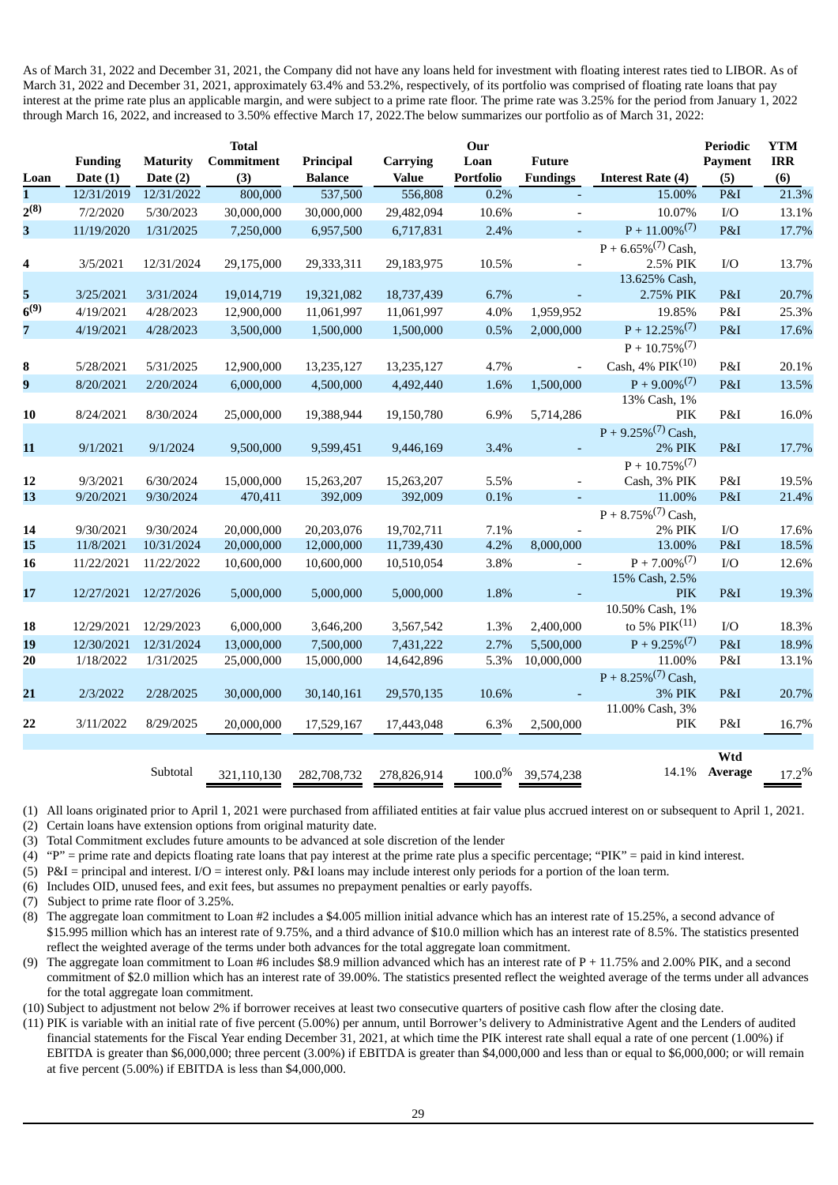As of March 31, 2022 and December 31, 2021, the Company did not have any loans held for investment with floating interest rates tied to LIBOR. As of March 31, 2022 and December 31, 2021, approximately 63.4% and 53.2%, respectively, of its portfolio was comprised of floating rate loans that pay interest at the prime rate plus an applicable margin, and were subject to a prime rate floor. The prime rate was 3.25% for the period from January 1, 2022 through March 16, 2022, and increased to 3.50% effective March 17, 2022.The below summarizes our portfolio as of March 31, 2022:

| Loan | Funding Date (1) | Maturity Date (2) | Total Commitment (3) | Principal Balance | Carrying Value | Our Loan Portfolio | Future Fundings | Interest Rate (4) | Periodic Payment (5) | YTM IRR (6) |
|---|---|---|---|---|---|---|---|---|---|---|
| 1 | 12/31/2019 | 12/31/2022 | 800,000 | 537,500 | 556,808 | 0.2% | - | 15.00% | P&I | 21.3% |
| 2(8) | 7/2/2020 | 5/30/2023 | 30,000,000 | 30,000,000 | 29,482,094 | 10.6% | - | 10.07% | I/O | 13.1% |
| 3 | 11/19/2020 | 1/31/2025 | 7,250,000 | 6,957,500 | 6,717,831 | 2.4% | - | P + 11.00%(7) | P&I | 17.7% |
| 4 | 3/5/2021 | 12/31/2024 | 29,175,000 | 29,333,311 | 29,183,975 | 10.5% | - | P + 6.65%(7) Cash, 2.5% PIK | I/O | 13.7% |
| 5 | 3/25/2021 | 3/31/2024 | 19,014,719 | 19,321,082 | 18,737,439 | 6.7% | - | 13.625% Cash, 2.75% PIK | P&I | 20.7% |
| 6(9) | 4/19/2021 | 4/28/2023 | 12,900,000 | 11,061,997 | 11,061,997 | 4.0% | 1,959,952 | 19.85% | P&I | 25.3% |
| 7 | 4/19/2021 | 4/28/2023 | 3,500,000 | 1,500,000 | 1,500,000 | 0.5% | 2,000,000 | P + 12.25%(7) | P&I | 17.6% |
| 8 | 5/28/2021 | 5/31/2025 | 12,900,000 | 13,235,127 | 13,235,127 | 4.7% | - | P + 10.75%(7) Cash, 4% PIK(10) | P&I | 20.1% |
| 9 | 8/20/2021 | 2/20/2024 | 6,000,000 | 4,500,000 | 4,492,440 | 1.6% | 1,500,000 | P + 9.00%(7) | P&I | 13.5% |
| 10 | 8/24/2021 | 8/30/2024 | 25,000,000 | 19,388,944 | 19,150,780 | 6.9% | 5,714,286 | 13% Cash, 1% PIK | P&I | 16.0% |
| 11 | 9/1/2021 | 9/1/2024 | 9,500,000 | 9,599,451 | 9,446,169 | 3.4% | - | P + 9.25%(7) Cash, 2% PIK | P&I | 17.7% |
| 12 | 9/3/2021 | 6/30/2024 | 15,000,000 | 15,263,207 | 15,263,207 | 5.5% | - | P + 10.75%(7) Cash, 3% PIK | P&I | 19.5% |
| 13 | 9/20/2021 | 9/30/2024 | 470,411 | 392,009 | 392,009 | 0.1% | - | 11.00% | P&I | 21.4% |
| 14 | 9/30/2021 | 9/30/2024 | 20,000,000 | 20,203,076 | 19,702,711 | 7.1% | - | P + 8.75%(7) Cash, 2% PIK | I/O | 17.6% |
| 15 | 11/8/2021 | 10/31/2024 | 20,000,000 | 12,000,000 | 11,739,430 | 4.2% | 8,000,000 | 13.00% | P&I | 18.5% |
| 16 | 11/22/2021 | 11/22/2022 | 10,600,000 | 10,600,000 | 10,510,054 | 3.8% | - | P + 7.00%(7) | I/O | 12.6% |
| 17 | 12/27/2021 | 12/27/2026 | 5,000,000 | 5,000,000 | 5,000,000 | 1.8% | - | 15% Cash, 2.5% PIK | P&I | 19.3% |
| 18 | 12/29/2021 | 12/29/2023 | 6,000,000 | 3,646,200 | 3,567,542 | 1.3% | 2,400,000 | 10.50% Cash, 1% to 5% PIK(11) | I/O | 18.3% |
| 19 | 12/30/2021 | 12/31/2024 | 13,000,000 | 7,500,000 | 7,431,222 | 2.7% | 5,500,000 | P + 9.25%(7) | P&I | 18.9% |
| 20 | 1/18/2022 | 1/31/2025 | 25,000,000 | 15,000,000 | 14,642,896 | 5.3% | 10,000,000 | 11.00% | P&I | 13.1% |
| 21 | 2/3/2022 | 2/28/2025 | 30,000,000 | 30,140,161 | 29,570,135 | 10.6% | - | P + 8.25%(7) Cash, 3% PIK | P&I | 20.7% |
| 22 | 3/11/2022 | 8/29/2025 | 20,000,000 | 17,529,167 | 17,443,048 | 6.3% | 2,500,000 | 11.00% Cash, 3% PIK | P&I | 16.7% |
| | | Subtotal | 321,110,130 | 282,708,732 | 278,826,914 | 100.0% | 39,574,238 | 14.1% | Wtd Average | 17.2% |

(1) All loans originated prior to April 1, 2021 were purchased from affiliated entities at fair value plus accrued interest on or subsequent to April 1, 2021.

(2) Certain loans have extension options from original maturity date.

(3) Total Commitment excludes future amounts to be advanced at sole discretion of the lender

(4) "P" = prime rate and depicts floating rate loans that pay interest at the prime rate plus a specific percentage; "PIK" = paid in kind interest.

(5) P&I = principal and interest. I/O = interest only. P&I loans may include interest only periods for a portion of the loan term.

(6) Includes OID, unused fees, and exit fees, but assumes no prepayment penalties or early payoffs.

(7) Subject to prime rate floor of 3.25%.

(8) The aggregate loan commitment to Loan #2 includes a $4.005 million initial advance which has an interest rate of 15.25%, a second advance of $15.995 million which has an interest rate of 9.75%, and a third advance of $10.0 million which has an interest rate of 8.5%. The statistics presented reflect the weighted average of the terms under both advances for the total aggregate loan commitment.

(9) The aggregate loan commitment to Loan #6 includes $8.9 million advanced which has an interest rate of P + 11.75% and 2.00% PIK, and a second commitment of $2.0 million which has an interest rate of 39.00%. The statistics presented reflect the weighted average of the terms under all advances for the total aggregate loan commitment.

(10) Subject to adjustment not below 2% if borrower receives at least two consecutive quarters of positive cash flow after the closing date.

(11) PIK is variable with an initial rate of five percent (5.00%) per annum, until Borrower's delivery to Administrative Agent and the Lenders of audited financial statements for the Fiscal Year ending December 31, 2021, at which time the PIK interest rate shall equal a rate of one percent (1.00%) if EBITDA is greater than $6,000,000; three percent (3.00%) if EBITDA is greater than $4,000,000 and less than or equal to $6,000,000; or will remain at five percent (5.00%) if EBITDA is less than $4,000,000.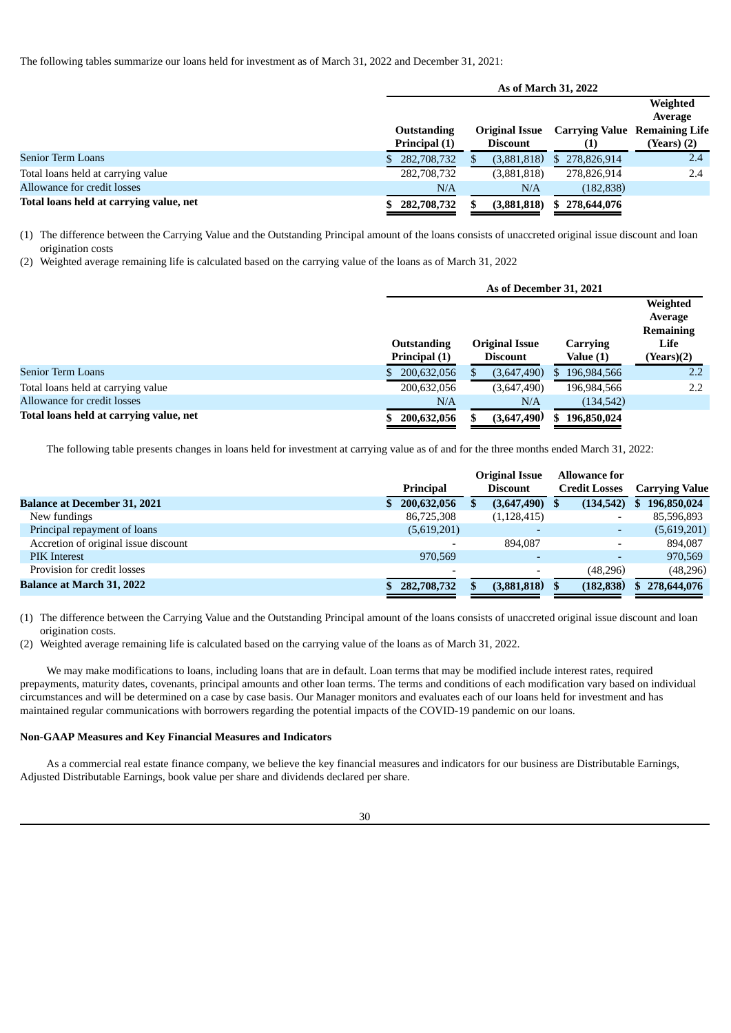The following tables summarize our loans held for investment as of March 31, 2022 and December 31, 2021:

| | As of March 31, 2022 | | | |
|---|---|---|---|---|
| | Outstanding Principal (1) | Original Issue Discount | Carrying Value (1) | Weighted Average Remaining Life (Years) (2) |
| Senior Term Loans | $ 282,708,732 | $ (3,881,818) | $ 278,826,914 | 2.4 |
| Total loans held at carrying value | 282,708,732 | (3,881,818) | 278,826,914 | 2.4 |
| Allowance for credit losses | N/A | N/A | (182,838) | |
| **Total loans held at carrying value, net** | **$ 282,708,732** | **$ (3,881,818)** | **$ 278,644,076** | |

(1) The difference between the Carrying Value and the Outstanding Principal amount of the loans consists of unaccreted original issue discount and loan origination costs

(2) Weighted average remaining life is calculated based on the carrying value of the loans as of March 31, 2022

| | As of December 31, 2021 | | | |
|---|---|---|---|---|
| | Outstanding Principal (1) | Original Issue Discount | Carrying Value (1) | Weighted Average Remaining Life (Years)(2) |
| Senior Term Loans | $ 200,632,056 | $ (3,647,490) | $ 196,984,566 | 2.2 |
| Total loans held at carrying value | 200,632,056 | (3,647,490) | 196,984,566 | 2.2 |
| Allowance for credit losses | N/A | N/A | (134,542) | |
| **Total loans held at carrying value, net** | **$ 200,632,056** | **$ (3,647,490)** | **$ 196,850,024** | |

The following table presents changes in loans held for investment at carrying value as of and for the three months ended March 31, 2022:

| | Principal | Original Issue Discount | Allowance for Credit Losses | Carrying Value |
|---|---|---|---|---|
| **Balance at December 31, 2021** | **$ 200,632,056** | **$ (3,647,490)** | **$ (134,542)** | **$ 196,850,024** |
| New fundings | 86,725,308 | (1,128,415) | - | 85,596,893 |
| Principal repayment of loans | (5,619,201) | - | - | (5,619,201) |
| Accretion of original issue discount | - | 894,087 | - | 894,087 |
| PIK Interest | 970,569 | - | - | 970,569 |
| Provision for credit losses | - | - | (48,296) | (48,296) |
| **Balance at March 31, 2022** | **$ 282,708,732** | **$ (3,881,818)** | **$ (182,838)** | **$ 278,644,076** |

(1) The difference between the Carrying Value and the Outstanding Principal amount of the loans consists of unaccreted original issue discount and loan origination costs.

(2) Weighted average remaining life is calculated based on the carrying value of the loans as of March 31, 2022.

We may make modifications to loans, including loans that are in default. Loan terms that may be modified include interest rates, required prepayments, maturity dates, covenants, principal amounts and other loan terms. The terms and conditions of each modification vary based on individual circumstances and will be determined on a case by case basis. Our Manager monitors and evaluates each of our loans held for investment and has maintained regular communications with borrowers regarding the potential impacts of the COVID-19 pandemic on our loans.

**Non-GAAP Measures and Key Financial Measures and Indicators**

As a commercial real estate finance company, we believe the key financial measures and indicators for our business are Distributable Earnings, Adjusted Distributable Earnings, book value per share and dividends declared per share.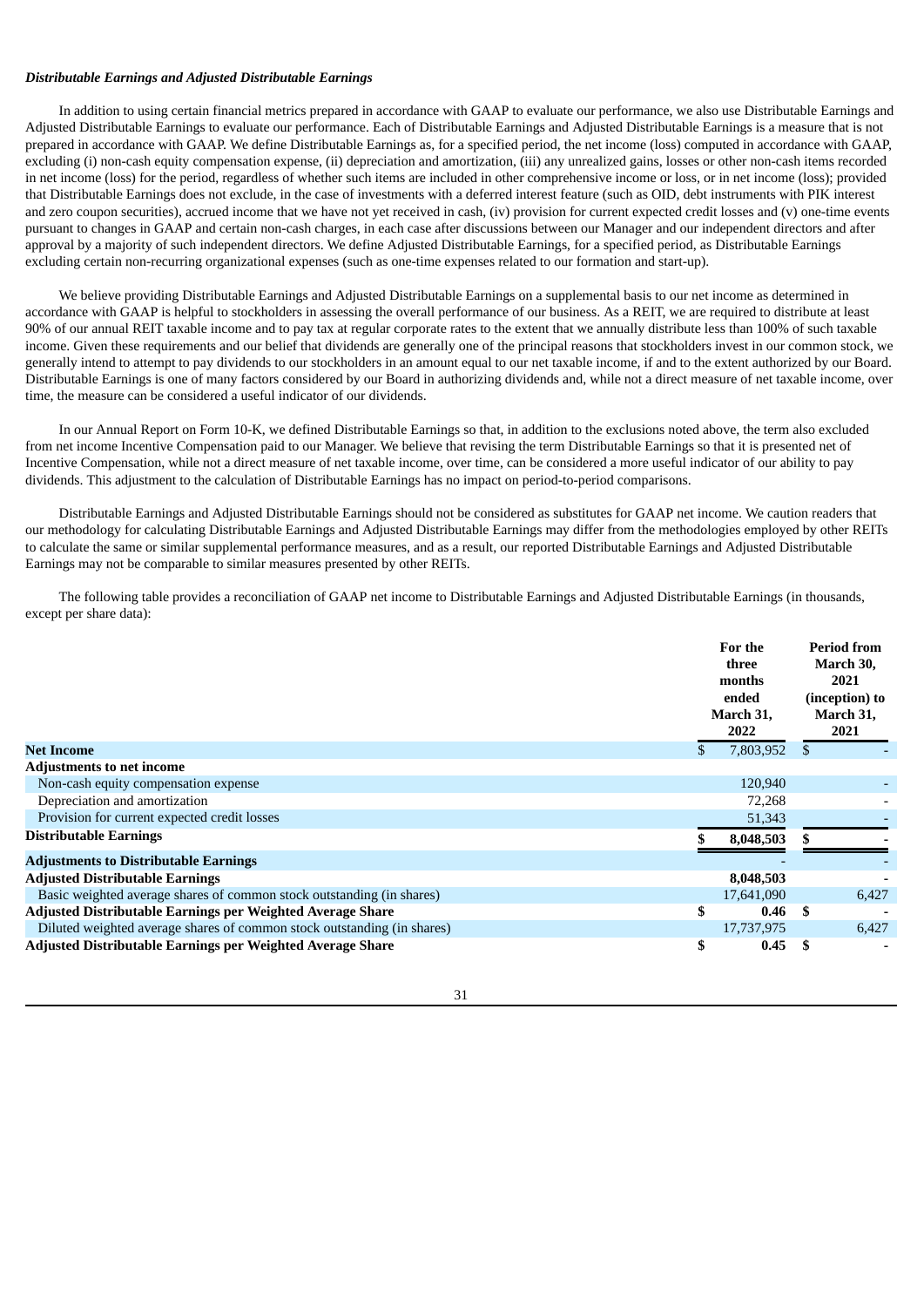***Distributable Earnings and Adjusted Distributable Earnings***

In addition to using certain financial metrics prepared in accordance with GAAP to evaluate our performance, we also use Distributable Earnings and Adjusted Distributable Earnings to evaluate our performance. Each of Distributable Earnings and Adjusted Distributable Earnings is a measure that is not prepared in accordance with GAAP. We define Distributable Earnings as, for a specified period, the net income (loss) computed in accordance with GAAP, excluding (i) non-cash equity compensation expense, (ii) depreciation and amortization, (iii) any unrealized gains, losses or other non-cash items recorded in net income (loss) for the period, regardless of whether such items are included in other comprehensive income or loss, or in net income (loss); provided that Distributable Earnings does not exclude, in the case of investments with a deferred interest feature (such as OID, debt instruments with PIK interest and zero coupon securities), accrued income that we have not yet received in cash, (iv) provision for current expected credit losses and (v) one-time events pursuant to changes in GAAP and certain non-cash charges, in each case after discussions between our Manager and our independent directors and after approval by a majority of such independent directors. We define Adjusted Distributable Earnings, for a specified period, as Distributable Earnings excluding certain non-recurring organizational expenses (such as one-time expenses related to our formation and start-up).

We believe providing Distributable Earnings and Adjusted Distributable Earnings on a supplemental basis to our net income as determined in accordance with GAAP is helpful to stockholders in assessing the overall performance of our business. As a REIT, we are required to distribute at least 90% of our annual REIT taxable income and to pay tax at regular corporate rates to the extent that we annually distribute less than 100% of such taxable income. Given these requirements and our belief that dividends are generally one of the principal reasons that stockholders invest in our common stock, we generally intend to attempt to pay dividends to our stockholders in an amount equal to our net taxable income, if and to the extent authorized by our Board. Distributable Earnings is one of many factors considered by our Board in authorizing dividends and, while not a direct measure of net taxable income, over time, the measure can be considered a useful indicator of our dividends.

In our Annual Report on Form 10-K, we defined Distributable Earnings so that, in addition to the exclusions noted above, the term also excluded from net income Incentive Compensation paid to our Manager. We believe that revising the term Distributable Earnings so that it is presented net of Incentive Compensation, while not a direct measure of net taxable income, over time, can be considered a more useful indicator of our ability to pay dividends. This adjustment to the calculation of Distributable Earnings has no impact on period-to-period comparisons.

Distributable Earnings and Adjusted Distributable Earnings should not be considered as substitutes for GAAP net income. We caution readers that our methodology for calculating Distributable Earnings and Adjusted Distributable Earnings may differ from the methodologies employed by other REITs to calculate the same or similar supplemental performance measures, and as a result, our reported Distributable Earnings and Adjusted Distributable Earnings may not be comparable to similar measures presented by other REITs.

The following table provides a reconciliation of GAAP net income to Distributable Earnings and Adjusted Distributable Earnings (in thousands, except per share data):

| | For the three months ended March 31, 2022 | Period from March 30, 2021 (inception) to March 31, 2021 |
|---|---|---|
| **Net Income** | $ 7,803,952 | $ - |
| **Adjustments to net income** | | |
| Non-cash equity compensation expense | 120,940 | - |
| Depreciation and amortization | 72,268 | - |
| Provision for current expected credit losses | 51,343 | - |
| **Distributable Earnings** | **$ 8,048,503** | **$ -** |
| **Adjustments to Distributable Earnings** | - | - |
| **Adjusted Distributable Earnings** | **8,048,503** | **-** |
| Basic weighted average shares of common stock outstanding (in shares) | 17,641,090 | 6,427 |
| **Adjusted Distributable Earnings per Weighted Average Share** | **$ 0.46** | **$ -** |
| Diluted weighted average shares of common stock outstanding (in shares) | 17,737,975 | 6,427 |
| **Adjusted Distributable Earnings per Weighted Average Share** | **$ 0.45** | **$ -** |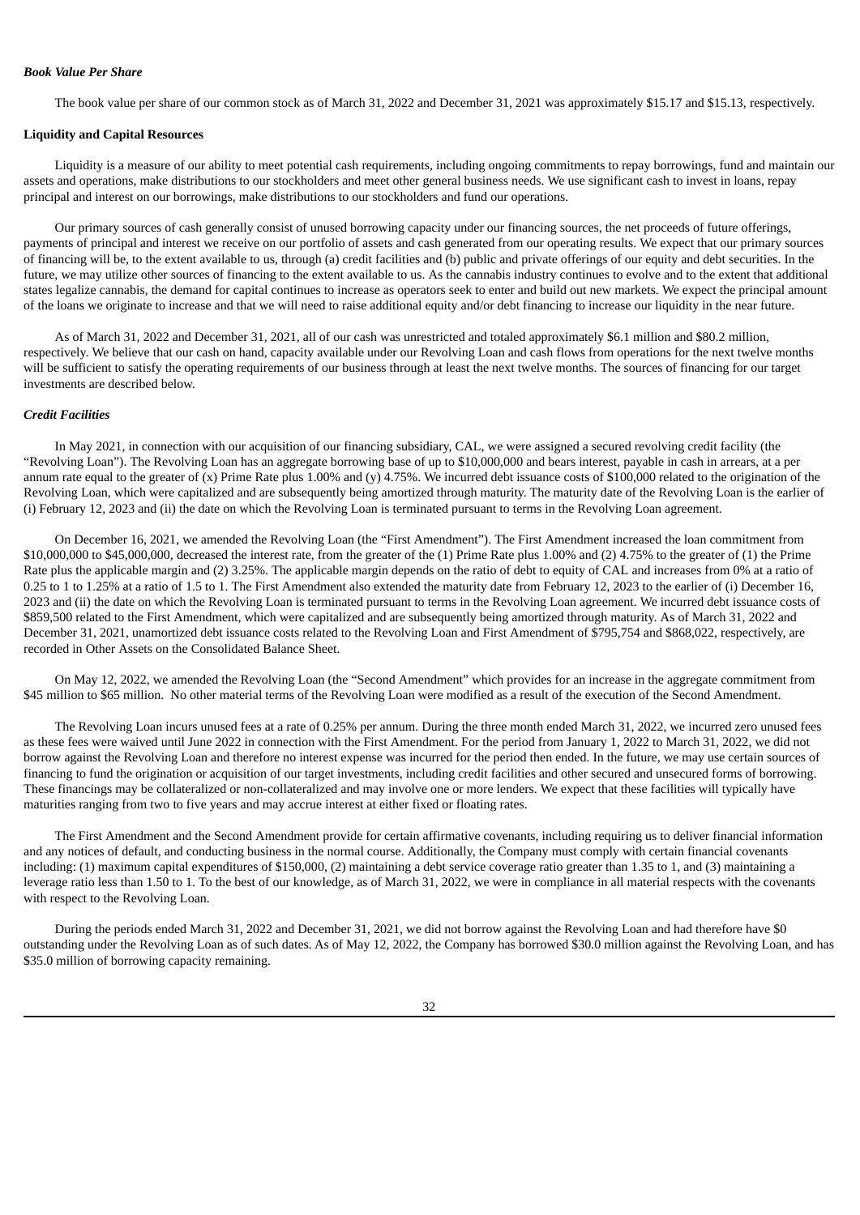### *Book Value Per Share*

The book value per share of our common stock as of March 31, 2022 and December 31, 2021 was approximately $15.17 and $15.13, respectively.

**Liquidity and Capital Resources**

Liquidity is a measure of our ability to meet potential cash requirements, including ongoing commitments to repay borrowings, fund and maintain our assets and operations, make distributions to our stockholders and meet other general business needs. We use significant cash to invest in loans, repay principal and interest on our borrowings, make distributions to our stockholders and fund our operations.

Our primary sources of cash generally consist of unused borrowing capacity under our financing sources, the net proceeds of future offerings, payments of principal and interest we receive on our portfolio of assets and cash generated from our operating results. We expect that our primary sources of financing will be, to the extent available to us, through (a) credit facilities and (b) public and private offerings of our equity and debt securities. In the future, we may utilize other sources of financing to the extent available to us. As the cannabis industry continues to evolve and to the extent that additional states legalize cannabis, the demand for capital continues to increase as operators seek to enter and build out new markets. We expect the principal amount of the loans we originate to increase and that we will need to raise additional equity and/or debt financing to increase our liquidity in the near future.

As of March 31, 2022 and December 31, 2021, all of our cash was unrestricted and totaled approximately $6.1 million and $80.2 million, respectively. We believe that our cash on hand, capacity available under our Revolving Loan and cash flows from operations for the next twelve months will be sufficient to satisfy the operating requirements of our business through at least the next twelve months. The sources of financing for our target investments are described below.

### *Credit Facilities*

In May 2021, in connection with our acquisition of our financing subsidiary, CAL, we were assigned a secured revolving credit facility (the "Revolving Loan"). The Revolving Loan has an aggregate borrowing base of up to $10,000,000 and bears interest, payable in cash in arrears, at a per annum rate equal to the greater of (x) Prime Rate plus 1.00% and (y) 4.75%. We incurred debt issuance costs of $100,000 related to the origination of the Revolving Loan, which were capitalized and are subsequently being amortized through maturity. The maturity date of the Revolving Loan is the earlier of (i) February 12, 2023 and (ii) the date on which the Revolving Loan is terminated pursuant to terms in the Revolving Loan agreement.

On December 16, 2021, we amended the Revolving Loan (the "First Amendment"). The First Amendment increased the loan commitment from $10,000,000 to $45,000,000, decreased the interest rate, from the greater of the (1) Prime Rate plus 1.00% and (2) 4.75% to the greater of (1) the Prime Rate plus the applicable margin and (2) 3.25%. The applicable margin depends on the ratio of debt to equity of CAL and increases from 0% at a ratio of 0.25 to 1 to 1.25% at a ratio of 1.5 to 1. The First Amendment also extended the maturity date from February 12, 2023 to the earlier of (i) December 16, 2023 and (ii) the date on which the Revolving Loan is terminated pursuant to terms in the Revolving Loan agreement. We incurred debt issuance costs of $859,500 related to the First Amendment, which were capitalized and are subsequently being amortized through maturity. As of March 31, 2022 and December 31, 2021, unamortized debt issuance costs related to the Revolving Loan and First Amendment of $795,754 and $868,022, respectively, are recorded in Other Assets on the Consolidated Balance Sheet.

On May 12, 2022, we amended the Revolving Loan (the "Second Amendment" which provides for an increase in the aggregate commitment from $45 million to $65 million. No other material terms of the Revolving Loan were modified as a result of the execution of the Second Amendment.

The Revolving Loan incurs unused fees at a rate of 0.25% per annum. During the three month ended March 31, 2022, we incurred zero unused fees as these fees were waived until June 2022 in connection with the First Amendment. For the period from January 1, 2022 to March 31, 2022, we did not borrow against the Revolving Loan and therefore no interest expense was incurred for the period then ended. In the future, we may use certain sources of financing to fund the origination or acquisition of our target investments, including credit facilities and other secured and unsecured forms of borrowing. These financings may be collateralized or non-collateralized and may involve one or more lenders. We expect that these facilities will typically have maturities ranging from two to five years and may accrue interest at either fixed or floating rates.

The First Amendment and the Second Amendment provide for certain affirmative covenants, including requiring us to deliver financial information and any notices of default, and conducting business in the normal course. Additionally, the Company must comply with certain financial covenants including: (1) maximum capital expenditures of $150,000, (2) maintaining a debt service coverage ratio greater than 1.35 to 1, and (3) maintaining a leverage ratio less than 1.50 to 1. To the best of our knowledge, as of March 31, 2022, we were in compliance in all material respects with the covenants with respect to the Revolving Loan.

During the periods ended March 31, 2022 and December 31, 2021, we did not borrow against the Revolving Loan and had therefore have $0 outstanding under the Revolving Loan as of such dates. As of May 12, 2022, the Company has borrowed $30.0 million against the Revolving Loan, and has $35.0 million of borrowing capacity remaining.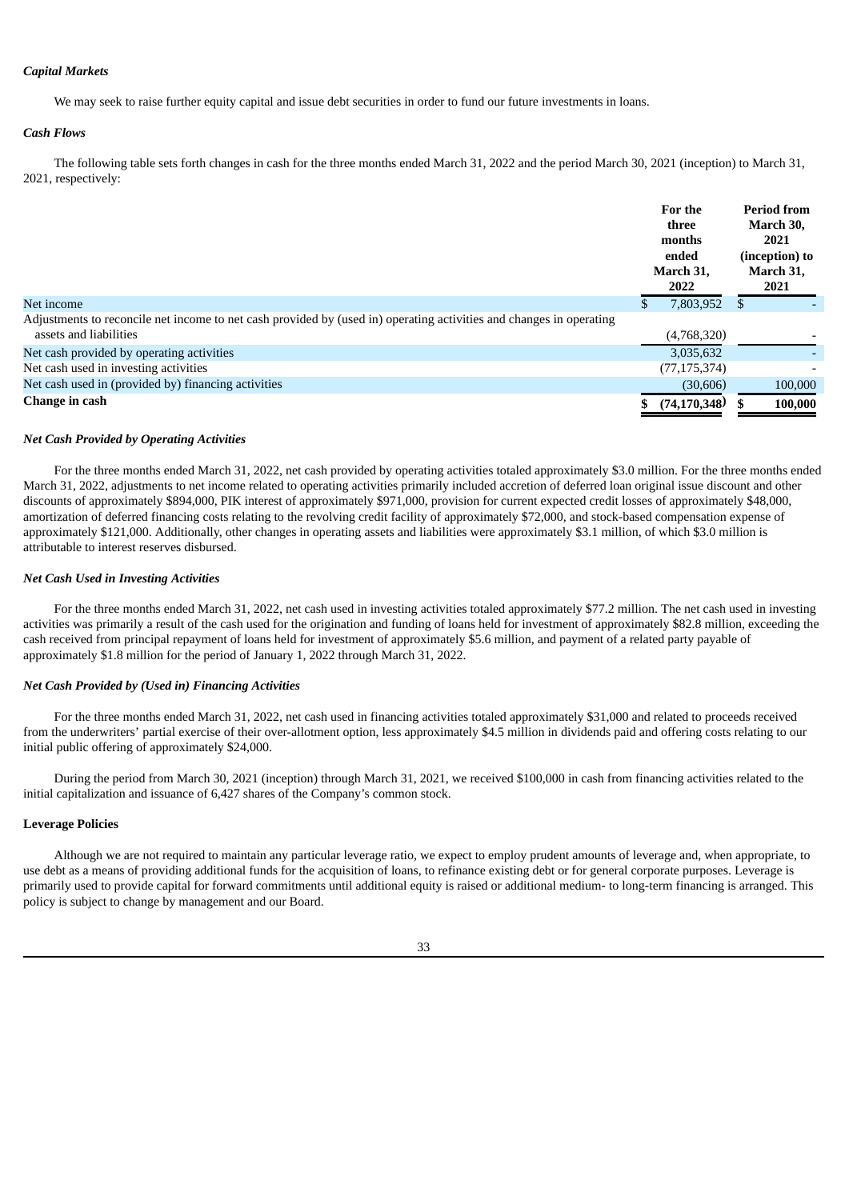### *Capital Markets*

We may seek to raise further equity capital and issue debt securities in order to fund our future investments in loans.

### *Cash Flows*

The following table sets forth changes in cash for the three months ended March 31, 2022 and the period March 30, 2021 (inception) to March 31, 2021, respectively:

| | For the three months ended March 31, 2022 | Period from March 30, 2021 (inception) to March 31, 2021 |
|---|---|---|
| Net income | $ 7,803,952 | $ - |
| Adjustments to reconcile net income to net cash provided by (used in) operating activities and changes in operating assets and liabilities | (4,768,320) | - |
| Net cash provided by operating activities | 3,035,632 | - |
| Net cash used in investing activities | (77,175,374) | - |
| Net cash used in (provided by) financing activities | (30,606) | 100,000 |
| **Change in cash** | **$ (74,170,348)** | **$ 100,000** |

### *Net Cash Provided by Operating Activities*

For the three months ended March 31, 2022, net cash provided by operating activities totaled approximately $3.0 million. For the three months ended March 31, 2022, adjustments to net income related to operating activities primarily included accretion of deferred loan original issue discount and other discounts of approximately $894,000, PIK interest of approximately $971,000, provision for current expected credit losses of approximately $48,000, amortization of deferred financing costs relating to the revolving credit facility of approximately $72,000, and stock-based compensation expense of approximately $121,000. Additionally, other changes in operating assets and liabilities were approximately $3.1 million, of which $3.0 million is attributable to interest reserves disbursed.

### *Net Cash Used in Investing Activities*

For the three months ended March 31, 2022, net cash used in investing activities totaled approximately $77.2 million. The net cash used in investing activities was primarily a result of the cash used for the origination and funding of loans held for investment of approximately $82.8 million, exceeding the cash received from principal repayment of loans held for investment of approximately $5.6 million, and payment of a related party payable of approximately $1.8 million for the period of January 1, 2022 through March 31, 2022.

### *Net Cash Provided by (Used in) Financing Activities*

For the three months ended March 31, 2022, net cash used in financing activities totaled approximately $31,000 and related to proceeds received from the underwriters' partial exercise of their over-allotment option, less approximately $4.5 million in dividends paid and offering costs relating to our initial public offering of approximately $24,000.

During the period from March 30, 2021 (inception) through March 31, 2021, we received $100,000 in cash from financing activities related to the initial capitalization and issuance of 6,427 shares of the Company's common stock.

### Leverage Policies

Although we are not required to maintain any particular leverage ratio, we expect to employ prudent amounts of leverage and, when appropriate, to use debt as a means of providing additional funds for the acquisition of loans, to refinance existing debt or for general corporate purposes. Leverage is primarily used to provide capital for forward commitments until additional equity is raised or additional medium- to long-term financing is arranged. This policy is subject to change by management and our Board.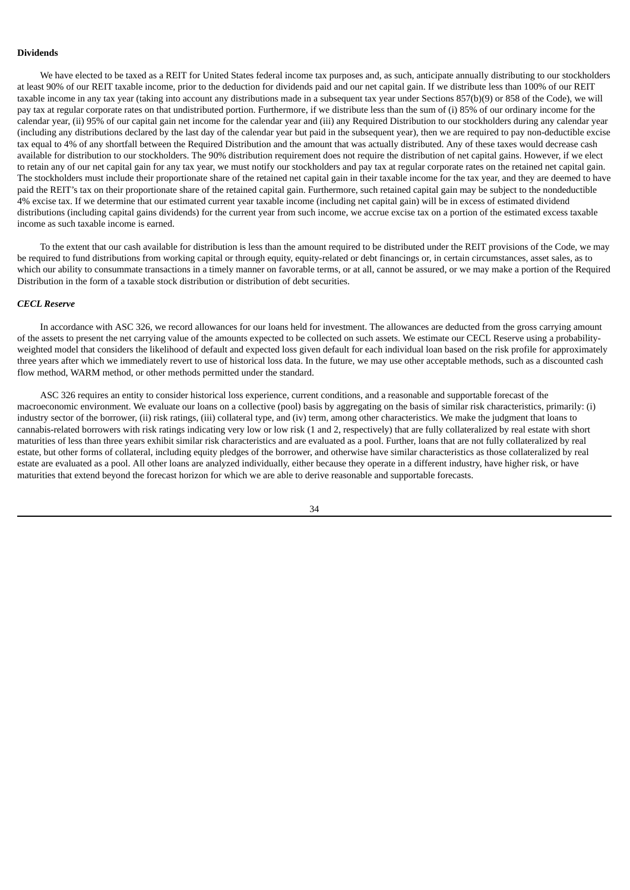**Dividends**

We have elected to be taxed as a REIT for United States federal income tax purposes and, as such, anticipate annually distributing to our stockholders at least 90% of our REIT taxable income, prior to the deduction for dividends paid and our net capital gain. If we distribute less than 100% of our REIT taxable income in any tax year (taking into account any distributions made in a subsequent tax year under Sections 857(b)(9) or 858 of the Code), we will pay tax at regular corporate rates on that undistributed portion. Furthermore, if we distribute less than the sum of (i) 85% of our ordinary income for the calendar year, (ii) 95% of our capital gain net income for the calendar year and (iii) any Required Distribution to our stockholders during any calendar year (including any distributions declared by the last day of the calendar year but paid in the subsequent year), then we are required to pay non-deductible excise tax equal to 4% of any shortfall between the Required Distribution and the amount that was actually distributed. Any of these taxes would decrease cash available for distribution to our stockholders. The 90% distribution requirement does not require the distribution of net capital gains. However, if we elect to retain any of our net capital gain for any tax year, we must notify our stockholders and pay tax at regular corporate rates on the retained net capital gain. The stockholders must include their proportionate share of the retained net capital gain in their taxable income for the tax year, and they are deemed to have paid the REIT's tax on their proportionate share of the retained capital gain. Furthermore, such retained capital gain may be subject to the nondeductible 4% excise tax. If we determine that our estimated current year taxable income (including net capital gain) will be in excess of estimated dividend distributions (including capital gains dividends) for the current year from such income, we accrue excise tax on a portion of the estimated excess taxable income as such taxable income is earned.

To the extent that our cash available for distribution is less than the amount required to be distributed under the REIT provisions of the Code, we may be required to fund distributions from working capital or through equity, equity-related or debt financings or, in certain circumstances, asset sales, as to which our ability to consummate transactions in a timely manner on favorable terms, or at all, cannot be assured, or we may make a portion of the Required Distribution in the form of a taxable stock distribution or distribution of debt securities.

***CECL Reserve***

In accordance with ASC 326, we record allowances for our loans held for investment. The allowances are deducted from the gross carrying amount of the assets to present the net carrying value of the amounts expected to be collected on such assets. We estimate our CECL Reserve using a probability-weighted model that considers the likelihood of default and expected loss given default for each individual loan based on the risk profile for approximately three years after which we immediately revert to use of historical loss data. In the future, we may use other acceptable methods, such as a discounted cash flow method, WARM method, or other methods permitted under the standard.

ASC 326 requires an entity to consider historical loss experience, current conditions, and a reasonable and supportable forecast of the macroeconomic environment. We evaluate our loans on a collective (pool) basis by aggregating on the basis of similar risk characteristics, primarily: (i) industry sector of the borrower, (ii) risk ratings, (iii) collateral type, and (iv) term, among other characteristics. We make the judgment that loans to cannabis-related borrowers with risk ratings indicating very low or low risk (1 and 2, respectively) that are fully collateralized by real estate with short maturities of less than three years exhibit similar risk characteristics and are evaluated as a pool. Further, loans that are not fully collateralized by real estate, but other forms of collateral, including equity pledges of the borrower, and otherwise have similar characteristics as those collateralized by real estate are evaluated as a pool. All other loans are analyzed individually, either because they operate in a different industry, have higher risk, or have maturities that extend beyond the forecast horizon for which we are able to derive reasonable and supportable forecasts.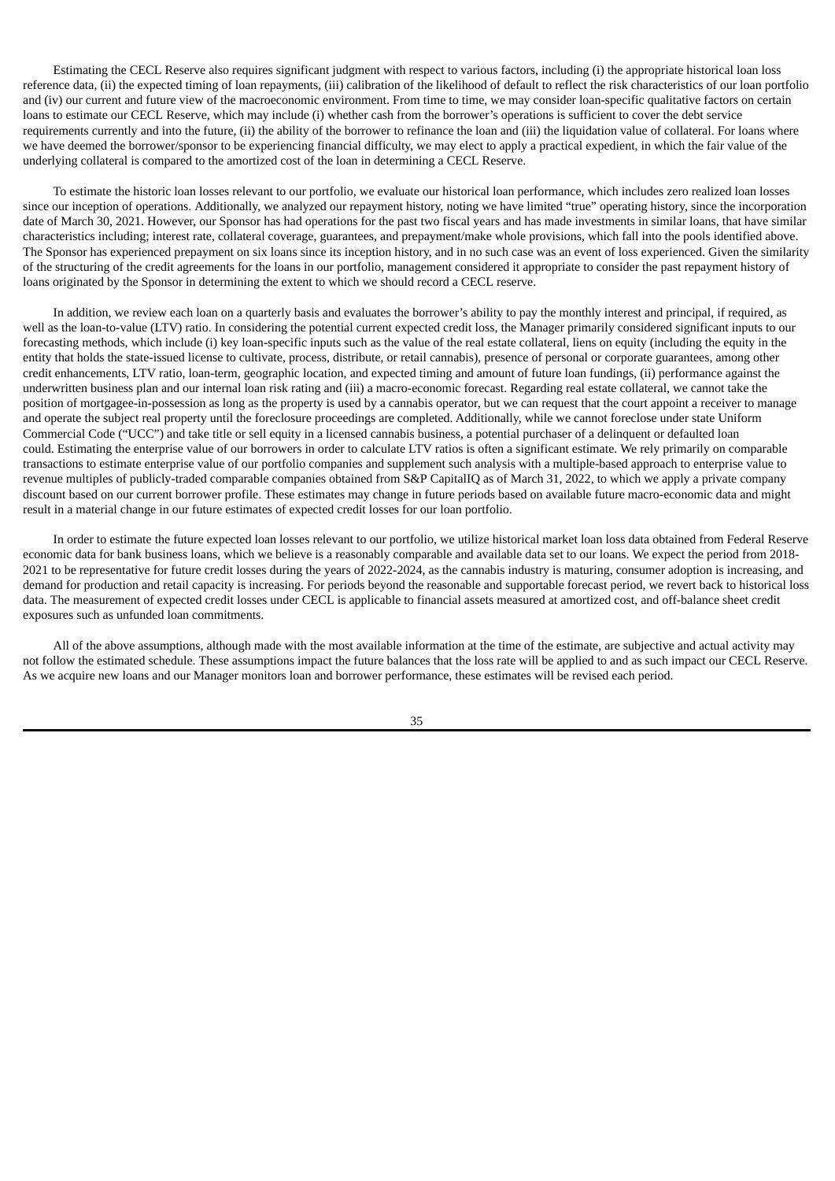Estimating the CECL Reserve also requires significant judgment with respect to various factors, including (i) the appropriate historical loan loss reference data, (ii) the expected timing of loan repayments, (iii) calibration of the likelihood of default to reflect the risk characteristics of our loan portfolio and (iv) our current and future view of the macroeconomic environment. From time to time, we may consider loan-specific qualitative factors on certain loans to estimate our CECL Reserve, which may include (i) whether cash from the borrower's operations is sufficient to cover the debt service requirements currently and into the future, (ii) the ability of the borrower to refinance the loan and (iii) the liquidation value of collateral. For loans where we have deemed the borrower/sponsor to be experiencing financial difficulty, we may elect to apply a practical expedient, in which the fair value of the underlying collateral is compared to the amortized cost of the loan in determining a CECL Reserve.

To estimate the historic loan losses relevant to our portfolio, we evaluate our historical loan performance, which includes zero realized loan losses since our inception of operations. Additionally, we analyzed our repayment history, noting we have limited "true" operating history, since the incorporation date of March 30, 2021. However, our Sponsor has had operations for the past two fiscal years and has made investments in similar loans, that have similar characteristics including; interest rate, collateral coverage, guarantees, and prepayment/make whole provisions, which fall into the pools identified above. The Sponsor has experienced prepayment on six loans since its inception history, and in no such case was an event of loss experienced. Given the similarity of the structuring of the credit agreements for the loans in our portfolio, management considered it appropriate to consider the past repayment history of loans originated by the Sponsor in determining the extent to which we should record a CECL reserve.

In addition, we review each loan on a quarterly basis and evaluates the borrower's ability to pay the monthly interest and principal, if required, as well as the loan-to-value (LTV) ratio. In considering the potential current expected credit loss, the Manager primarily considered significant inputs to our forecasting methods, which include (i) key loan-specific inputs such as the value of the real estate collateral, liens on equity (including the equity in the entity that holds the state-issued license to cultivate, process, distribute, or retail cannabis), presence of personal or corporate guarantees, among other credit enhancements, LTV ratio, loan-term, geographic location, and expected timing and amount of future loan fundings, (ii) performance against the underwritten business plan and our internal loan risk rating and (iii) a macro-economic forecast. Regarding real estate collateral, we cannot take the position of mortgagee-in-possession as long as the property is used by a cannabis operator, but we can request that the court appoint a receiver to manage and operate the subject real property until the foreclosure proceedings are completed. Additionally, while we cannot foreclose under state Uniform Commercial Code ("UCC") and take title or sell equity in a licensed cannabis business, a potential purchaser of a delinquent or defaulted loan could. Estimating the enterprise value of our borrowers in order to calculate LTV ratios is often a significant estimate. We rely primarily on comparable transactions to estimate enterprise value of our portfolio companies and supplement such analysis with a multiple-based approach to enterprise value to revenue multiples of publicly-traded comparable companies obtained from S&P CapitalIQ as of March 31, 2022, to which we apply a private company discount based on our current borrower profile. These estimates may change in future periods based on available future macro-economic data and might result in a material change in our future estimates of expected credit losses for our loan portfolio.

In order to estimate the future expected loan losses relevant to our portfolio, we utilize historical market loan loss data obtained from Federal Reserve economic data for bank business loans, which we believe is a reasonably comparable and available data set to our loans. We expect the period from 2018-2021 to be representative for future credit losses during the years of 2022-2024, as the cannabis industry is maturing, consumer adoption is increasing, and demand for production and retail capacity is increasing. For periods beyond the reasonable and supportable forecast period, we revert back to historical loss data. The measurement of expected credit losses under CECL is applicable to financial assets measured at amortized cost, and off-balance sheet credit exposures such as unfunded loan commitments.

All of the above assumptions, although made with the most available information at the time of the estimate, are subjective and actual activity may not follow the estimated schedule. These assumptions impact the future balances that the loss rate will be applied to and as such impact our CECL Reserve. As we acquire new loans and our Manager monitors loan and borrower performance, these estimates will be revised each period.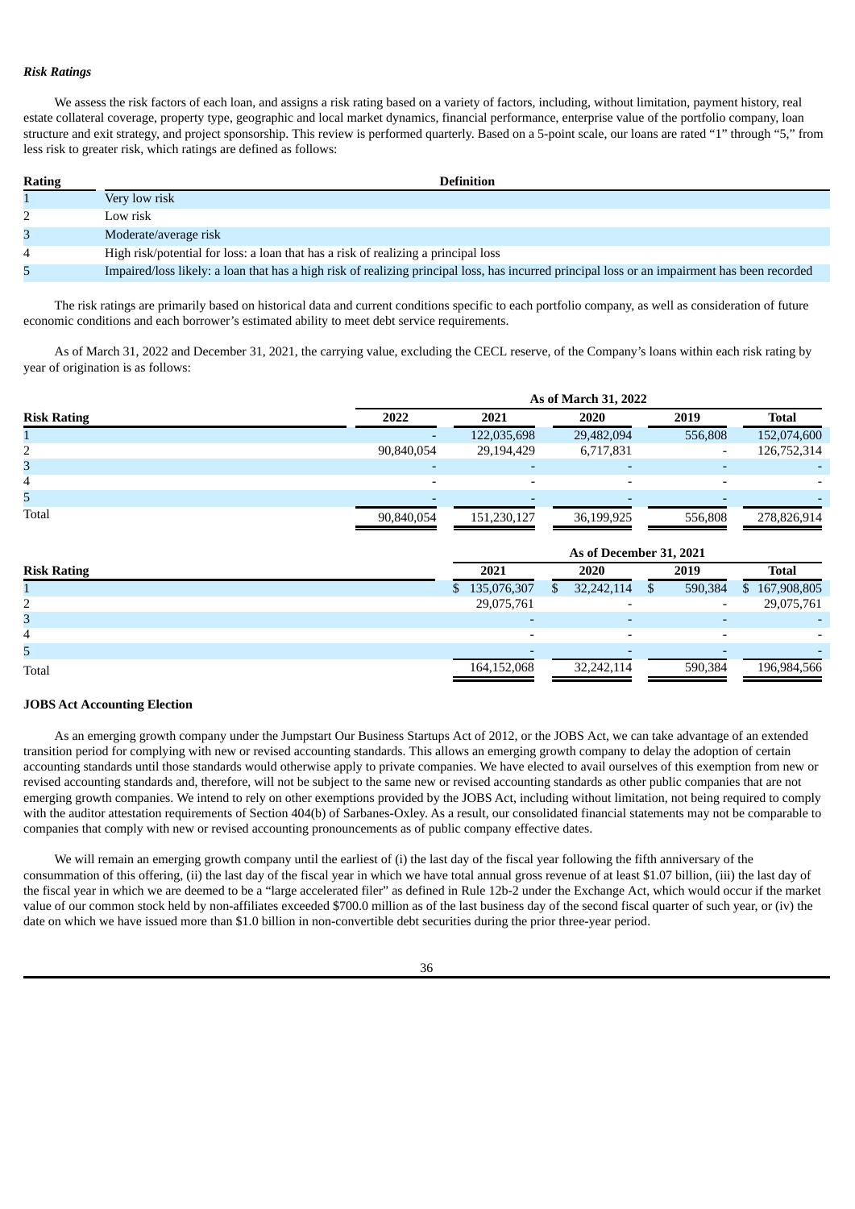### *Risk Ratings*

We assess the risk factors of each loan, and assigns a risk rating based on a variety of factors, including, without limitation, payment history, real estate collateral coverage, property type, geographic and local market dynamics, financial performance, enterprise value of the portfolio company, loan structure and exit strategy, and project sponsorship. This review is performed quarterly. Based on a 5-point scale, our loans are rated "1" through "5," from less risk to greater risk, which ratings are defined as follows:

| Rating | Definition |
|---|---|
| 1 | Very low risk |
| 2 | Low risk |
| 3 | Moderate/average risk |
| 4 | High risk/potential for loss: a loan that has a risk of realizing a principal loss |
| 5 | Impaired/loss likely: a loan that has a high risk of realizing principal loss, has incurred principal loss or an impairment has been recorded |

The risk ratings are primarily based on historical data and current conditions specific to each portfolio company, as well as consideration of future economic conditions and each borrower's estimated ability to meet debt service requirements.

As of March 31, 2022 and December 31, 2021, the carrying value, excluding the CECL reserve, of the Company's loans within each risk rating by year of origination is as follows:

| | As of March 31, 2022 | | | | |
|---|---|---|---|---|---|
| **Risk Rating** | **2022** | **2021** | **2020** | **2019** | **Total** |
| 1 | - | 122,035,698 | 29,482,094 | 556,808 | 152,074,600 |
| 2 | 90,840,054 | 29,194,429 | 6,717,831 | - | 126,752,314 |
| 3 | - | - | - | - | - |
| 4 | - | - | - | - | - |
| 5 | - | - | - | - | - |
| Total | 90,840,054 | 151,230,127 | 36,199,925 | 556,808 | 278,826,914 |

| | As of December 31, 2021 | | | |
|---|---|---|---|---|
| **Risk Rating** | **2021** | **2020** | **2019** | **Total** |
| 1 | $ 135,076,307 | $ 32,242,114 | $ 590,384 | $ 167,908,805 |
| 2 | 29,075,761 | - | - | 29,075,761 |
| 3 | - | - | - | - |
| 4 | - | - | - | - |
| 5 | - | - | - | - |
| Total | 164,152,068 | 32,242,114 | 590,384 | 196,984,566 |

**JOBS Act Accounting Election**

As an emerging growth company under the Jumpstart Our Business Startups Act of 2012, or the JOBS Act, we can take advantage of an extended transition period for complying with new or revised accounting standards. This allows an emerging growth company to delay the adoption of certain accounting standards until those standards would otherwise apply to private companies. We have elected to avail ourselves of this exemption from new or revised accounting standards and, therefore, will not be subject to the same new or revised accounting standards as other public companies that are not emerging growth companies. We intend to rely on other exemptions provided by the JOBS Act, including without limitation, not being required to comply with the auditor attestation requirements of Section 404(b) of Sarbanes-Oxley. As a result, our consolidated financial statements may not be comparable to companies that comply with new or revised accounting pronouncements as of public company effective dates.

We will remain an emerging growth company until the earliest of (i) the last day of the fiscal year following the fifth anniversary of the consummation of this offering, (ii) the last day of the fiscal year in which we have total annual gross revenue of at least $1.07 billion, (iii) the last day of the fiscal year in which we are deemed to be a "large accelerated filer" as defined in Rule 12b-2 under the Exchange Act, which would occur if the market value of our common stock held by non-affiliates exceeded $700.0 million as of the last business day of the second fiscal quarter of such year, or (iv) the date on which we have issued more than $1.0 billion in non-convertible debt securities during the prior three-year period.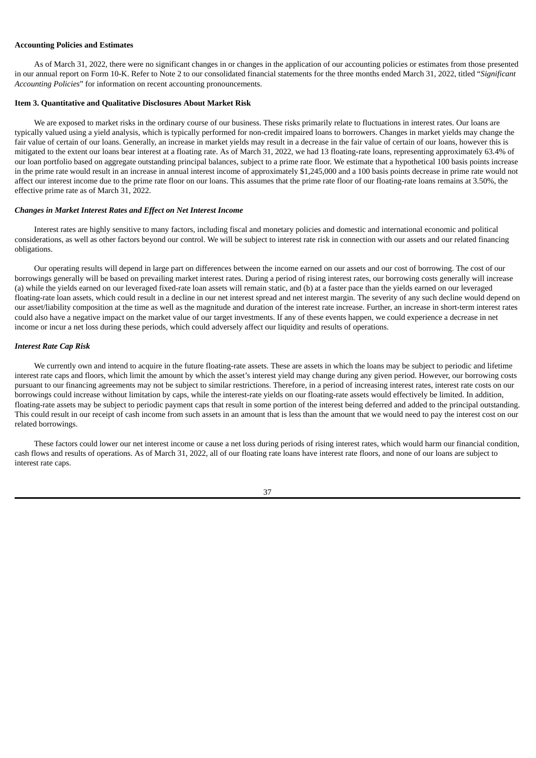**Accounting Policies and Estimates**

As of March 31, 2022, there were no significant changes in or changes in the application of our accounting policies or estimates from those presented in our annual report on Form 10-K. Refer to Note 2 to our consolidated financial statements for the three months ended March 31, 2022, titled "*Significant Accounting Policies*" for information on recent accounting pronouncements.

**Item 3. Quantitative and Qualitative Disclosures About Market Risk**

We are exposed to market risks in the ordinary course of our business. These risks primarily relate to fluctuations in interest rates. Our loans are typically valued using a yield analysis, which is typically performed for non-credit impaired loans to borrowers. Changes in market yields may change the fair value of certain of our loans. Generally, an increase in market yields may result in a decrease in the fair value of certain of our loans, however this is mitigated to the extent our loans bear interest at a floating rate. As of March 31, 2022, we had 13 floating-rate loans, representing approximately 63.4% of our loan portfolio based on aggregate outstanding principal balances, subject to a prime rate floor. We estimate that a hypothetical 100 basis points increase in the prime rate would result in an increase in annual interest income of approximately $1,245,000 and a 100 basis points decrease in prime rate would not affect our interest income due to the prime rate floor on our loans. This assumes that the prime rate floor of our floating-rate loans remains at 3.50%, the effective prime rate as of March 31, 2022.

***Changes in Market Interest Rates and Effect on Net Interest Income***

Interest rates are highly sensitive to many factors, including fiscal and monetary policies and domestic and international economic and political considerations, as well as other factors beyond our control. We will be subject to interest rate risk in connection with our assets and our related financing obligations.

Our operating results will depend in large part on differences between the income earned on our assets and our cost of borrowing. The cost of our borrowings generally will be based on prevailing market interest rates. During a period of rising interest rates, our borrowing costs generally will increase (a) while the yields earned on our leveraged fixed-rate loan assets will remain static, and (b) at a faster pace than the yields earned on our leveraged floating-rate loan assets, which could result in a decline in our net interest spread and net interest margin. The severity of any such decline would depend on our asset/liability composition at the time as well as the magnitude and duration of the interest rate increase. Further, an increase in short-term interest rates could also have a negative impact on the market value of our target investments. If any of these events happen, we could experience a decrease in net income or incur a net loss during these periods, which could adversely affect our liquidity and results of operations.

***Interest Rate Cap Risk***

We currently own and intend to acquire in the future floating-rate assets. These are assets in which the loans may be subject to periodic and lifetime interest rate caps and floors, which limit the amount by which the asset's interest yield may change during any given period. However, our borrowing costs pursuant to our financing agreements may not be subject to similar restrictions. Therefore, in a period of increasing interest rates, interest rate costs on our borrowings could increase without limitation by caps, while the interest-rate yields on our floating-rate assets would effectively be limited. In addition, floating-rate assets may be subject to periodic payment caps that result in some portion of the interest being deferred and added to the principal outstanding. This could result in our receipt of cash income from such assets in an amount that is less than the amount that we would need to pay the interest cost on our related borrowings.

These factors could lower our net interest income or cause a net loss during periods of rising interest rates, which would harm our financial condition, cash flows and results of operations. As of March 31, 2022, all of our floating rate loans have interest rate floors, and none of our loans are subject to interest rate caps.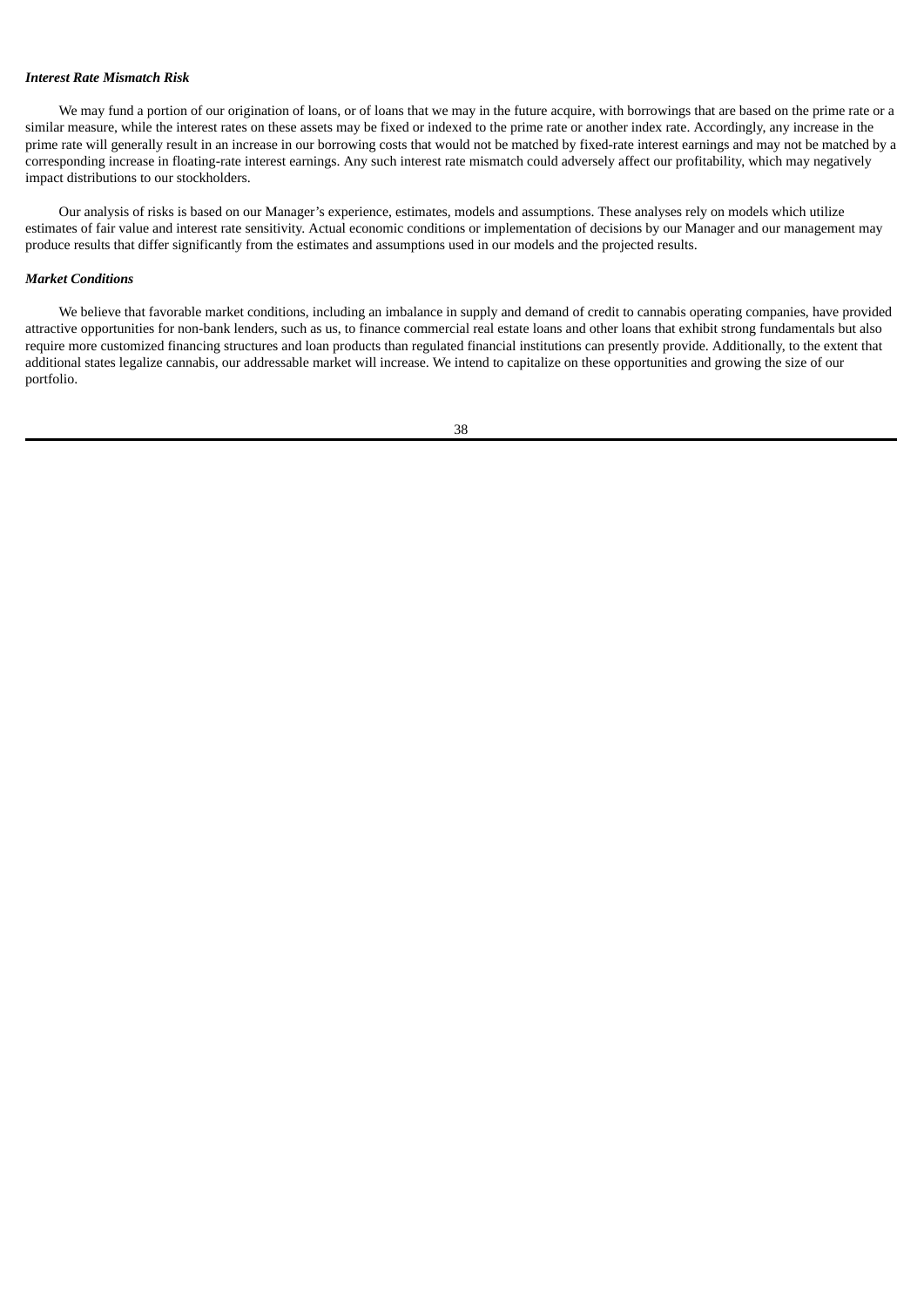***Interest Rate Mismatch Risk***

We may fund a portion of our origination of loans, or of loans that we may in the future acquire, with borrowings that are based on the prime rate or a similar measure, while the interest rates on these assets may be fixed or indexed to the prime rate or another index rate. Accordingly, any increase in the prime rate will generally result in an increase in our borrowing costs that would not be matched by fixed-rate interest earnings and may not be matched by a corresponding increase in floating-rate interest earnings. Any such interest rate mismatch could adversely affect our profitability, which may negatively impact distributions to our stockholders.

Our analysis of risks is based on our Manager's experience, estimates, models and assumptions. These analyses rely on models which utilize estimates of fair value and interest rate sensitivity. Actual economic conditions or implementation of decisions by our Manager and our management may produce results that differ significantly from the estimates and assumptions used in our models and the projected results.

***Market Conditions***

We believe that favorable market conditions, including an imbalance in supply and demand of credit to cannabis operating companies, have provided attractive opportunities for non-bank lenders, such as us, to finance commercial real estate loans and other loans that exhibit strong fundamentals but also require more customized financing structures and loan products than regulated financial institutions can presently provide. Additionally, to the extent that additional states legalize cannabis, our addressable market will increase. We intend to capitalize on these opportunities and growing the size of our portfolio.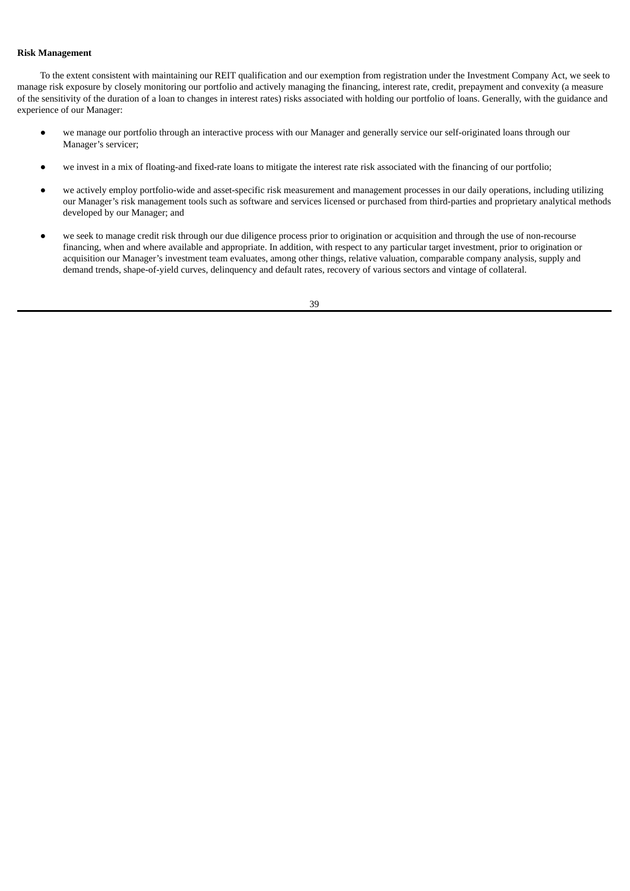**Risk Management**

To the extent consistent with maintaining our REIT qualification and our exemption from registration under the Investment Company Act, we seek to manage risk exposure by closely monitoring our portfolio and actively managing the financing, interest rate, credit, prepayment and convexity (a measure of the sensitivity of the duration of a loan to changes in interest rates) risks associated with holding our portfolio of loans. Generally, with the guidance and experience of our Manager:

- we manage our portfolio through an interactive process with our Manager and generally service our self-originated loans through our Manager's servicer;
- we invest in a mix of floating-and fixed-rate loans to mitigate the interest rate risk associated with the financing of our portfolio;
- we actively employ portfolio-wide and asset-specific risk measurement and management processes in our daily operations, including utilizing our Manager's risk management tools such as software and services licensed or purchased from third-parties and proprietary analytical methods developed by our Manager; and
- we seek to manage credit risk through our due diligence process prior to origination or acquisition and through the use of non-recourse financing, when and where available and appropriate. In addition, with respect to any particular target investment, prior to origination or acquisition our Manager's investment team evaluates, among other things, relative valuation, comparable company analysis, supply and demand trends, shape-of-yield curves, delinquency and default rates, recovery of various sectors and vintage of collateral.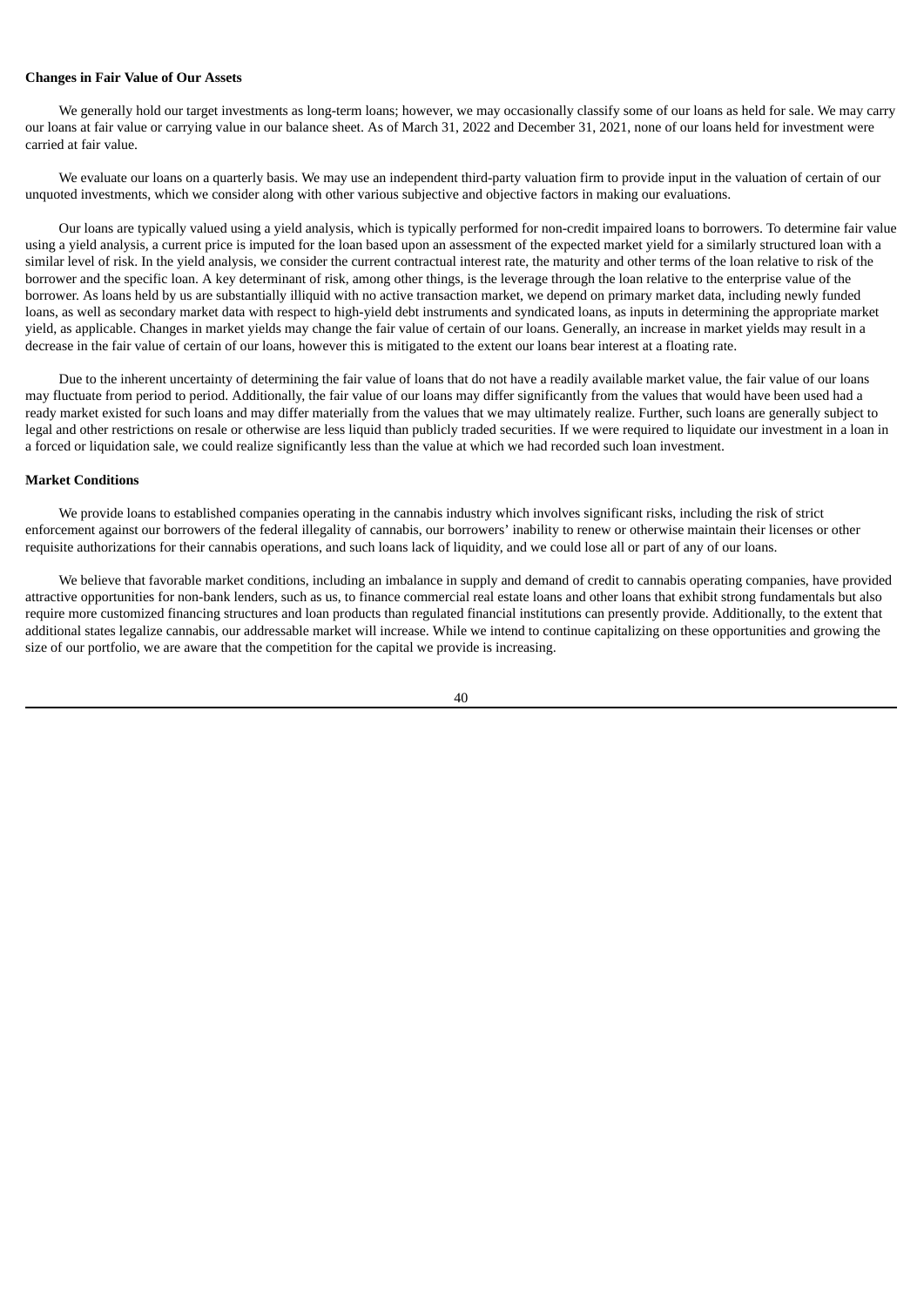**Changes in Fair Value of Our Assets**

We generally hold our target investments as long-term loans; however, we may occasionally classify some of our loans as held for sale. We may carry our loans at fair value or carrying value in our balance sheet. As of March 31, 2022 and December 31, 2021, none of our loans held for investment were carried at fair value.

We evaluate our loans on a quarterly basis. We may use an independent third-party valuation firm to provide input in the valuation of certain of our unquoted investments, which we consider along with other various subjective and objective factors in making our evaluations.

Our loans are typically valued using a yield analysis, which is typically performed for non-credit impaired loans to borrowers. To determine fair value using a yield analysis, a current price is imputed for the loan based upon an assessment of the expected market yield for a similarly structured loan with a similar level of risk. In the yield analysis, we consider the current contractual interest rate, the maturity and other terms of the loan relative to risk of the borrower and the specific loan. A key determinant of risk, among other things, is the leverage through the loan relative to the enterprise value of the borrower. As loans held by us are substantially illiquid with no active transaction market, we depend on primary market data, including newly funded loans, as well as secondary market data with respect to high-yield debt instruments and syndicated loans, as inputs in determining the appropriate market yield, as applicable. Changes in market yields may change the fair value of certain of our loans. Generally, an increase in market yields may result in a decrease in the fair value of certain of our loans, however this is mitigated to the extent our loans bear interest at a floating rate.

Due to the inherent uncertainty of determining the fair value of loans that do not have a readily available market value, the fair value of our loans may fluctuate from period to period. Additionally, the fair value of our loans may differ significantly from the values that would have been used had a ready market existed for such loans and may differ materially from the values that we may ultimately realize. Further, such loans are generally subject to legal and other restrictions on resale or otherwise are less liquid than publicly traded securities. If we were required to liquidate our investment in a loan in a forced or liquidation sale, we could realize significantly less than the value at which we had recorded such loan investment.

**Market Conditions**

We provide loans to established companies operating in the cannabis industry which involves significant risks, including the risk of strict enforcement against our borrowers of the federal illegality of cannabis, our borrowers' inability to renew or otherwise maintain their licenses or other requisite authorizations for their cannabis operations, and such loans lack of liquidity, and we could lose all or part of any of our loans.

We believe that favorable market conditions, including an imbalance in supply and demand of credit to cannabis operating companies, have provided attractive opportunities for non-bank lenders, such as us, to finance commercial real estate loans and other loans that exhibit strong fundamentals but also require more customized financing structures and loan products than regulated financial institutions can presently provide. Additionally, to the extent that additional states legalize cannabis, our addressable market will increase. While we intend to continue capitalizing on these opportunities and growing the size of our portfolio, we are aware that the competition for the capital we provide is increasing.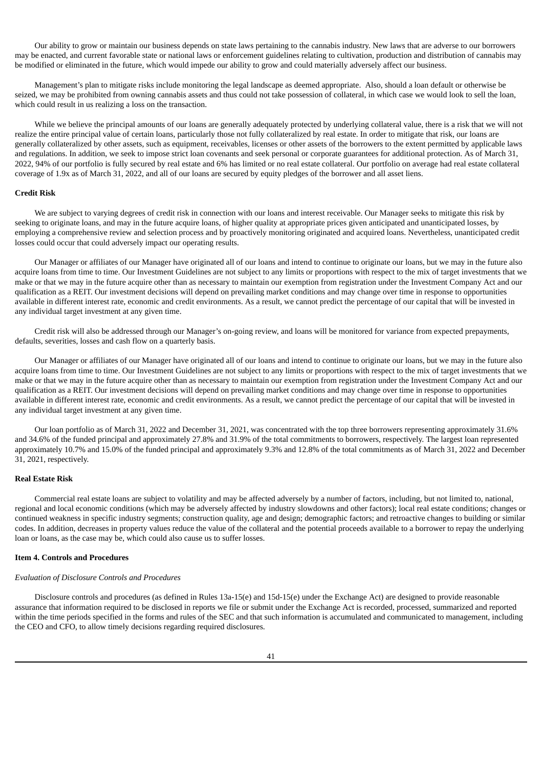Our ability to grow or maintain our business depends on state laws pertaining to the cannabis industry. New laws that are adverse to our borrowers may be enacted, and current favorable state or national laws or enforcement guidelines relating to cultivation, production and distribution of cannabis may be modified or eliminated in the future, which would impede our ability to grow and could materially adversely affect our business.

Management's plan to mitigate risks include monitoring the legal landscape as deemed appropriate. Also, should a loan default or otherwise be seized, we may be prohibited from owning cannabis assets and thus could not take possession of collateral, in which case we would look to sell the loan, which could result in us realizing a loss on the transaction.

While we believe the principal amounts of our loans are generally adequately protected by underlying collateral value, there is a risk that we will not realize the entire principal value of certain loans, particularly those not fully collateralized by real estate. In order to mitigate that risk, our loans are generally collateralized by other assets, such as equipment, receivables, licenses or other assets of the borrowers to the extent permitted by applicable laws and regulations. In addition, we seek to impose strict loan covenants and seek personal or corporate guarantees for additional protection. As of March 31, 2022, 94% of our portfolio is fully secured by real estate and 6% has limited or no real estate collateral. Our portfolio on average had real estate collateral coverage of 1.9x as of March 31, 2022, and all of our loans are secured by equity pledges of the borrower and all asset liens.

**Credit Risk**

We are subject to varying degrees of credit risk in connection with our loans and interest receivable. Our Manager seeks to mitigate this risk by seeking to originate loans, and may in the future acquire loans, of higher quality at appropriate prices given anticipated and unanticipated losses, by employing a comprehensive review and selection process and by proactively monitoring originated and acquired loans. Nevertheless, unanticipated credit losses could occur that could adversely impact our operating results.

Our Manager or affiliates of our Manager have originated all of our loans and intend to continue to originate our loans, but we may in the future also acquire loans from time to time. Our Investment Guidelines are not subject to any limits or proportions with respect to the mix of target investments that we make or that we may in the future acquire other than as necessary to maintain our exemption from registration under the Investment Company Act and our qualification as a REIT. Our investment decisions will depend on prevailing market conditions and may change over time in response to opportunities available in different interest rate, economic and credit environments. As a result, we cannot predict the percentage of our capital that will be invested in any individual target investment at any given time.

Credit risk will also be addressed through our Manager's on-going review, and loans will be monitored for variance from expected prepayments, defaults, severities, losses and cash flow on a quarterly basis.

Our Manager or affiliates of our Manager have originated all of our loans and intend to continue to originate our loans, but we may in the future also acquire loans from time to time. Our Investment Guidelines are not subject to any limits or proportions with respect to the mix of target investments that we make or that we may in the future acquire other than as necessary to maintain our exemption from registration under the Investment Company Act and our qualification as a REIT. Our investment decisions will depend on prevailing market conditions and may change over time in response to opportunities available in different interest rate, economic and credit environments. As a result, we cannot predict the percentage of our capital that will be invested in any individual target investment at any given time.

Our loan portfolio as of March 31, 2022 and December 31, 2021, was concentrated with the top three borrowers representing approximately 31.6% and 34.6% of the funded principal and approximately 27.8% and 31.9% of the total commitments to borrowers, respectively. The largest loan represented approximately 10.7% and 15.0% of the funded principal and approximately 9.3% and 12.8% of the total commitments as of March 31, 2022 and December 31, 2021, respectively.

**Real Estate Risk**

Commercial real estate loans are subject to volatility and may be affected adversely by a number of factors, including, but not limited to, national, regional and local economic conditions (which may be adversely affected by industry slowdowns and other factors); local real estate conditions; changes or continued weakness in specific industry segments; construction quality, age and design; demographic factors; and retroactive changes to building or similar codes. In addition, decreases in property values reduce the value of the collateral and the potential proceeds available to a borrower to repay the underlying loan or loans, as the case may be, which could also cause us to suffer losses.

**Item 4. Controls and Procedures**

*Evaluation of Disclosure Controls and Procedures*

Disclosure controls and procedures (as defined in Rules 13a-15(e) and 15d-15(e) under the Exchange Act) are designed to provide reasonable assurance that information required to be disclosed in reports we file or submit under the Exchange Act is recorded, processed, summarized and reported within the time periods specified in the forms and rules of the SEC and that such information is accumulated and communicated to management, including the CEO and CFO, to allow timely decisions regarding required disclosures.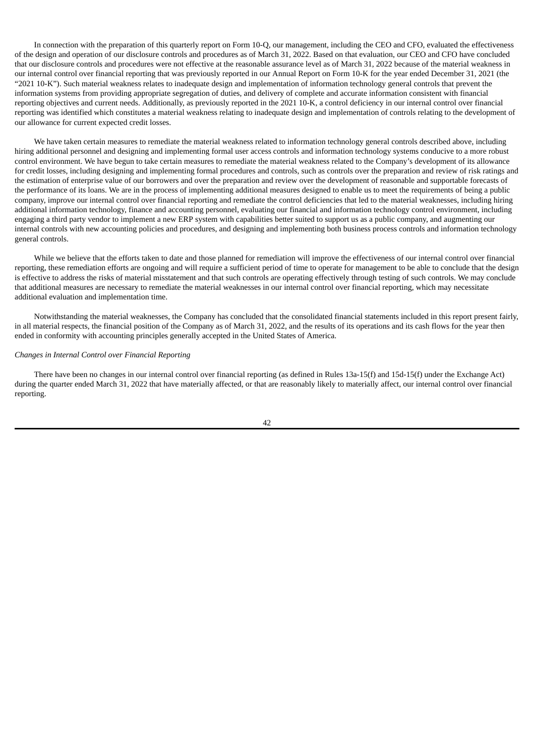In connection with the preparation of this quarterly report on Form 10-Q, our management, including the CEO and CFO, evaluated the effectiveness of the design and operation of our disclosure controls and procedures as of March 31, 2022. Based on that evaluation, our CEO and CFO have concluded that our disclosure controls and procedures were not effective at the reasonable assurance level as of March 31, 2022 because of the material weakness in our internal control over financial reporting that was previously reported in our Annual Report on Form 10-K for the year ended December 31, 2021 (the "2021 10-K"). Such material weakness relates to inadequate design and implementation of information technology general controls that prevent the information systems from providing appropriate segregation of duties, and delivery of complete and accurate information consistent with financial reporting objectives and current needs. Additionally, as previously reported in the 2021 10-K, a control deficiency in our internal control over financial reporting was identified which constitutes a material weakness relating to inadequate design and implementation of controls relating to the development of our allowance for current expected credit losses.

We have taken certain measures to remediate the material weakness related to information technology general controls described above, including hiring additional personnel and designing and implementing formal user access controls and information technology systems conducive to a more robust control environment. We have begun to take certain measures to remediate the material weakness related to the Company's development of its allowance for credit losses, including designing and implementing formal procedures and controls, such as controls over the preparation and review of risk ratings and the estimation of enterprise value of our borrowers and over the preparation and review over the development of reasonable and supportable forecasts of the performance of its loans. We are in the process of implementing additional measures designed to enable us to meet the requirements of being a public company, improve our internal control over financial reporting and remediate the control deficiencies that led to the material weaknesses, including hiring additional information technology, finance and accounting personnel, evaluating our financial and information technology control environment, including engaging a third party vendor to implement a new ERP system with capabilities better suited to support us as a public company, and augmenting our internal controls with new accounting policies and procedures, and designing and implementing both business process controls and information technology general controls.

While we believe that the efforts taken to date and those planned for remediation will improve the effectiveness of our internal control over financial reporting, these remediation efforts are ongoing and will require a sufficient period of time to operate for management to be able to conclude that the design is effective to address the risks of material misstatement and that such controls are operating effectively through testing of such controls. We may conclude that additional measures are necessary to remediate the material weaknesses in our internal control over financial reporting, which may necessitate additional evaluation and implementation time.

Notwithstanding the material weaknesses, the Company has concluded that the consolidated financial statements included in this report present fairly, in all material respects, the financial position of the Company as of March 31, 2022, and the results of its operations and its cash flows for the year then ended in conformity with accounting principles generally accepted in the United States of America.

*Changes in Internal Control over Financial Reporting*

There have been no changes in our internal control over financial reporting (as defined in Rules 13a-15(f) and 15d-15(f) under the Exchange Act) during the quarter ended March 31, 2022 that have materially affected, or that are reasonably likely to materially affect, our internal control over financial reporting.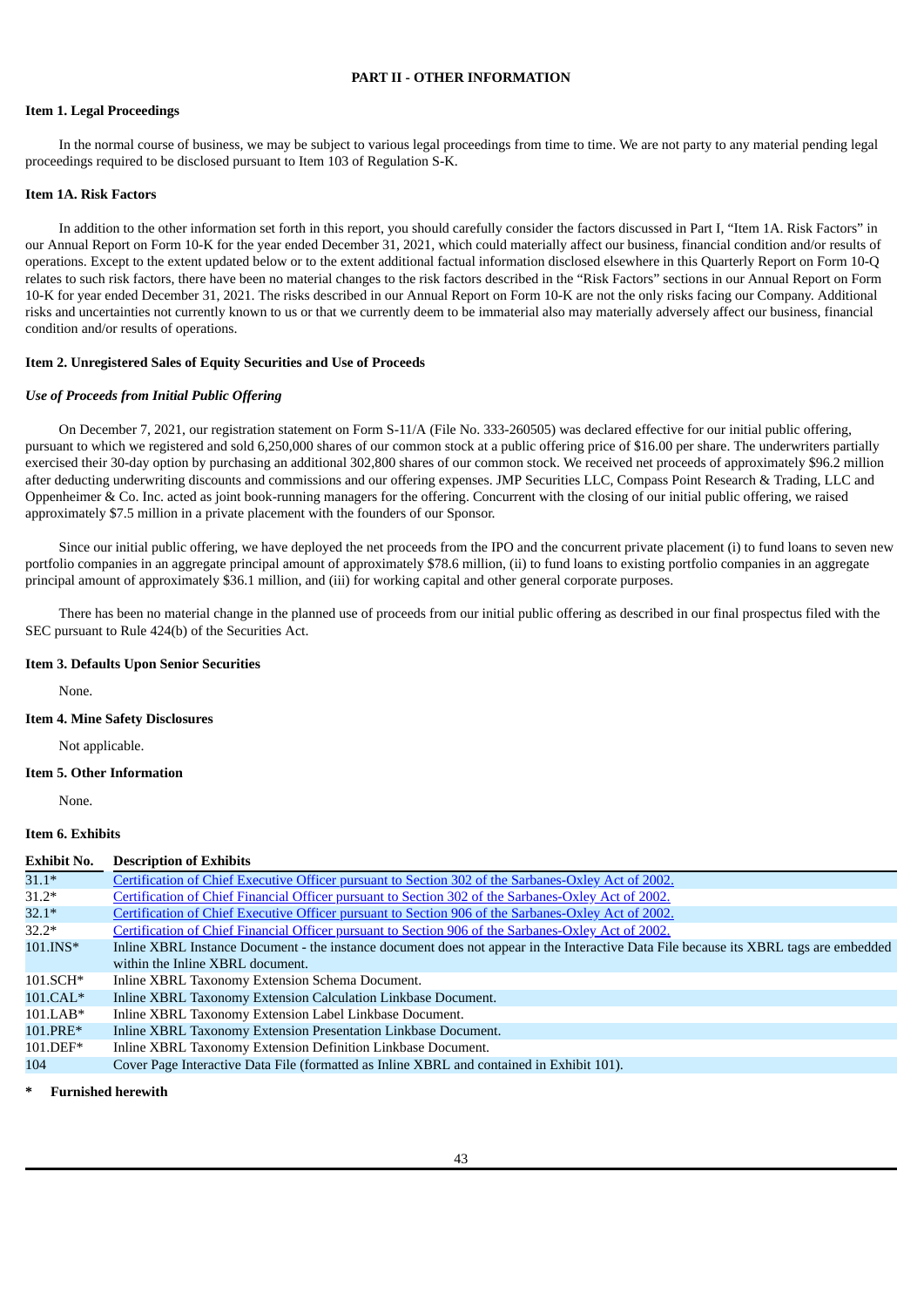# PART II - OTHER INFORMATION

## Item 1. Legal Proceedings

In the normal course of business, we may be subject to various legal proceedings from time to time. We are not party to any material pending legal proceedings required to be disclosed pursuant to Item 103 of Regulation S-K.

## Item 1A. Risk Factors

In addition to the other information set forth in this report, you should carefully consider the factors discussed in Part I, "Item 1A. Risk Factors" in our Annual Report on Form 10-K for the year ended December 31, 2021, which could materially affect our business, financial condition and/or results of operations. Except to the extent updated below or to the extent additional factual information disclosed elsewhere in this Quarterly Report on Form 10-Q relates to such risk factors, there have been no material changes to the risk factors described in the "Risk Factors" sections in our Annual Report on Form 10-K for year ended December 31, 2021. The risks described in our Annual Report on Form 10-K are not the only risks facing our Company. Additional risks and uncertainties not currently known to us or that we currently deem to be immaterial also may materially adversely affect our business, financial condition and/or results of operations.

## Item 2. Unregistered Sales of Equity Securities and Use of Proceeds

*Use of Proceeds from Initial Public Offering*

On December 7, 2021, our registration statement on Form S-11/A (File No. 333-260505) was declared effective for our initial public offering, pursuant to which we registered and sold 6,250,000 shares of our common stock at a public offering price of $16.00 per share. The underwriters partially exercised their 30-day option by purchasing an additional 302,800 shares of our common stock. We received net proceeds of approximately $96.2 million after deducting underwriting discounts and commissions and our offering expenses. JMP Securities LLC, Compass Point Research & Trading, LLC and Oppenheimer & Co. Inc. acted as joint book-running managers for the offering. Concurrent with the closing of our initial public offering, we raised approximately $7.5 million in a private placement with the founders of our Sponsor.

Since our initial public offering, we have deployed the net proceeds from the IPO and the concurrent private placement (i) to fund loans to seven new portfolio companies in an aggregate principal amount of approximately $78.6 million, (ii) to fund loans to existing portfolio companies in an aggregate principal amount of approximately $36.1 million, and (iii) for working capital and other general corporate purposes.

There has been no material change in the planned use of proceeds from our initial public offering as described in our final prospectus filed with the SEC pursuant to Rule 424(b) of the Securities Act.

## Item 3. Defaults Upon Senior Securities

None.

## Item 4. Mine Safety Disclosures

Not applicable.

## Item 5. Other Information

None.

## Item 6. Exhibits

| Exhibit No. | Description of Exhibits |
|---|---|
| 31.1* | Certification of Chief Executive Officer pursuant to Section 302 of the Sarbanes-Oxley Act of 2002. |
| 31.2* | Certification of Chief Financial Officer pursuant to Section 302 of the Sarbanes-Oxley Act of 2002. |
| 32.1* | Certification of Chief Executive Officer pursuant to Section 906 of the Sarbanes-Oxley Act of 2002. |
| 32.2* | Certification of Chief Financial Officer pursuant to Section 906 of the Sarbanes-Oxley Act of 2002. |
| 101.INS* | Inline XBRL Instance Document - the instance document does not appear in the Interactive Data File because its XBRL tags are embedded within the Inline XBRL document. |
| 101.SCH* | Inline XBRL Taxonomy Extension Schema Document. |
| 101.CAL* | Inline XBRL Taxonomy Extension Calculation Linkbase Document. |
| 101.LAB* | Inline XBRL Taxonomy Extension Label Linkbase Document. |
| 101.PRE* | Inline XBRL Taxonomy Extension Presentation Linkbase Document. |
| 101.DEF* | Inline XBRL Taxonomy Extension Definition Linkbase Document. |
| 104 | Cover Page Interactive Data File (formatted as Inline XBRL and contained in Exhibit 101). |

**\* Furnished herewith**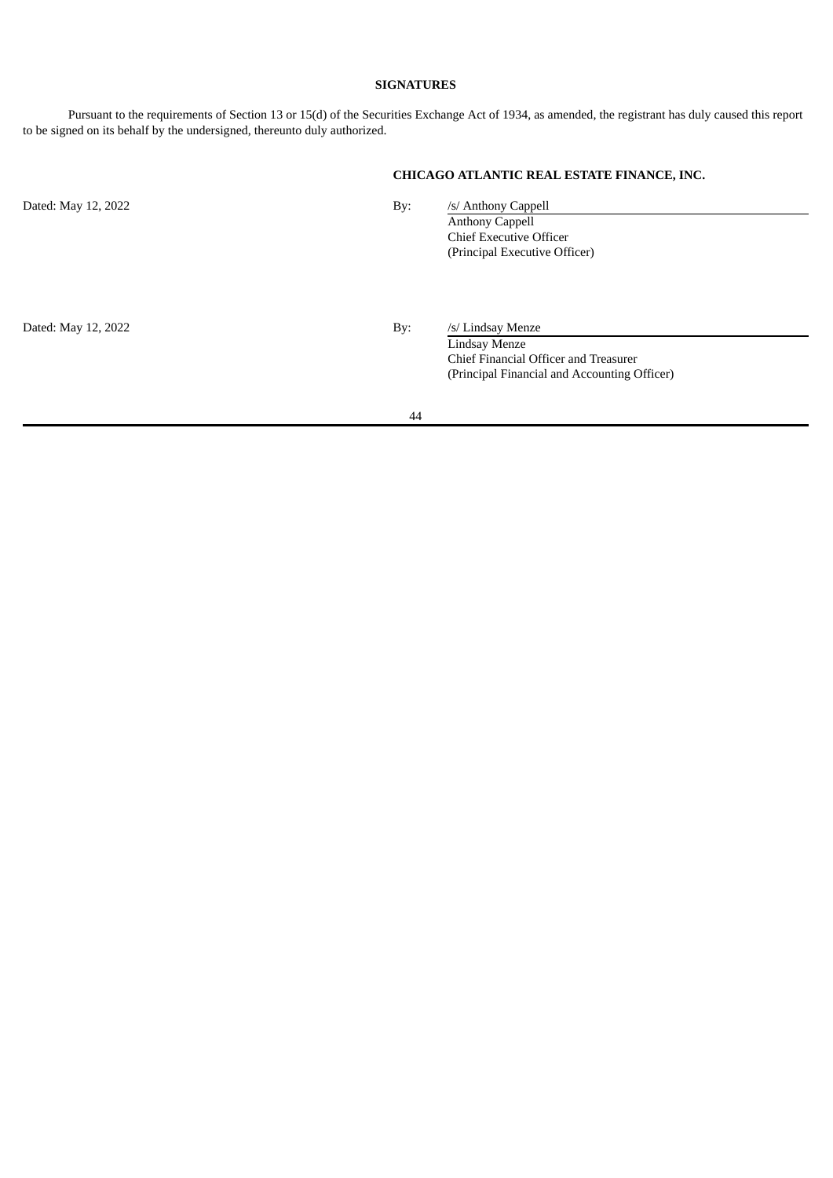**SIGNATURES**

Pursuant to the requirements of Section 13 or 15(d) of the Securities Exchange Act of 1934, as amended, the registrant has duly caused this report to be signed on its behalf by the undersigned, thereunto duly authorized.

**CHICAGO ATLANTIC REAL ESTATE FINANCE, INC.**

| | | |
|---|---|---|
| Dated: May 12, 2022 | By: | /s/ Anthony Cappell |
| | | Anthony Cappell |
| | | Chief Executive Officer |
| | | (Principal Executive Officer) |
| | | |
| Dated: May 12, 2022 | By: | /s/ Lindsay Menze |
| | | Lindsay Menze |
| | | Chief Financial Officer and Treasurer |
| | | (Principal Financial and Accounting Officer) |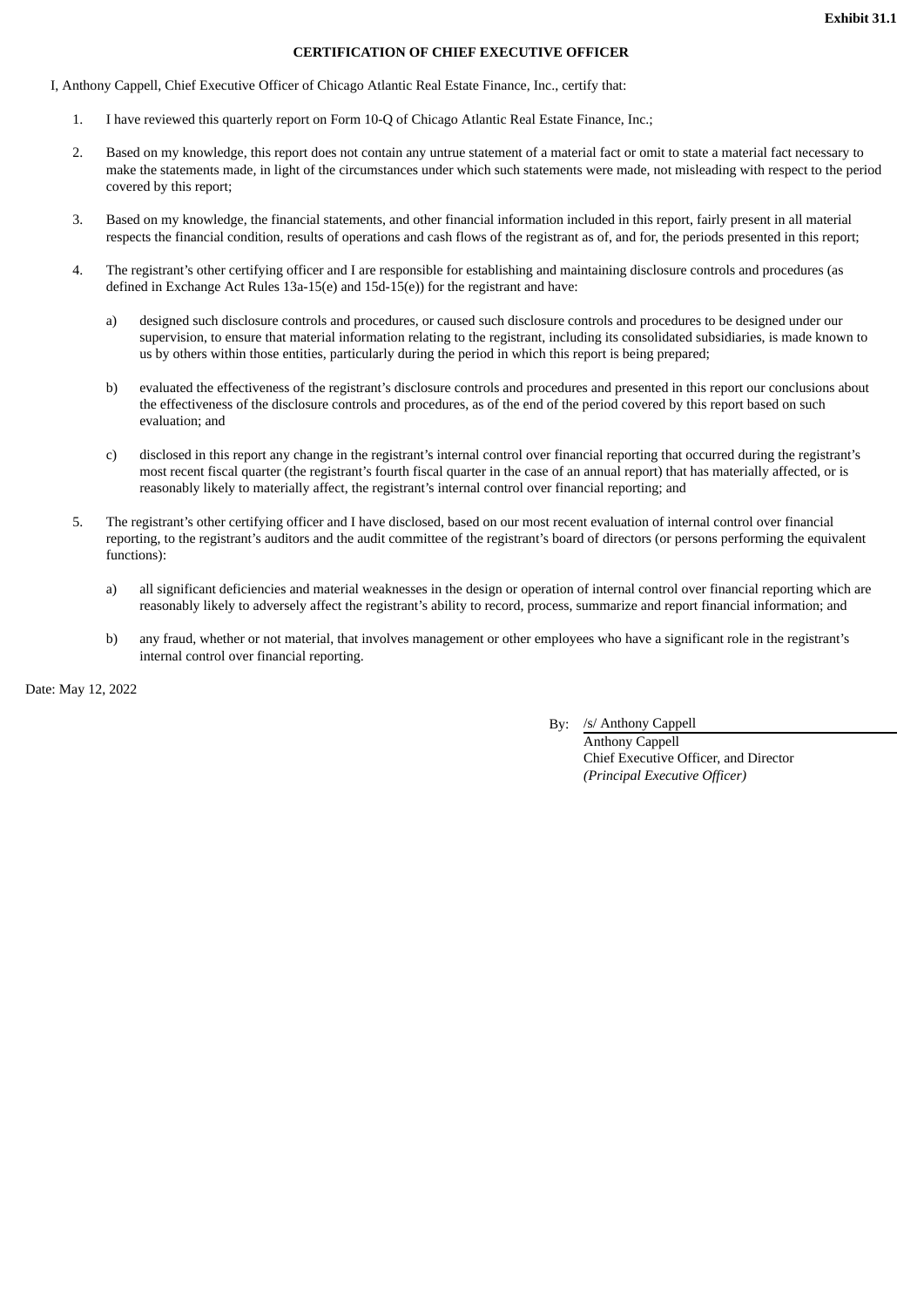**Exhibit 31.1**

**CERTIFICATION OF CHIEF EXECUTIVE OFFICER**

I, Anthony Cappell, Chief Executive Officer of Chicago Atlantic Real Estate Finance, Inc., certify that:

1. I have reviewed this quarterly report on Form 10-Q of Chicago Atlantic Real Estate Finance, Inc.;

2. Based on my knowledge, this report does not contain any untrue statement of a material fact or omit to state a material fact necessary to make the statements made, in light of the circumstances under which such statements were made, not misleading with respect to the period covered by this report;

3. Based on my knowledge, the financial statements, and other financial information included in this report, fairly present in all material respects the financial condition, results of operations and cash flows of the registrant as of, and for, the periods presented in this report;

4. The registrant's other certifying officer and I are responsible for establishing and maintaining disclosure controls and procedures (as defined in Exchange Act Rules 13a-15(e) and 15d-15(e)) for the registrant and have:

   a) designed such disclosure controls and procedures, or caused such disclosure controls and procedures to be designed under our supervision, to ensure that material information relating to the registrant, including its consolidated subsidiaries, is made known to us by others within those entities, particularly during the period in which this report is being prepared;

   b) evaluated the effectiveness of the registrant's disclosure controls and procedures and presented in this report our conclusions about the effectiveness of the disclosure controls and procedures, as of the end of the period covered by this report based on such evaluation; and

   c) disclosed in this report any change in the registrant's internal control over financial reporting that occurred during the registrant's most recent fiscal quarter (the registrant's fourth fiscal quarter in the case of an annual report) that has materially affected, or is reasonably likely to materially affect, the registrant's internal control over financial reporting; and

5. The registrant's other certifying officer and I have disclosed, based on our most recent evaluation of internal control over financial reporting, to the registrant's auditors and the audit committee of the registrant's board of directors (or persons performing the equivalent functions):

   a) all significant deficiencies and material weaknesses in the design or operation of internal control over financial reporting which are reasonably likely to adversely affect the registrant's ability to record, process, summarize and report financial information; and

   b) any fraud, whether or not material, that involves management or other employees who have a significant role in the registrant's internal control over financial reporting.

Date: May 12, 2022

By: /s/ Anthony Cappell
Anthony Cappell
Chief Executive Officer, and Director
*(Principal Executive Officer)*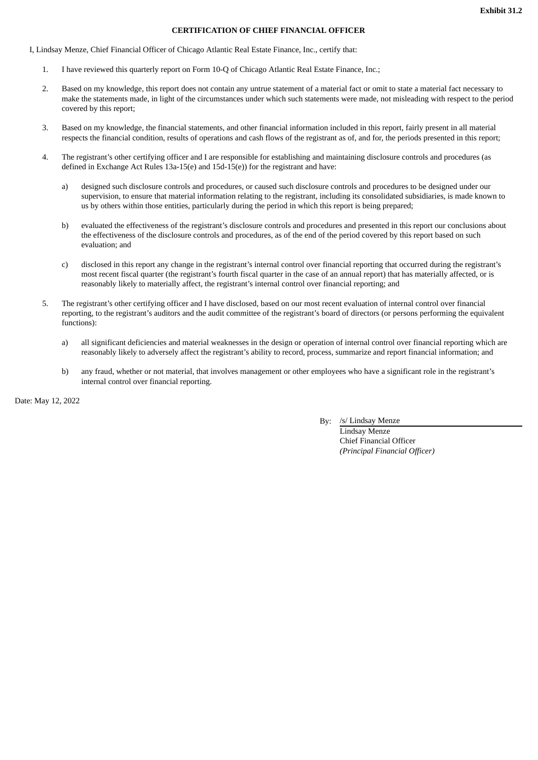**Exhibit 31.2**

**CERTIFICATION OF CHIEF FINANCIAL OFFICER**

I, Lindsay Menze, Chief Financial Officer of Chicago Atlantic Real Estate Finance, Inc., certify that:

1. I have reviewed this quarterly report on Form 10-Q of Chicago Atlantic Real Estate Finance, Inc.;

2. Based on my knowledge, this report does not contain any untrue statement of a material fact or omit to state a material fact necessary to make the statements made, in light of the circumstances under which such statements were made, not misleading with respect to the period covered by this report;

3. Based on my knowledge, the financial statements, and other financial information included in this report, fairly present in all material respects the financial condition, results of operations and cash flows of the registrant as of, and for, the periods presented in this report;

4. The registrant's other certifying officer and I are responsible for establishing and maintaining disclosure controls and procedures (as defined in Exchange Act Rules 13a-15(e) and 15d-15(e)) for the registrant and have:

   a) designed such disclosure controls and procedures, or caused such disclosure controls and procedures to be designed under our supervision, to ensure that material information relating to the registrant, including its consolidated subsidiaries, is made known to us by others within those entities, particularly during the period in which this report is being prepared;

   b) evaluated the effectiveness of the registrant's disclosure controls and procedures and presented in this report our conclusions about the effectiveness of the disclosure controls and procedures, as of the end of the period covered by this report based on such evaluation; and

   c) disclosed in this report any change in the registrant's internal control over financial reporting that occurred during the registrant's most recent fiscal quarter (the registrant's fourth fiscal quarter in the case of an annual report) that has materially affected, or is reasonably likely to materially affect, the registrant's internal control over financial reporting; and

5. The registrant's other certifying officer and I have disclosed, based on our most recent evaluation of internal control over financial reporting, to the registrant's auditors and the audit committee of the registrant's board of directors (or persons performing the equivalent functions):

   a) all significant deficiencies and material weaknesses in the design or operation of internal control over financial reporting which are reasonably likely to adversely affect the registrant's ability to record, process, summarize and report financial information; and

   b) any fraud, whether or not material, that involves management or other employees who have a significant role in the registrant's internal control over financial reporting.

Date: May 12, 2022

By: /s/ Lindsay Menze
Lindsay Menze
Chief Financial Officer
*(Principal Financial Officer)*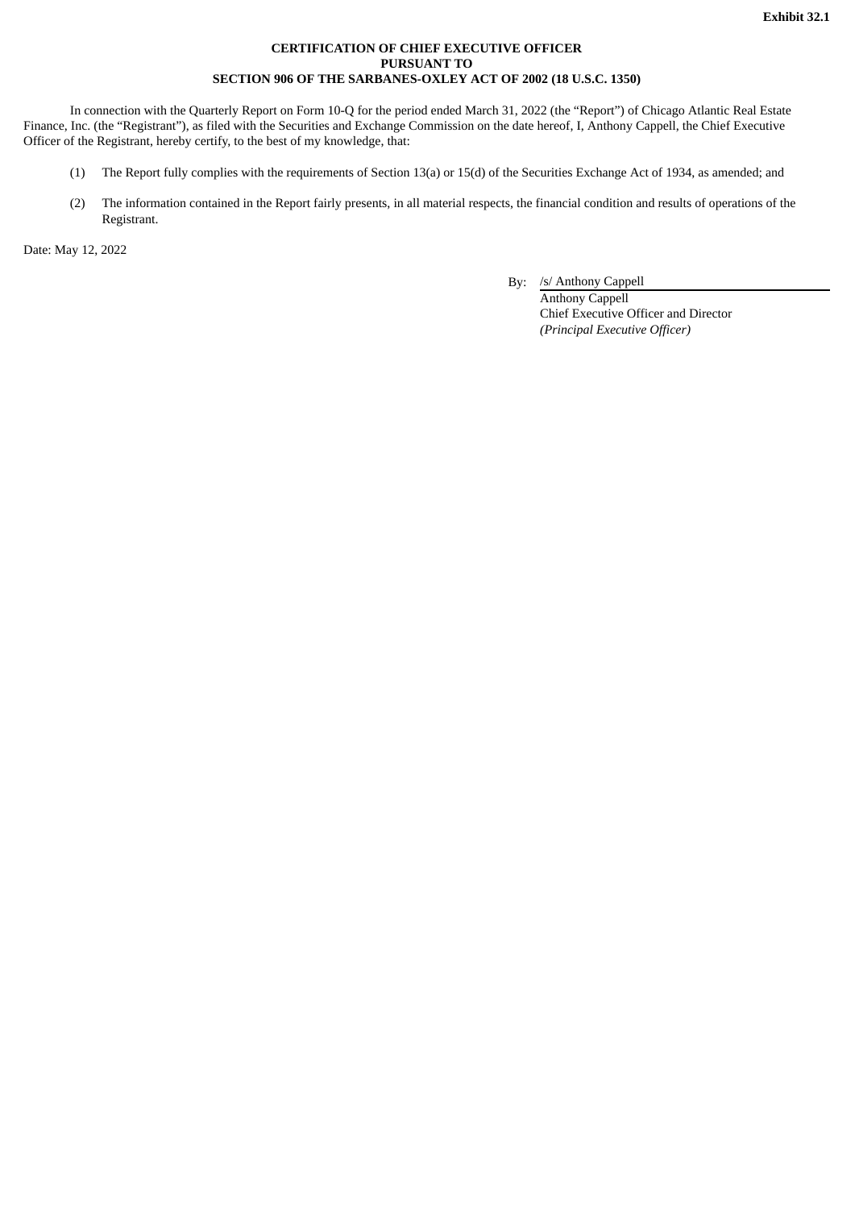**Exhibit 32.1**

**CERTIFICATION OF CHIEF EXECUTIVE OFFICER**
**PURSUANT TO**
**SECTION 906 OF THE SARBANES-OXLEY ACT OF 2002 (18 U.S.C. 1350)**

In connection with the Quarterly Report on Form 10-Q for the period ended March 31, 2022 (the "Report") of Chicago Atlantic Real Estate Finance, Inc. (the "Registrant"), as filed with the Securities and Exchange Commission on the date hereof, I, Anthony Cappell, the Chief Executive Officer of the Registrant, hereby certify, to the best of my knowledge, that:

(1) The Report fully complies with the requirements of Section 13(a) or 15(d) of the Securities Exchange Act of 1934, as amended; and

(2) The information contained in the Report fairly presents, in all material respects, the financial condition and results of operations of the Registrant.

Date: May 12, 2022

By: /s/ Anthony Cappell
Anthony Cappell
Chief Executive Officer and Director
*(Principal Executive Officer)*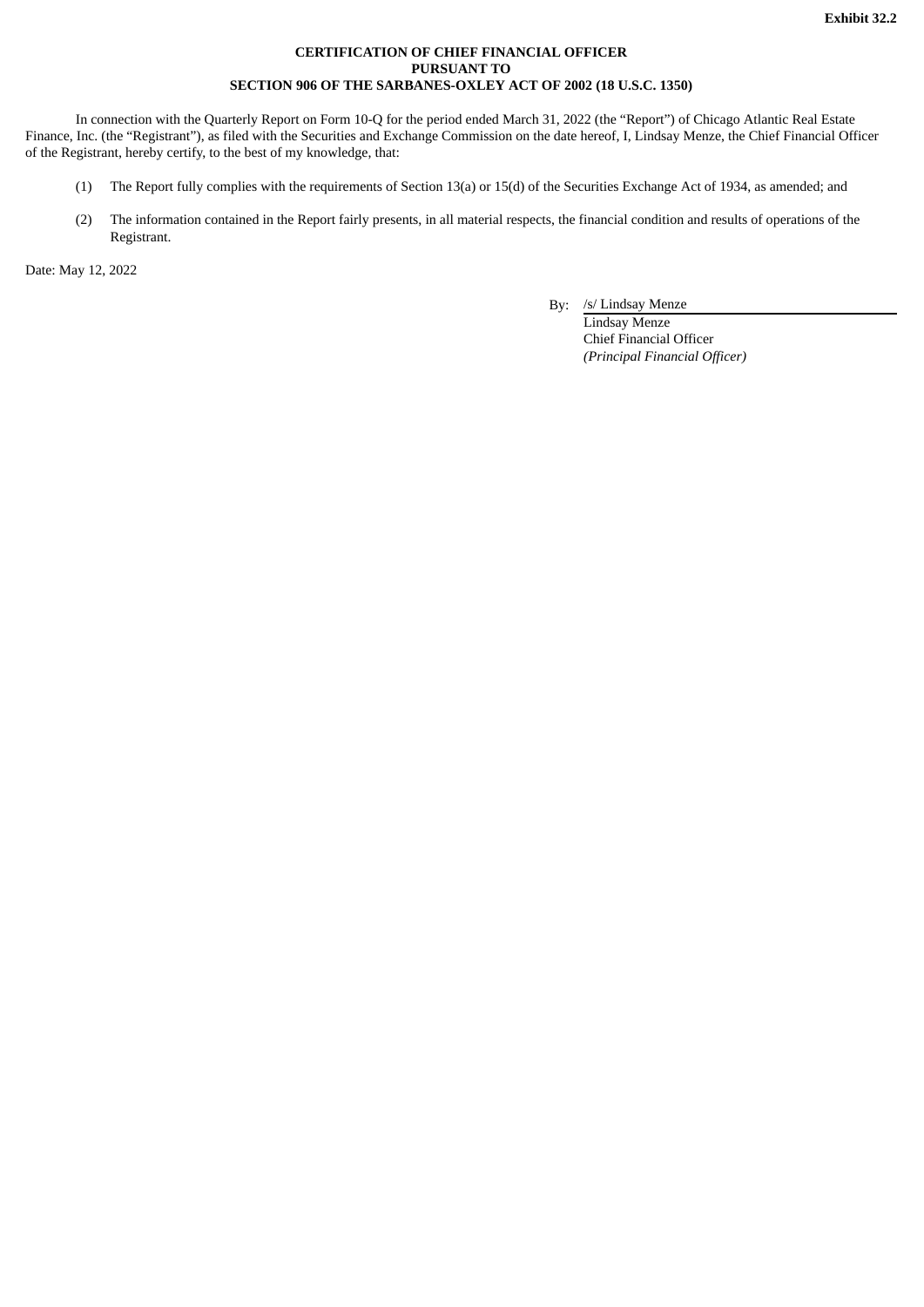**Exhibit 32.2**

**CERTIFICATION OF CHIEF FINANCIAL OFFICER**
**PURSUANT TO**
**SECTION 906 OF THE SARBANES-OXLEY ACT OF 2002 (18 U.S.C. 1350)**

In connection with the Quarterly Report on Form 10-Q for the period ended March 31, 2022 (the "Report") of Chicago Atlantic Real Estate Finance, Inc. (the "Registrant"), as filed with the Securities and Exchange Commission on the date hereof, I, Lindsay Menze, the Chief Financial Officer of the Registrant, hereby certify, to the best of my knowledge, that:

(1) The Report fully complies with the requirements of Section 13(a) or 15(d) of the Securities Exchange Act of 1934, as amended; and

(2) The information contained in the Report fairly presents, in all material respects, the financial condition and results of operations of the Registrant.

Date: May 12, 2022

By: /s/ Lindsay Menze
Lindsay Menze
Chief Financial Officer
*(Principal Financial Officer)*